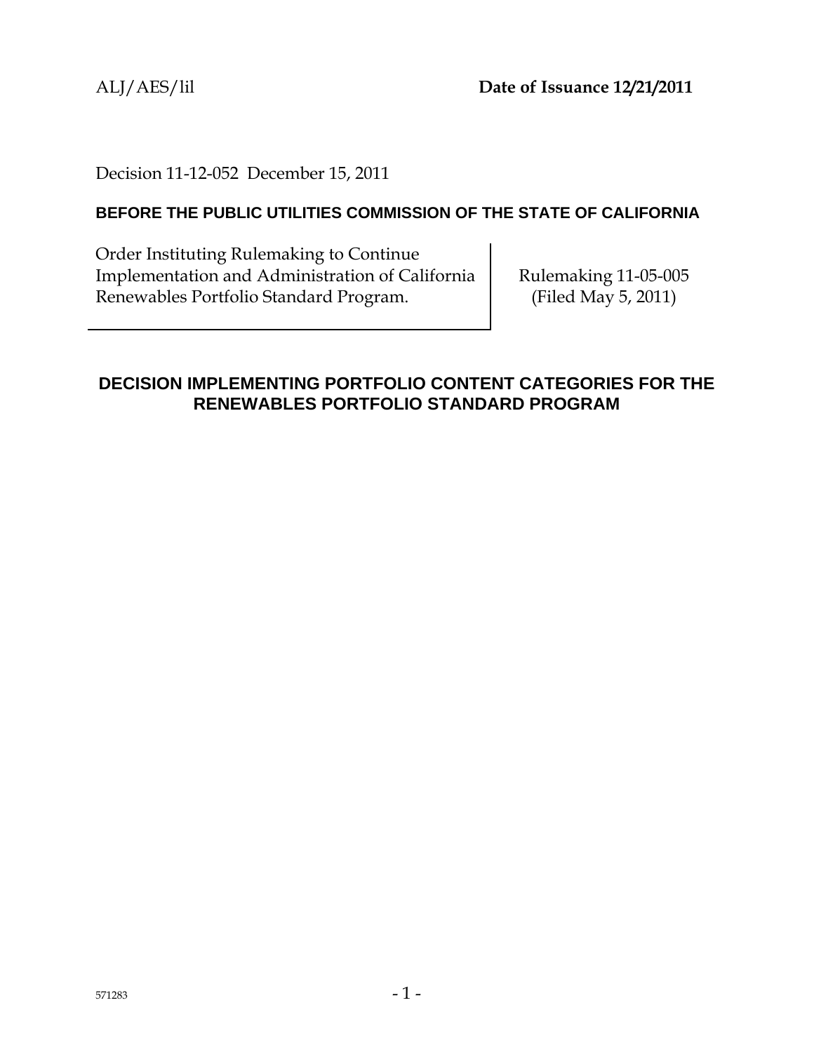ALJ/AES/lil **Date of Issuance 12/21/2011**

Decision 11-12-052 December 15, 2011

**BEFORE THE PUBLIC UTILITIES COMMISSION OF THE STATE OF CALIFORNIA**

| | |
|---|---|
| Order Instituting Rulemaking to Continue Implementation and Administration of California Renewables Portfolio Standard Program. | Rulemaking 11-05-005 (Filed May 5, 2011) |

## DECISION IMPLEMENTING PORTFOLIO CONTENT CATEGORIES FOR THE RENEWABLES PORTFOLIO STANDARD PROGRAM

571283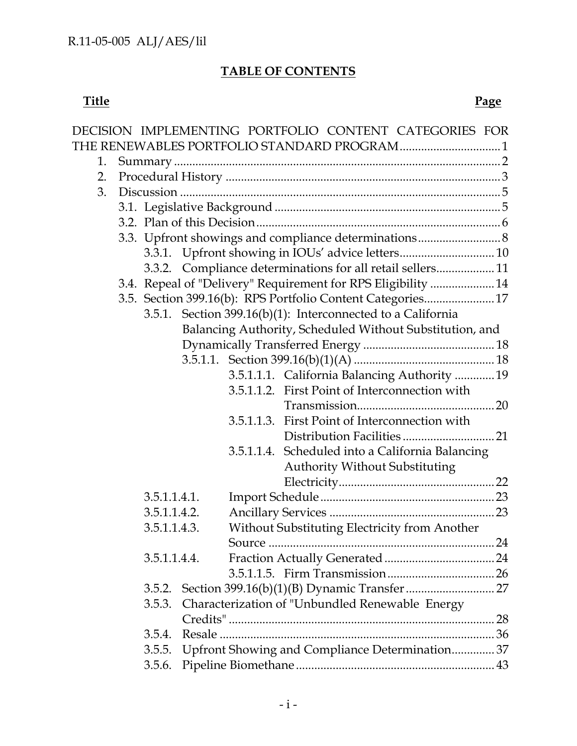## TABLE OF CONTENTS

**Title** **Page**

DECISION IMPLEMENTING PORTFOLIO CONTENT CATEGORIES FOR THE RENEWABLES PORTFOLIO STANDARD PROGRAM ................................ 1

1. Summary ........................................................................................ 2
2. Procedural History ......................................................................... 3
3. Discussion ....................................................................................... 5
   - 3.1. Legislative Background ......................................................... 5
   - 3.2. Plan of this Decision ............................................................... 6
   - 3.3. Upfront showings and compliance determinations ........................... 8
     - 3.3.1. Upfront showing in IOUs' advice letters ............................... 10
     - 3.3.2. Compliance determinations for all retail sellers .................. 11
   - 3.4. Repeal of "Delivery" Requirement for RPS Eligibility .................... 14
   - 3.5. Section 399.16(b): RPS Portfolio Content Categories ...................... 17
     - 3.5.1. Section 399.16(b)(1): Interconnected to a California Balancing Authority, Scheduled Without Substitution, and Dynamically Transferred Energy .......................................... 18
       - 3.5.1.1. Section 399.16(b)(1)(A) ............................................. 18
         - 3.5.1.1.1. California Balancing Authority ............ 19
         - 3.5.1.1.2. First Point of Interconnection with Transmission ............................................ 20
         - 3.5.1.1.3. First Point of Interconnection with Distribution Facilities ............................. 21
         - 3.5.1.1.4. Scheduled into a California Balancing Authority Without Substituting Electricity ................................................... 22
           - 3.5.1.1.4.1. Import Schedule ........................................................ 23
           - 3.5.1.1.4.2. Ancillary Services ...................................................... 23
           - 3.5.1.1.4.3. Without Substituting Electricity from Another Source ......................................................................... 24
           - 3.5.1.1.4.4. Fraction Actually Generated ................................... 24
         - 3.5.1.1.5. Firm Transmission .................................. 26
     - 3.5.2. Section 399.16(b)(1)(B) Dynamic Transfer ............................ 27
     - 3.5.3. Characterization of "Unbundled Renewable Energy Credits" ...................................................................................... 28
     - 3.5.4. Resale ......................................................................................... 36
     - 3.5.5. Upfront Showing and Compliance Determination .............. 37
     - 3.5.6. Pipeline Biomethane ................................................................ 43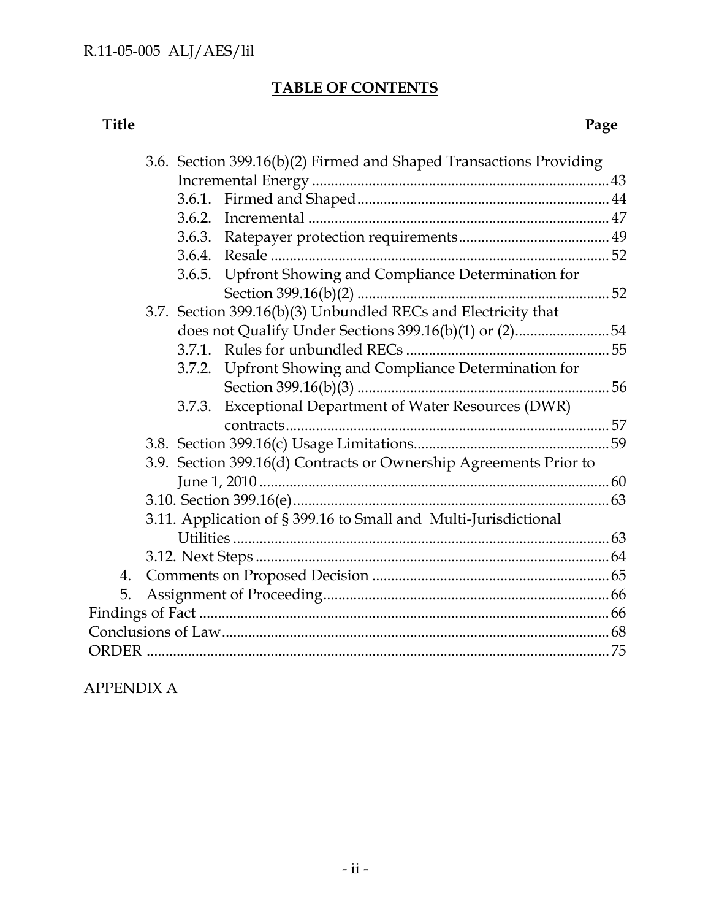## TABLE OF CONTENTS

| Title | Page |
| --- | --- |
| 3.6. Section 399.16(b)(2) Firmed and Shaped Transactions Providing Incremental Energy | 43 |
| 3.6.1. Firmed and Shaped | 44 |
| 3.6.2. Incremental | 47 |
| 3.6.3. Ratepayer protection requirements | 49 |
| 3.6.4. Resale | 52 |
| 3.6.5. Upfront Showing and Compliance Determination for Section 399.16(b)(2) | 52 |
| 3.7. Section 399.16(b)(3) Unbundled RECs and Electricity that does not Qualify Under Sections 399.16(b)(1) or (2) | 54 |
| 3.7.1. Rules for unbundled RECs | 55 |
| 3.7.2. Upfront Showing and Compliance Determination for Section 399.16(b)(3) | 56 |
| 3.7.3. Exceptional Department of Water Resources (DWR) contracts | 57 |
| 3.8. Section 399.16(c) Usage Limitations | 59 |
| 3.9. Section 399.16(d) Contracts or Ownership Agreements Prior to June 1, 2010 | 60 |
| 3.10. Section 399.16(e) | 63 |
| 3.11. Application of § 399.16 to Small and Multi-Jurisdictional Utilities | 63 |
| 3.12. Next Steps | 64 |
| 4. Comments on Proposed Decision | 65 |
| 5. Assignment of Proceeding | 66 |
| Findings of Fact | 66 |
| Conclusions of Law | 68 |
| ORDER | 75 |

APPENDIX A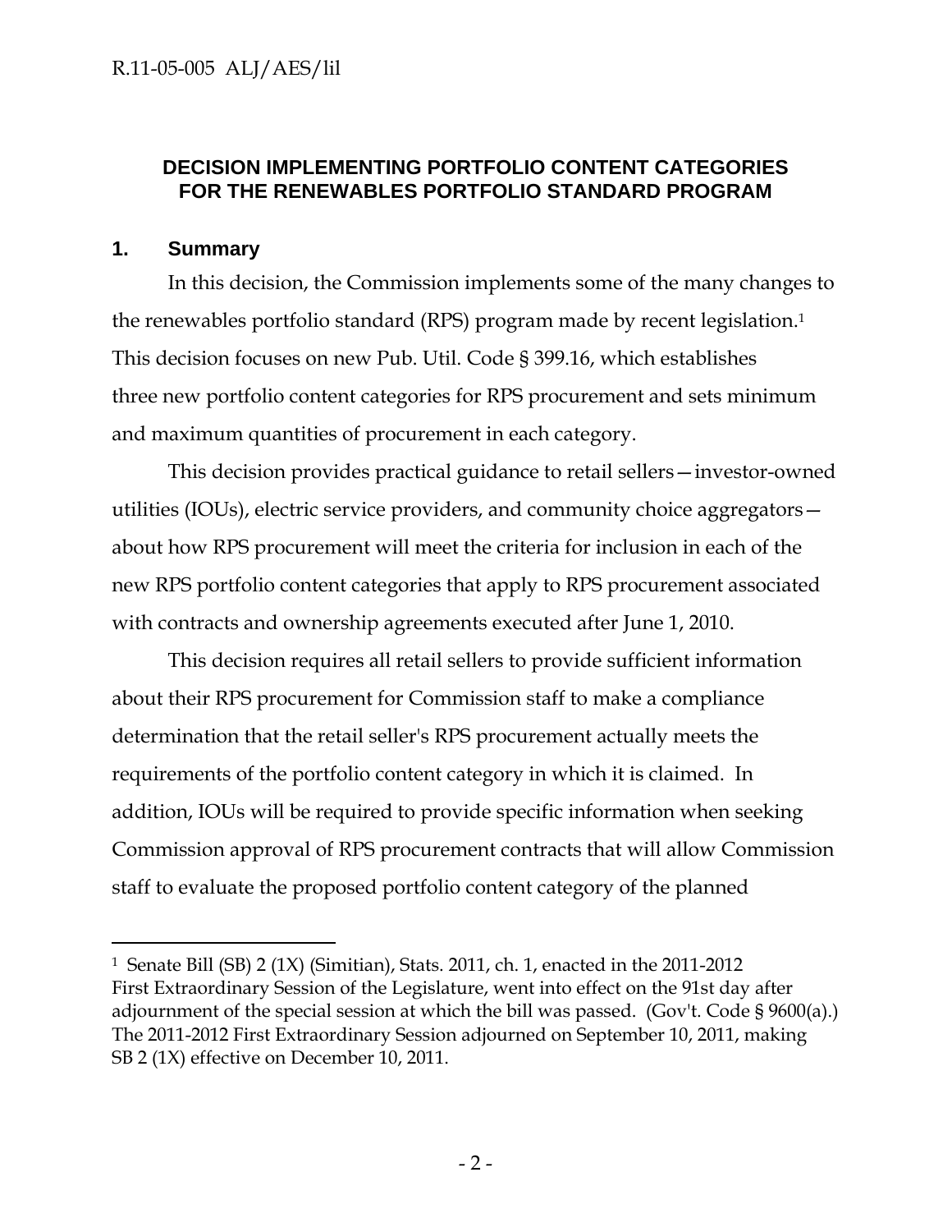## DECISION IMPLEMENTING PORTFOLIO CONTENT CATEGORIES FOR THE RENEWABLES PORTFOLIO STANDARD PROGRAM

### 1. Summary

In this decision, the Commission implements some of the many changes to the renewables portfolio standard (RPS) program made by recent legislation.[1] This decision focuses on new Pub. Util. Code § 399.16, which establishes three new portfolio content categories for RPS procurement and sets minimum and maximum quantities of procurement in each category.

This decision provides practical guidance to retail sellers—investor-owned utilities (IOUs), electric service providers, and community choice aggregators—about how RPS procurement will meet the criteria for inclusion in each of the new RPS portfolio content categories that apply to RPS procurement associated with contracts and ownership agreements executed after June 1, 2010.

This decision requires all retail sellers to provide sufficient information about their RPS procurement for Commission staff to make a compliance determination that the retail seller's RPS procurement actually meets the requirements of the portfolio content category in which it is claimed. In addition, IOUs will be required to provide specific information when seeking Commission approval of RPS procurement contracts that will allow Commission staff to evaluate the proposed portfolio content category of the planned

---

[1] Senate Bill (SB) 2 (1X) (Simitian), Stats. 2011, ch. 1, enacted in the 2011-2012 First Extraordinary Session of the Legislature, went into effect on the 91st day after adjournment of the special session at which the bill was passed. (Gov't. Code § 9600(a).) The 2011-2012 First Extraordinary Session adjourned on September 10, 2011, making SB 2 (1X) effective on December 10, 2011.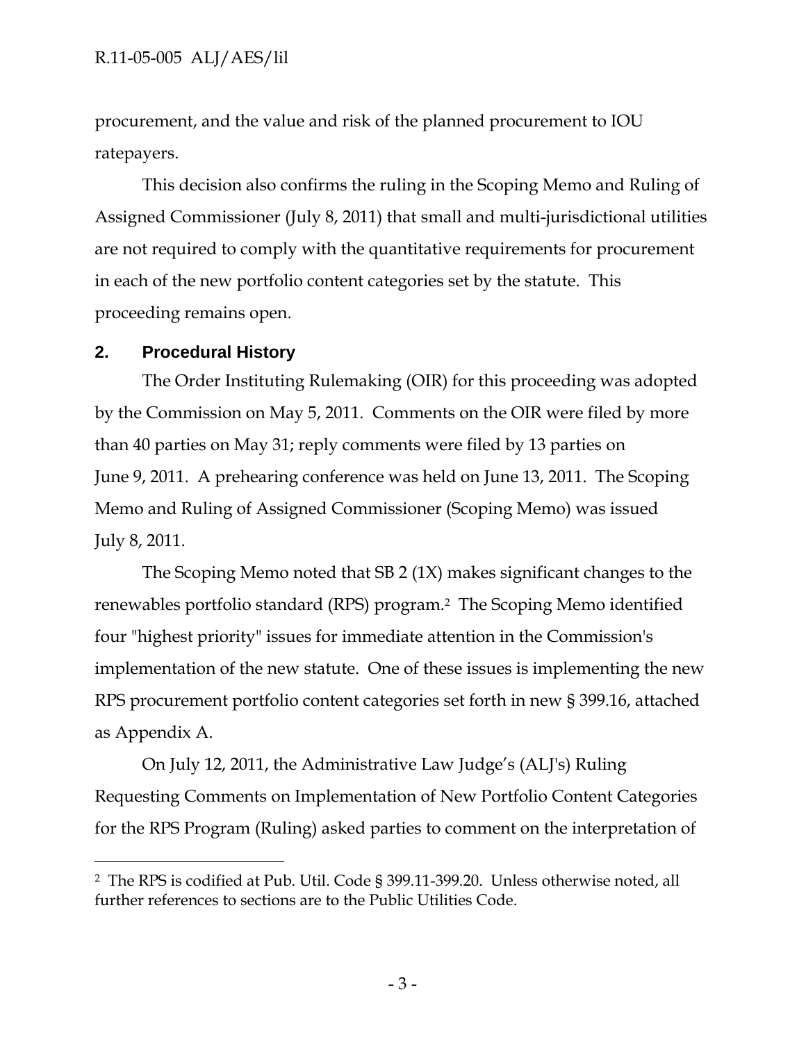procurement, and the value and risk of the planned procurement to IOU ratepayers.

This decision also confirms the ruling in the Scoping Memo and Ruling of Assigned Commissioner (July 8, 2011) that small and multi-jurisdictional utilities are not required to comply with the quantitative requirements for procurement in each of the new portfolio content categories set by the statute. This proceeding remains open.

## 2. Procedural History

The Order Instituting Rulemaking (OIR) for this proceeding was adopted by the Commission on May 5, 2011. Comments on the OIR were filed by more than 40 parties on May 31; reply comments were filed by 13 parties on June 9, 2011. A prehearing conference was held on June 13, 2011. The Scoping Memo and Ruling of Assigned Commissioner (Scoping Memo) was issued July 8, 2011.

The Scoping Memo noted that SB 2 (1X) makes significant changes to the renewables portfolio standard (RPS) program.[2] The Scoping Memo identified four "highest priority" issues for immediate attention in the Commission's implementation of the new statute. One of these issues is implementing the new RPS procurement portfolio content categories set forth in new § 399.16, attached as Appendix A.

On July 12, 2011, the Administrative Law Judge's (ALJ's) Ruling Requesting Comments on Implementation of New Portfolio Content Categories for the RPS Program (Ruling) asked parties to comment on the interpretation of

---

[2] The RPS is codified at Pub. Util. Code § 399.11-399.20. Unless otherwise noted, all further references to sections are to the Public Utilities Code.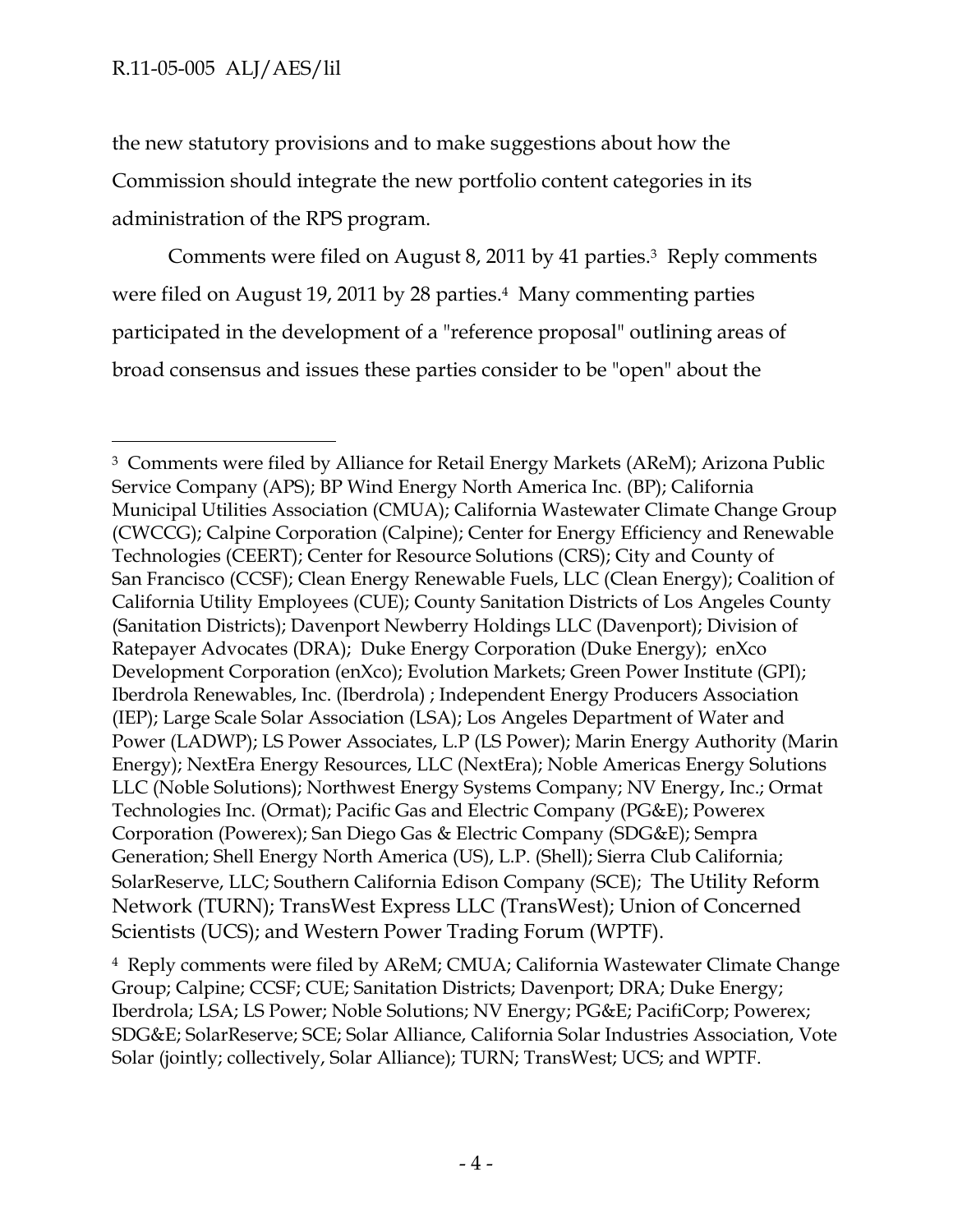the new statutory provisions and to make suggestions about how the Commission should integrate the new portfolio content categories in its administration of the RPS program.

Comments were filed on August 8, 2011 by 41 parties.[3] Reply comments were filed on August 19, 2011 by 28 parties.[4] Many commenting parties participated in the development of a "reference proposal" outlining areas of broad consensus and issues these parties consider to be "open" about the

---

[3] Comments were filed by Alliance for Retail Energy Markets (AReM); Arizona Public Service Company (APS); BP Wind Energy North America Inc. (BP); California Municipal Utilities Association (CMUA); California Wastewater Climate Change Group (CWCCG); Calpine Corporation (Calpine); Center for Energy Efficiency and Renewable Technologies (CEERT); Center for Resource Solutions (CRS); City and County of San Francisco (CCSF); Clean Energy Renewable Fuels, LLC (Clean Energy); Coalition of California Utility Employees (CUE); County Sanitation Districts of Los Angeles County (Sanitation Districts); Davenport Newberry Holdings LLC (Davenport); Division of Ratepayer Advocates (DRA); Duke Energy Corporation (Duke Energy); enXco Development Corporation (enXco); Evolution Markets; Green Power Institute (GPI); Iberdrola Renewables, Inc. (Iberdrola) ; Independent Energy Producers Association (IEP); Large Scale Solar Association (LSA); Los Angeles Department of Water and Power (LADWP); LS Power Associates, L.P (LS Power); Marin Energy Authority (Marin Energy); NextEra Energy Resources, LLC (NextEra); Noble Americas Energy Solutions LLC (Noble Solutions); Northwest Energy Systems Company; NV Energy, Inc.; Ormat Technologies Inc. (Ormat); Pacific Gas and Electric Company (PG&E); Powerex Corporation (Powerex); San Diego Gas & Electric Company (SDG&E); Sempra Generation; Shell Energy North America (US), L.P. (Shell); Sierra Club California; SolarReserve, LLC; Southern California Edison Company (SCE); The Utility Reform Network (TURN); TransWest Express LLC (TransWest); Union of Concerned Scientists (UCS); and Western Power Trading Forum (WPTF).

[4] Reply comments were filed by AReM; CMUA; California Wastewater Climate Change Group; Calpine; CCSF; CUE; Sanitation Districts; Davenport; DRA; Duke Energy; Iberdrola; LSA; LS Power; Noble Solutions; NV Energy; PG&E; PacifiCorp; Powerex; SDG&E; SolarReserve; SCE; Solar Alliance, California Solar Industries Association, Vote Solar (jointly; collectively, Solar Alliance); TURN; TransWest; UCS; and WPTF.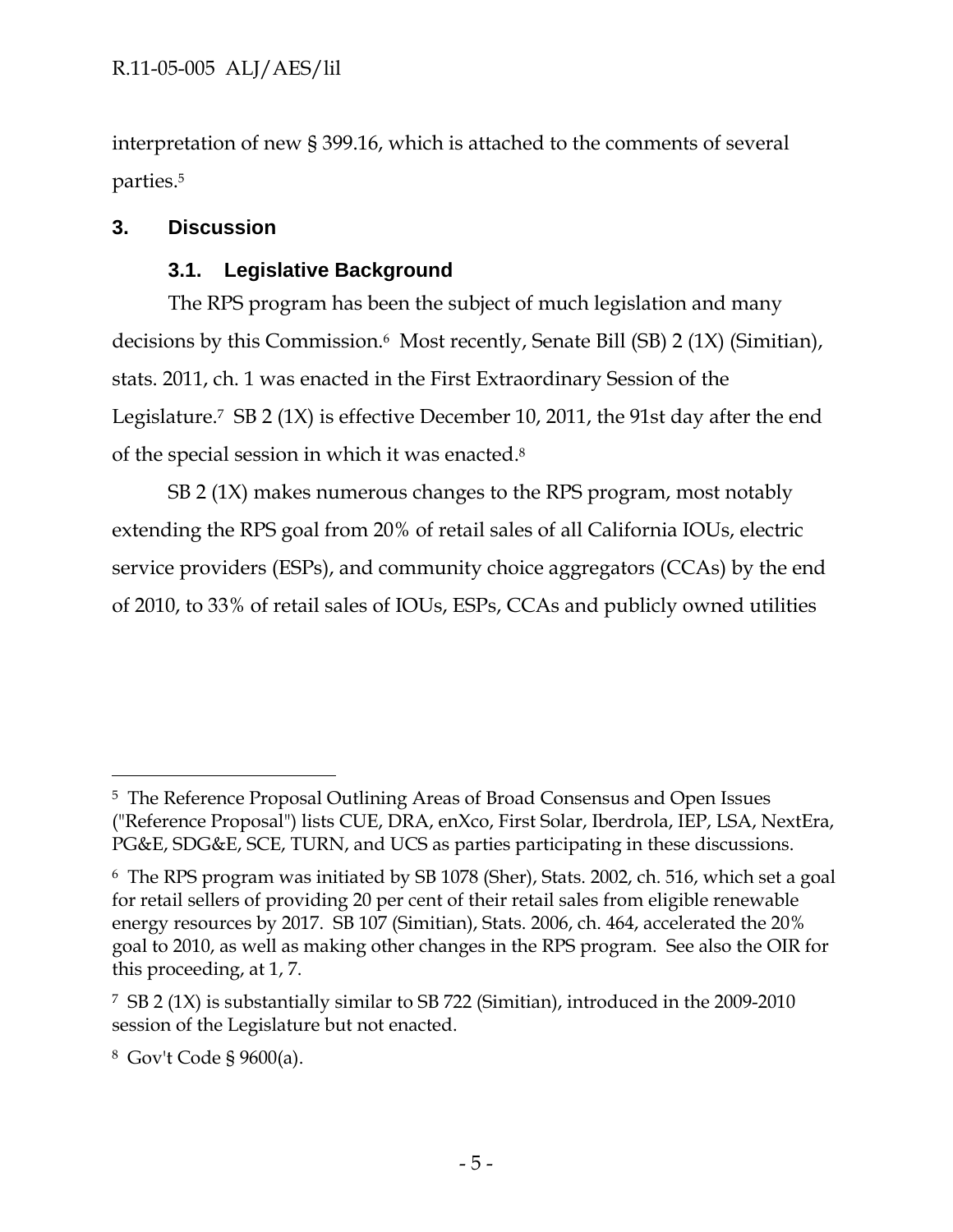interpretation of new § 399.16, which is attached to the comments of several parties.[5]

## 3. Discussion

### 3.1. Legislative Background

The RPS program has been the subject of much legislation and many decisions by this Commission.[6] Most recently, Senate Bill (SB) 2 (1X) (Simitian), stats. 2011, ch. 1 was enacted in the First Extraordinary Session of the Legislature.[7] SB 2 (1X) is effective December 10, 2011, the 91st day after the end of the special session in which it was enacted.[8]

SB 2 (1X) makes numerous changes to the RPS program, most notably extending the RPS goal from 20% of retail sales of all California IOUs, electric service providers (ESPs), and community choice aggregators (CCAs) by the end of 2010, to 33% of retail sales of IOUs, ESPs, CCAs and publicly owned utilities

---

[5] The Reference Proposal Outlining Areas of Broad Consensus and Open Issues ("Reference Proposal") lists CUE, DRA, enXco, First Solar, Iberdrola, IEP, LSA, NextEra, PG&E, SDG&E, SCE, TURN, and UCS as parties participating in these discussions.

[6] The RPS program was initiated by SB 1078 (Sher), Stats. 2002, ch. 516, which set a goal for retail sellers of providing 20 per cent of their retail sales from eligible renewable energy resources by 2017. SB 107 (Simitian), Stats. 2006, ch. 464, accelerated the 20% goal to 2010, as well as making other changes in the RPS program. See also the OIR for this proceeding, at 1, 7.

[7] SB 2 (1X) is substantially similar to SB 722 (Simitian), introduced in the 2009-2010 session of the Legislature but not enacted.

[8] Gov't Code § 9600(a).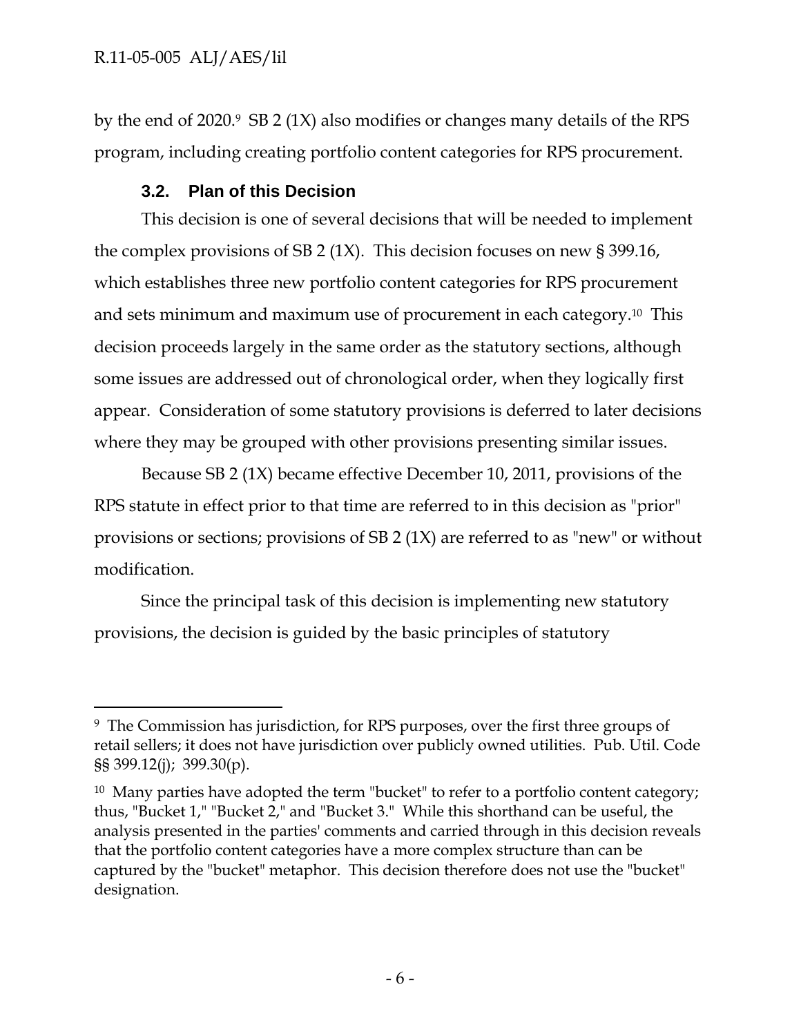by the end of 2020.[9] SB 2 (1X) also modifies or changes many details of the RPS program, including creating portfolio content categories for RPS procurement.

### 3.2. Plan of this Decision

This decision is one of several decisions that will be needed to implement the complex provisions of SB 2 (1X). This decision focuses on new § 399.16, which establishes three new portfolio content categories for RPS procurement and sets minimum and maximum use of procurement in each category.[10] This decision proceeds largely in the same order as the statutory sections, although some issues are addressed out of chronological order, when they logically first appear. Consideration of some statutory provisions is deferred to later decisions where they may be grouped with other provisions presenting similar issues.

Because SB 2 (1X) became effective December 10, 2011, provisions of the RPS statute in effect prior to that time are referred to in this decision as "prior" provisions or sections; provisions of SB 2 (1X) are referred to as "new" or without modification.

Since the principal task of this decision is implementing new statutory provisions, the decision is guided by the basic principles of statutory

---

[9] The Commission has jurisdiction, for RPS purposes, over the first three groups of retail sellers; it does not have jurisdiction over publicly owned utilities. Pub. Util. Code §§ 399.12(j); 399.30(p).

[10] Many parties have adopted the term "bucket" to refer to a portfolio content category; thus, "Bucket 1," "Bucket 2," and "Bucket 3." While this shorthand can be useful, the analysis presented in the parties' comments and carried through in this decision reveals that the portfolio content categories have a more complex structure than can be captured by the "bucket" metaphor. This decision therefore does not use the "bucket" designation.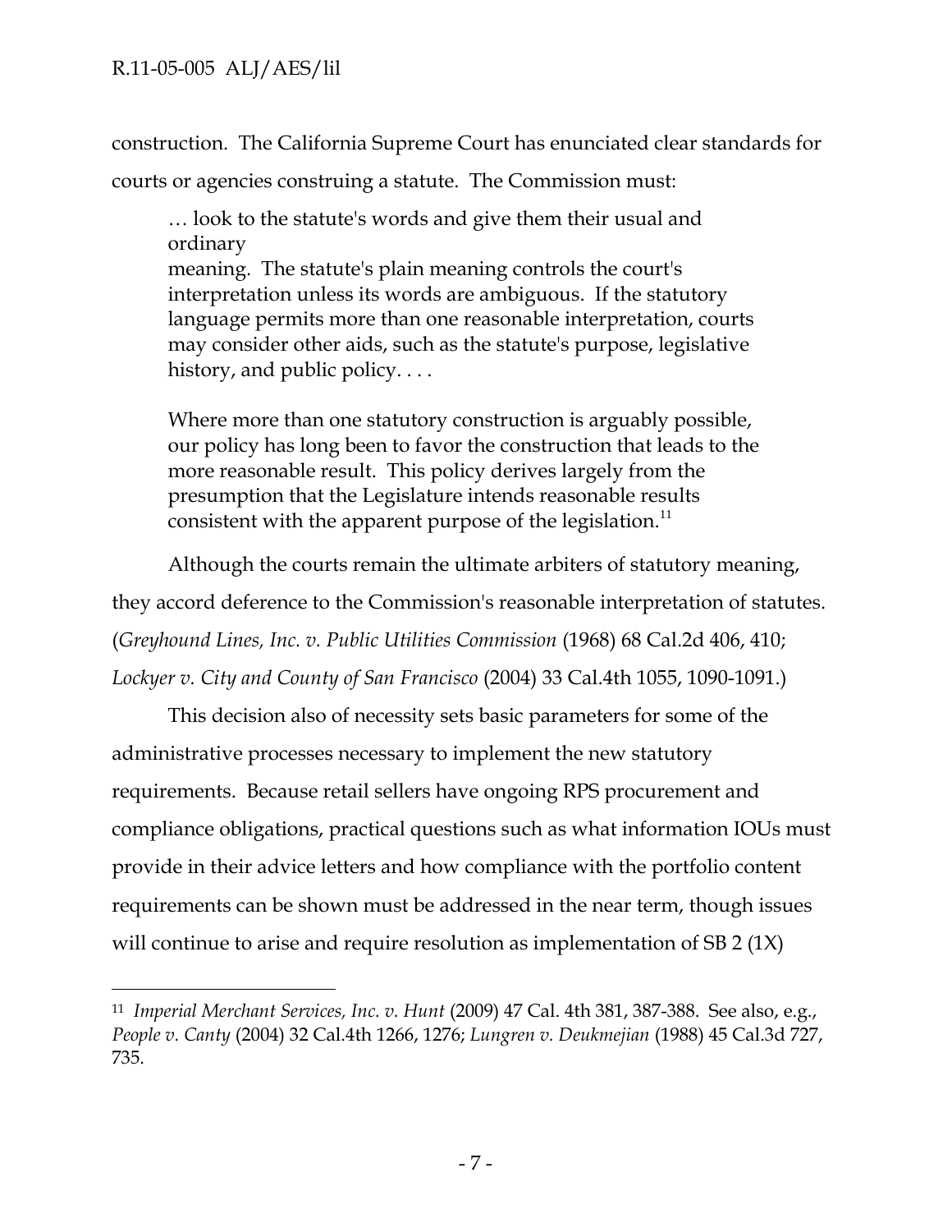construction. The California Supreme Court has enunciated clear standards for courts or agencies construing a statute. The Commission must:

> … look to the statute's words and give them their usual and ordinary meaning. The statute's plain meaning controls the court's interpretation unless its words are ambiguous. If the statutory language permits more than one reasonable interpretation, courts may consider other aids, such as the statute's purpose, legislative history, and public policy. . . .
>
> Where more than one statutory construction is arguably possible, our policy has long been to favor the construction that leads to the more reasonable result. This policy derives largely from the presumption that the Legislature intends reasonable results consistent with the apparent purpose of the legislation.[11]

Although the courts remain the ultimate arbiters of statutory meaning, they accord deference to the Commission's reasonable interpretation of statutes. (*Greyhound Lines, Inc. v. Public Utilities Commission* (1968) 68 Cal.2d 406, 410; *Lockyer v. City and County of San Francisco* (2004) 33 Cal.4th 1055, 1090-1091.)

This decision also of necessity sets basic parameters for some of the administrative processes necessary to implement the new statutory requirements. Because retail sellers have ongoing RPS procurement and compliance obligations, practical questions such as what information IOUs must provide in their advice letters and how compliance with the portfolio content requirements can be shown must be addressed in the near term, though issues will continue to arise and require resolution as implementation of SB 2 (1X)

---

[11] *Imperial Merchant Services, Inc. v. Hunt* (2009) 47 Cal. 4th 381, 387-388. See also, e.g., *People v. Canty* (2004) 32 Cal.4th 1266, 1276; *Lungren v. Deukmejian* (1988) 45 Cal.3d 727, 735.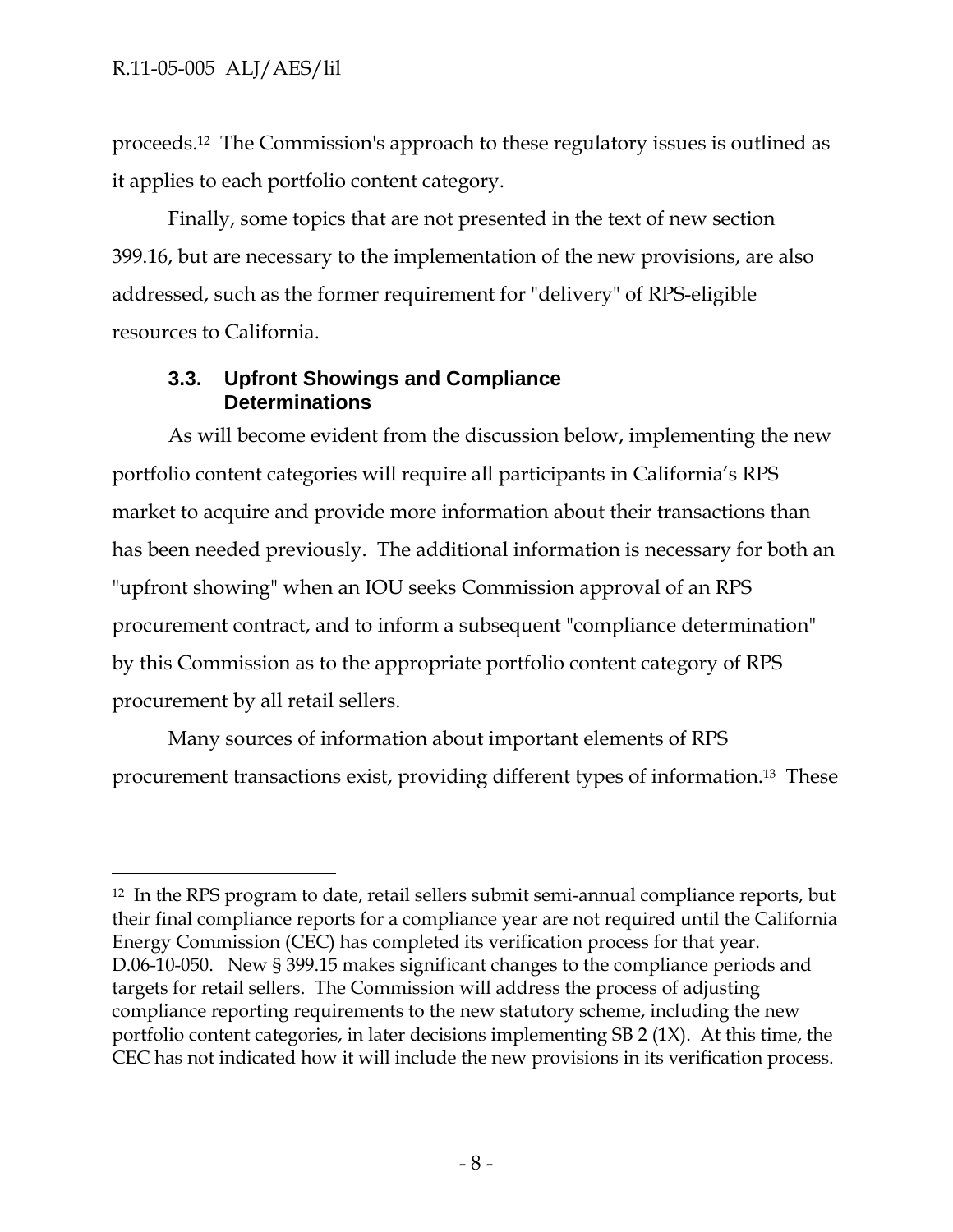proceeds.[12] The Commission's approach to these regulatory issues is outlined as it applies to each portfolio content category.

Finally, some topics that are not presented in the text of new section 399.16, but are necessary to the implementation of the new provisions, are also addressed, such as the former requirement for "delivery" of RPS-eligible resources to California.

### 3.3. Upfront Showings and Compliance Determinations

As will become evident from the discussion below, implementing the new portfolio content categories will require all participants in California's RPS market to acquire and provide more information about their transactions than has been needed previously. The additional information is necessary for both an "upfront showing" when an IOU seeks Commission approval of an RPS procurement contract, and to inform a subsequent "compliance determination" by this Commission as to the appropriate portfolio content category of RPS procurement by all retail sellers.

Many sources of information about important elements of RPS procurement transactions exist, providing different types of information.[13] These

---

[12] In the RPS program to date, retail sellers submit semi-annual compliance reports, but their final compliance reports for a compliance year are not required until the California Energy Commission (CEC) has completed its verification process for that year. D.06-10-050. New § 399.15 makes significant changes to the compliance periods and targets for retail sellers. The Commission will address the process of adjusting compliance reporting requirements to the new statutory scheme, including the new portfolio content categories, in later decisions implementing SB 2 (1X). At this time, the CEC has not indicated how it will include the new provisions in its verification process.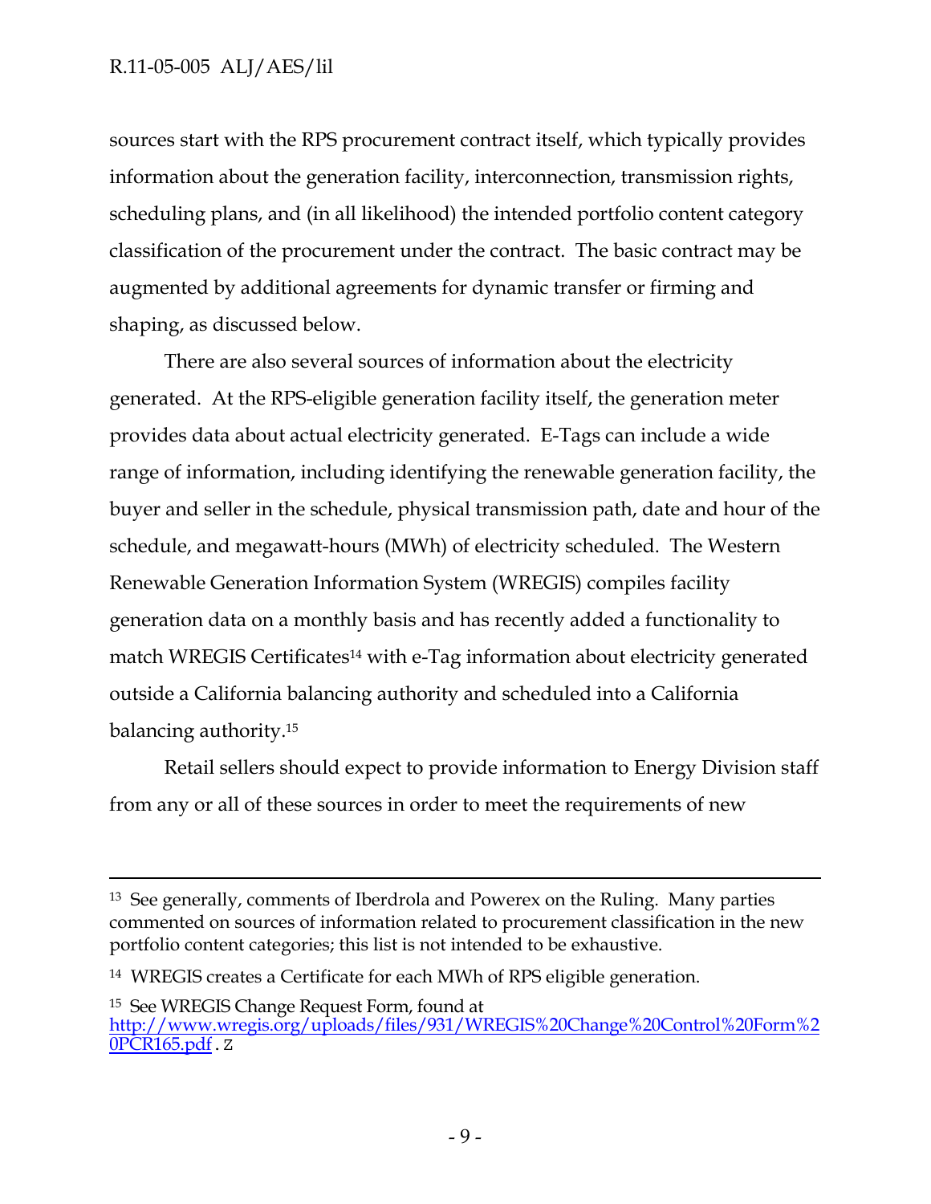sources start with the RPS procurement contract itself, which typically provides information about the generation facility, interconnection, transmission rights, scheduling plans, and (in all likelihood) the intended portfolio content category classification of the procurement under the contract. The basic contract may be augmented by additional agreements for dynamic transfer or firming and shaping, as discussed below.

There are also several sources of information about the electricity generated. At the RPS-eligible generation facility itself, the generation meter provides data about actual electricity generated. E-Tags can include a wide range of information, including identifying the renewable generation facility, the buyer and seller in the schedule, physical transmission path, date and hour of the schedule, and megawatt-hours (MWh) of electricity scheduled. The Western Renewable Generation Information System (WREGIS) compiles facility generation data on a monthly basis and has recently added a functionality to match WREGIS Certificates[14] with e-Tag information about electricity generated outside a California balancing authority and scheduled into a California balancing authority.[15]

Retail sellers should expect to provide information to Energy Division staff from any or all of these sources in order to meet the requirements of new

---

[13] See generally, comments of Iberdrola and Powerex on the Ruling. Many parties commented on sources of information related to procurement classification in the new portfolio content categories; this list is not intended to be exhaustive.

[14] WREGIS creates a Certificate for each MWh of RPS eligible generation.

[15] See WREGIS Change Request Form, found at http://www.wregis.org/uploads/files/931/WREGIS%20Change%20Control%20Form%20PCR165.pdf. Z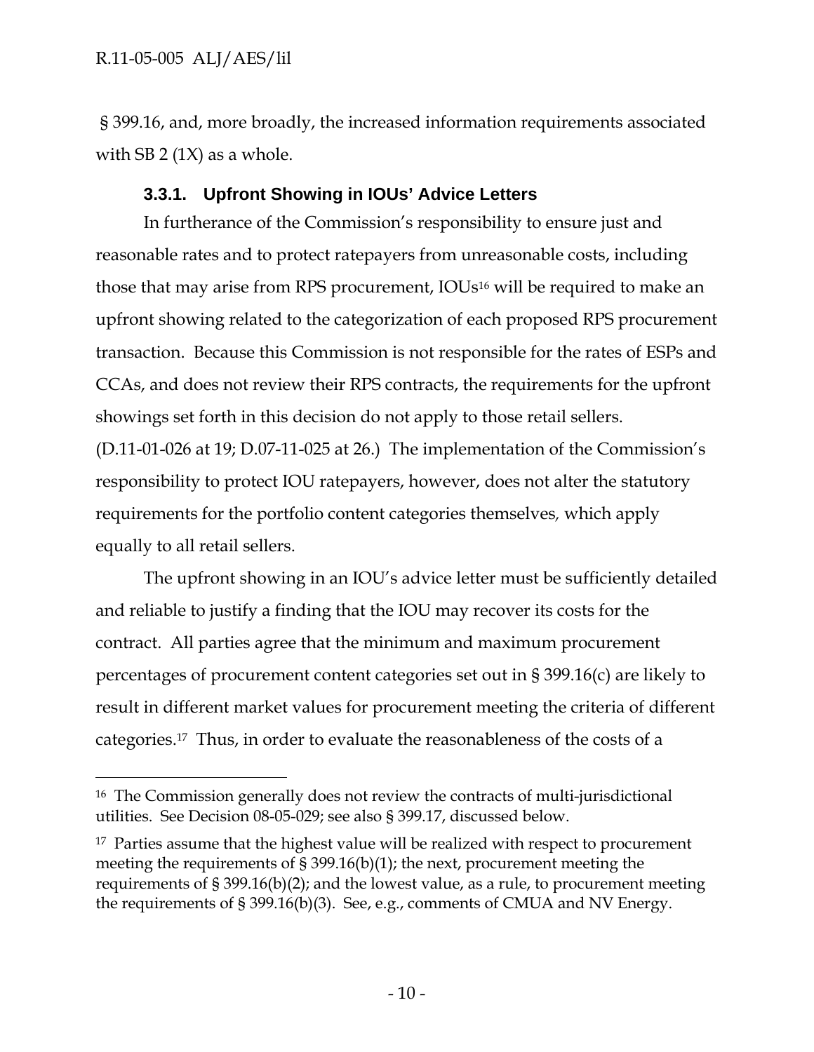§ 399.16, and, more broadly, the increased information requirements associated with SB 2 (1X) as a whole.

### 3.3.1. Upfront Showing in IOUs' Advice Letters

In furtherance of the Commission's responsibility to ensure just and reasonable rates and to protect ratepayers from unreasonable costs, including those that may arise from RPS procurement, IOUs[16] will be required to make an upfront showing related to the categorization of each proposed RPS procurement transaction. Because this Commission is not responsible for the rates of ESPs and CCAs, and does not review their RPS contracts, the requirements for the upfront showings set forth in this decision do not apply to those retail sellers. (D.11-01-026 at 19; D.07-11-025 at 26.) The implementation of the Commission's responsibility to protect IOU ratepayers, however, does not alter the statutory requirements for the portfolio content categories themselves, which apply equally to all retail sellers.

The upfront showing in an IOU's advice letter must be sufficiently detailed and reliable to justify a finding that the IOU may recover its costs for the contract. All parties agree that the minimum and maximum procurement percentages of procurement content categories set out in § 399.16(c) are likely to result in different market values for procurement meeting the criteria of different categories.[17] Thus, in order to evaluate the reasonableness of the costs of a

---

[16] The Commission generally does not review the contracts of multi-jurisdictional utilities. See Decision 08-05-029; see also § 399.17, discussed below.

[17] Parties assume that the highest value will be realized with respect to procurement meeting the requirements of § 399.16(b)(1); the next, procurement meeting the requirements of § 399.16(b)(2); and the lowest value, as a rule, to procurement meeting the requirements of § 399.16(b)(3). See, e.g., comments of CMUA and NV Energy.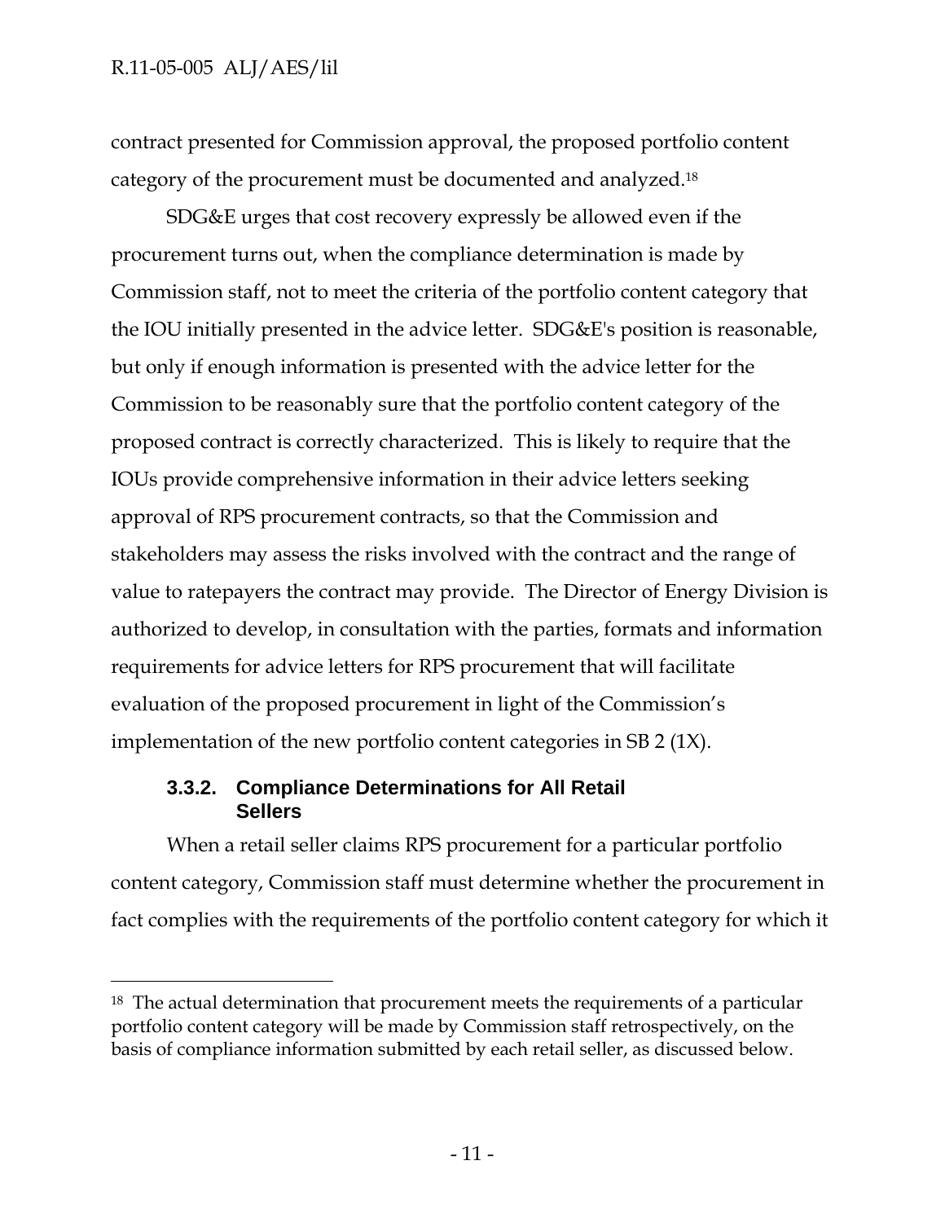contract presented for Commission approval, the proposed portfolio content category of the procurement must be documented and analyzed.[18]

SDG&E urges that cost recovery expressly be allowed even if the procurement turns out, when the compliance determination is made by Commission staff, not to meet the criteria of the portfolio content category that the IOU initially presented in the advice letter. SDG&E's position is reasonable, but only if enough information is presented with the advice letter for the Commission to be reasonably sure that the portfolio content category of the proposed contract is correctly characterized. This is likely to require that the IOUs provide comprehensive information in their advice letters seeking approval of RPS procurement contracts, so that the Commission and stakeholders may assess the risks involved with the contract and the range of value to ratepayers the contract may provide. The Director of Energy Division is authorized to develop, in consultation with the parties, formats and information requirements for advice letters for RPS procurement that will facilitate evaluation of the proposed procurement in light of the Commission's implementation of the new portfolio content categories in SB 2 (1X).

### 3.3.2. Compliance Determinations for All Retail Sellers

When a retail seller claims RPS procurement for a particular portfolio content category, Commission staff must determine whether the procurement in fact complies with the requirements of the portfolio content category for which it

[18] The actual determination that procurement meets the requirements of a particular portfolio content category will be made by Commission staff retrospectively, on the basis of compliance information submitted by each retail seller, as discussed below.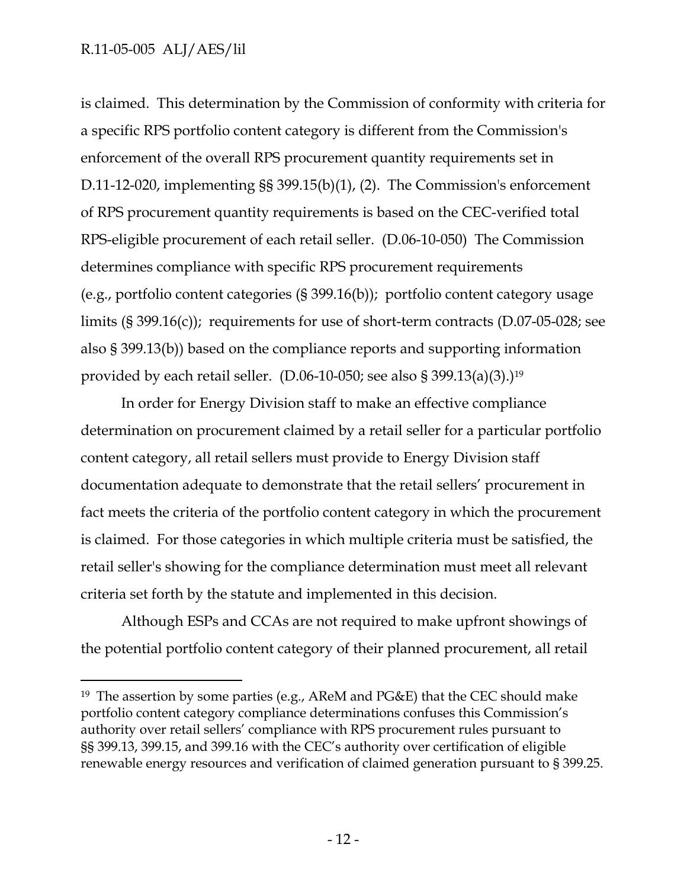is claimed. This determination by the Commission of conformity with criteria for a specific RPS portfolio content category is different from the Commission's enforcement of the overall RPS procurement quantity requirements set in D.11-12-020, implementing §§ 399.15(b)(1), (2). The Commission's enforcement of RPS procurement quantity requirements is based on the CEC-verified total RPS-eligible procurement of each retail seller. (D.06-10-050) The Commission determines compliance with specific RPS procurement requirements (e.g., portfolio content categories (§ 399.16(b)); portfolio content category usage limits (§ 399.16(c)); requirements for use of short-term contracts (D.07-05-028; see also § 399.13(b)) based on the compliance reports and supporting information provided by each retail seller. (D.06-10-050; see also § 399.13(a)(3).)[19]

In order for Energy Division staff to make an effective compliance determination on procurement claimed by a retail seller for a particular portfolio content category, all retail sellers must provide to Energy Division staff documentation adequate to demonstrate that the retail sellers' procurement in fact meets the criteria of the portfolio content category in which the procurement is claimed. For those categories in which multiple criteria must be satisfied, the retail seller's showing for the compliance determination must meet all relevant criteria set forth by the statute and implemented in this decision.

Although ESPs and CCAs are not required to make upfront showings of the potential portfolio content category of their planned procurement, all retail

---

[19] The assertion by some parties (e.g., AReM and PG&E) that the CEC should make portfolio content category compliance determinations confuses this Commission's authority over retail sellers' compliance with RPS procurement rules pursuant to §§ 399.13, 399.15, and 399.16 with the CEC's authority over certification of eligible renewable energy resources and verification of claimed generation pursuant to § 399.25.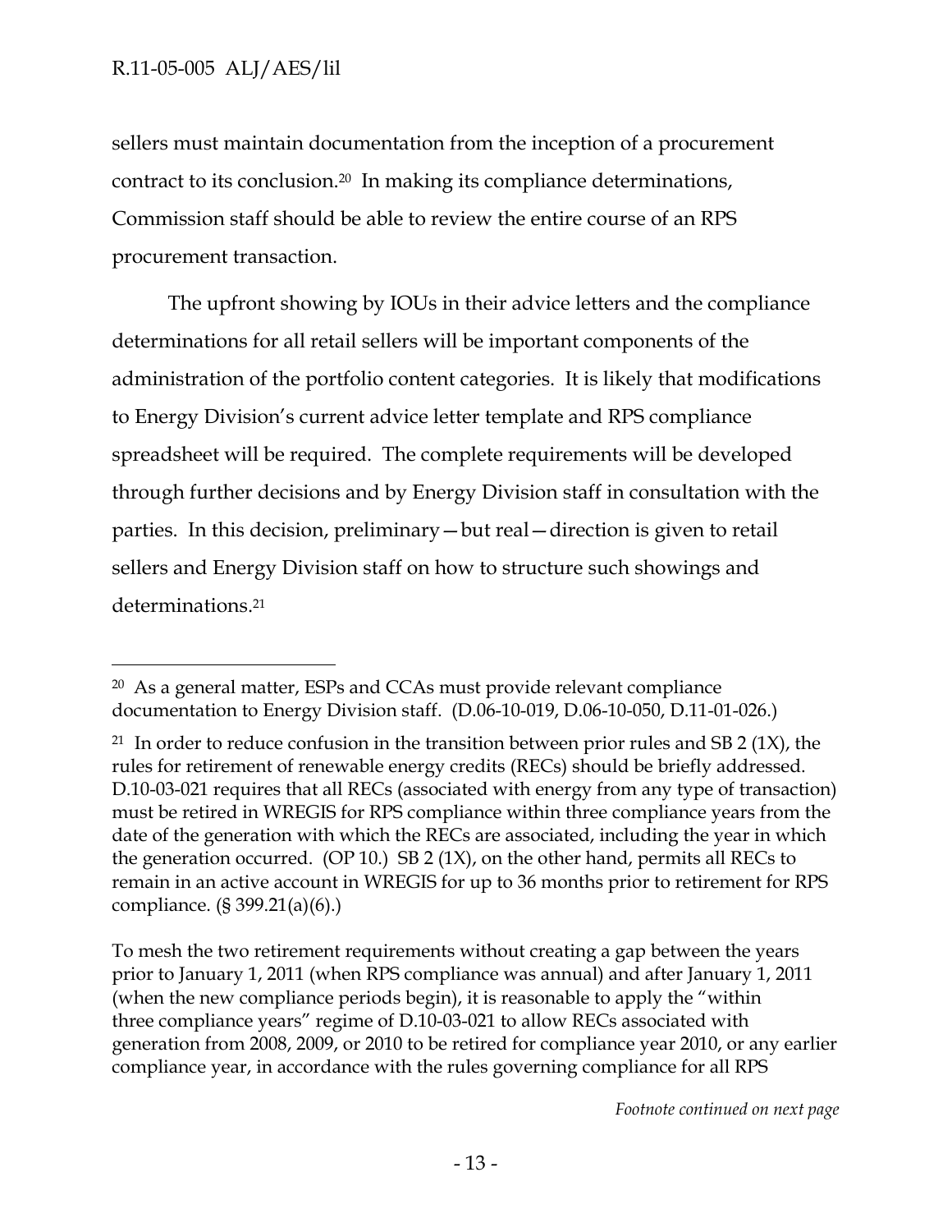sellers must maintain documentation from the inception of a procurement contract to its conclusion.[20] In making its compliance determinations, Commission staff should be able to review the entire course of an RPS procurement transaction.

The upfront showing by IOUs in their advice letters and the compliance determinations for all retail sellers will be important components of the administration of the portfolio content categories. It is likely that modifications to Energy Division's current advice letter template and RPS compliance spreadsheet will be required. The complete requirements will be developed through further decisions and by Energy Division staff in consultation with the parties. In this decision, preliminary—but real—direction is given to retail sellers and Energy Division staff on how to structure such showings and determinations.[21]

---

[20] As a general matter, ESPs and CCAs must provide relevant compliance documentation to Energy Division staff. (D.06-10-019, D.06-10-050, D.11-01-026.)

[21] In order to reduce confusion in the transition between prior rules and SB 2 (1X), the rules for retirement of renewable energy credits (RECs) should be briefly addressed. D.10-03-021 requires that all RECs (associated with energy from any type of transaction) must be retired in WREGIS for RPS compliance within three compliance years from the date of the generation with which the RECs are associated, including the year in which the generation occurred. (OP 10.) SB 2 (1X), on the other hand, permits all RECs to remain in an active account in WREGIS for up to 36 months prior to retirement for RPS compliance. (§ 399.21(a)(6).)

To mesh the two retirement requirements without creating a gap between the years prior to January 1, 2011 (when RPS compliance was annual) and after January 1, 2011 (when the new compliance periods begin), it is reasonable to apply the "within three compliance years" regime of D.10-03-021 to allow RECs associated with generation from 2008, 2009, or 2010 to be retired for compliance year 2010, or any earlier compliance year, in accordance with the rules governing compliance for all RPS

*Footnote continued on next page*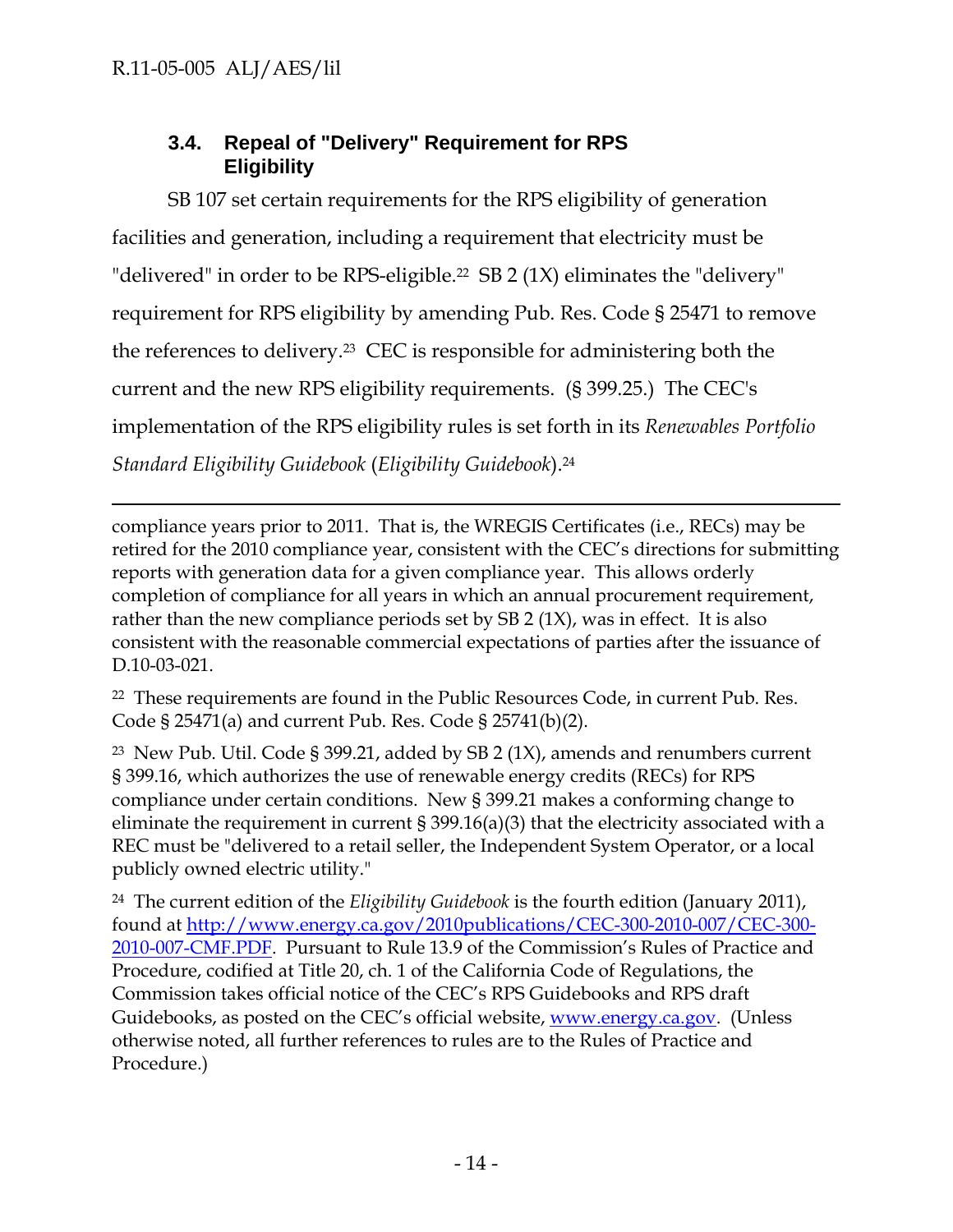### 3.4. Repeal of "Delivery" Requirement for RPS Eligibility

SB 107 set certain requirements for the RPS eligibility of generation facilities and generation, including a requirement that electricity must be "delivered" in order to be RPS-eligible.[22] SB 2 (1X) eliminates the "delivery" requirement for RPS eligibility by amending Pub. Res. Code § 25471 to remove the references to delivery.[23] CEC is responsible for administering both the current and the new RPS eligibility requirements. (§ 399.25.) The CEC's implementation of the RPS eligibility rules is set forth in its *Renewables Portfolio Standard Eligibility Guidebook* (*Eligibility Guidebook*).[24]

---

compliance years prior to 2011. That is, the WREGIS Certificates (i.e., RECs) may be retired for the 2010 compliance year, consistent with the CEC's directions for submitting reports with generation data for a given compliance year. This allows orderly completion of compliance for all years in which an annual procurement requirement, rather than the new compliance periods set by SB 2 (1X), was in effect. It is also consistent with the reasonable commercial expectations of parties after the issuance of D.10-03-021.

[22] These requirements are found in the Public Resources Code, in current Pub. Res. Code § 25471(a) and current Pub. Res. Code § 25741(b)(2).

[23] New Pub. Util. Code § 399.21, added by SB 2 (1X), amends and renumbers current § 399.16, which authorizes the use of renewable energy credits (RECs) for RPS compliance under certain conditions. New § 399.21 makes a conforming change to eliminate the requirement in current § 399.16(a)(3) that the electricity associated with a REC must be "delivered to a retail seller, the Independent System Operator, or a local publicly owned electric utility."

[24] The current edition of the *Eligibility Guidebook* is the fourth edition (January 2011), found at http://www.energy.ca.gov/2010publications/CEC-300-2010-007/CEC-300-2010-007-CMF.PDF. Pursuant to Rule 13.9 of the Commission's Rules of Practice and Procedure, codified at Title 20, ch. 1 of the California Code of Regulations, the Commission takes official notice of the CEC's RPS Guidebooks and RPS draft Guidebooks, as posted on the CEC's official website, www.energy.ca.gov. (Unless otherwise noted, all further references to rules are to the Rules of Practice and Procedure.)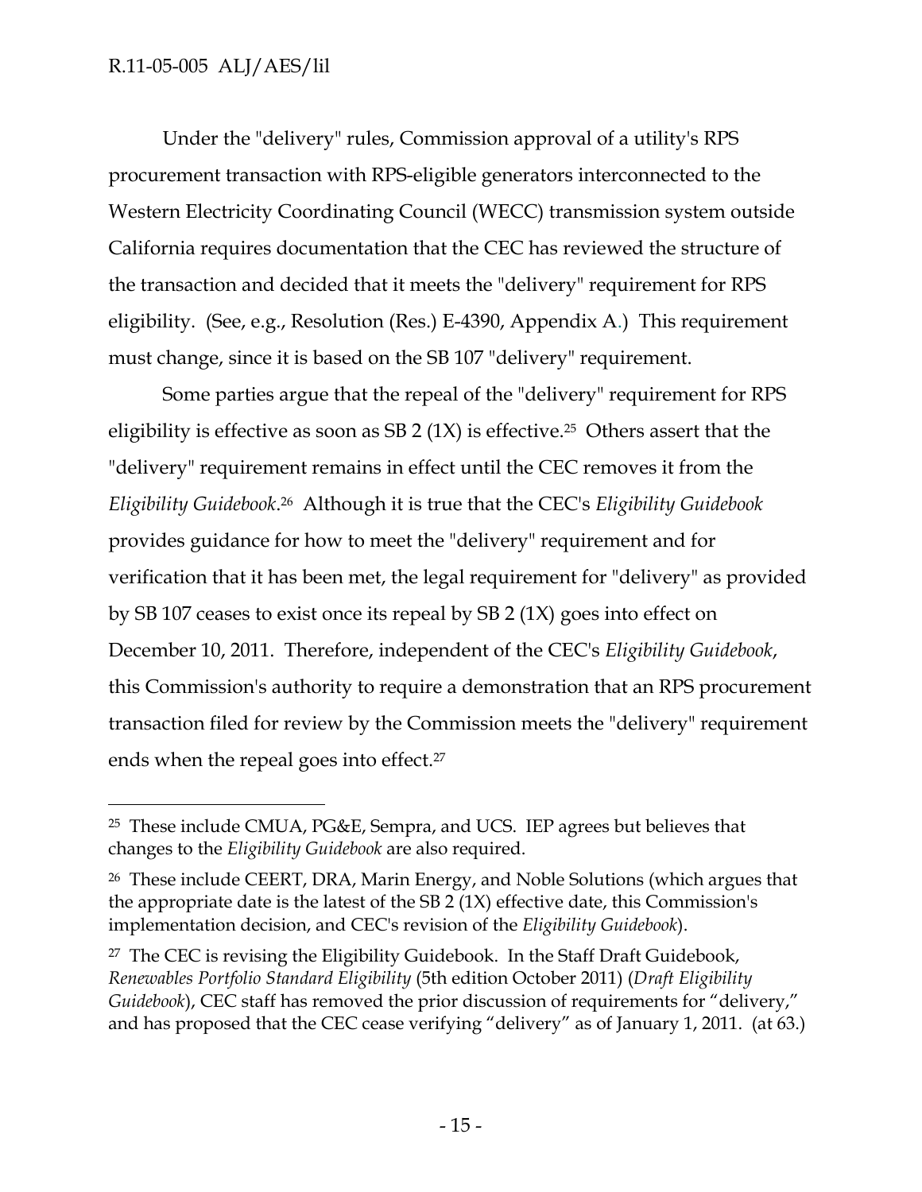Under the "delivery" rules, Commission approval of a utility's RPS procurement transaction with RPS-eligible generators interconnected to the Western Electricity Coordinating Council (WECC) transmission system outside California requires documentation that the CEC has reviewed the structure of the transaction and decided that it meets the "delivery" requirement for RPS eligibility. (See, e.g., Resolution (Res.) E-4390, Appendix A.) This requirement must change, since it is based on the SB 107 "delivery" requirement.

Some parties argue that the repeal of the "delivery" requirement for RPS eligibility is effective as soon as SB 2 (1X) is effective.[25] Others assert that the "delivery" requirement remains in effect until the CEC removes it from the *Eligibility Guidebook*.[26] Although it is true that the CEC's *Eligibility Guidebook* provides guidance for how to meet the "delivery" requirement and for verification that it has been met, the legal requirement for "delivery" as provided by SB 107 ceases to exist once its repeal by SB 2 (1X) goes into effect on December 10, 2011. Therefore, independent of the CEC's *Eligibility Guidebook*, this Commission's authority to require a demonstration that an RPS procurement transaction filed for review by the Commission meets the "delivery" requirement ends when the repeal goes into effect.[27]

---

[25] These include CMUA, PG&E, Sempra, and UCS. IEP agrees but believes that changes to the *Eligibility Guidebook* are also required.

[26] These include CEERT, DRA, Marin Energy, and Noble Solutions (which argues that the appropriate date is the latest of the SB 2 (1X) effective date, this Commission's implementation decision, and CEC's revision of the *Eligibility Guidebook*).

[27] The CEC is revising the Eligibility Guidebook. In the Staff Draft Guidebook, *Renewables Portfolio Standard Eligibility* (5th edition October 2011) (*Draft Eligibility Guidebook*), CEC staff has removed the prior discussion of requirements for "delivery," and has proposed that the CEC cease verifying "delivery" as of January 1, 2011. (at 63.)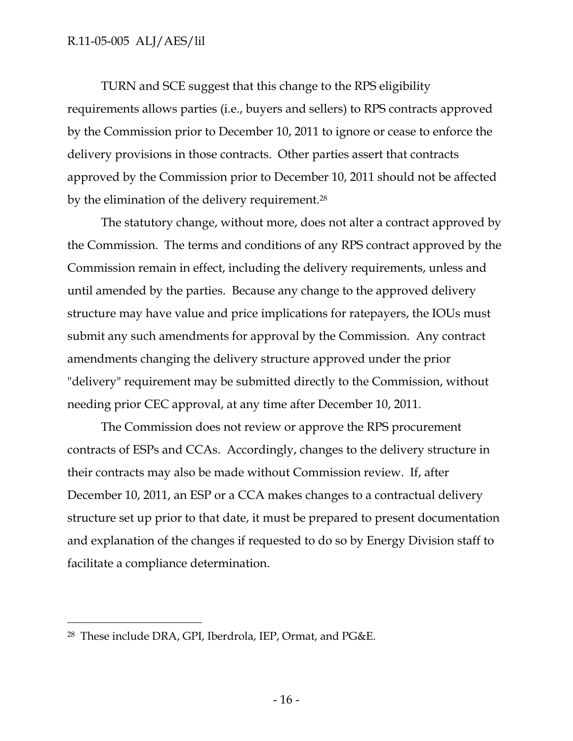TURN and SCE suggest that this change to the RPS eligibility requirements allows parties (i.e., buyers and sellers) to RPS contracts approved by the Commission prior to December 10, 2011 to ignore or cease to enforce the delivery provisions in those contracts. Other parties assert that contracts approved by the Commission prior to December 10, 2011 should not be affected by the elimination of the delivery requirement.[28]

The statutory change, without more, does not alter a contract approved by the Commission. The terms and conditions of any RPS contract approved by the Commission remain in effect, including the delivery requirements, unless and until amended by the parties. Because any change to the approved delivery structure may have value and price implications for ratepayers, the IOUs must submit any such amendments for approval by the Commission. Any contract amendments changing the delivery structure approved under the prior "delivery" requirement may be submitted directly to the Commission, without needing prior CEC approval, at any time after December 10, 2011.

The Commission does not review or approve the RPS procurement contracts of ESPs and CCAs. Accordingly, changes to the delivery structure in their contracts may also be made without Commission review. If, after December 10, 2011, an ESP or a CCA makes changes to a contractual delivery structure set up prior to that date, it must be prepared to present documentation and explanation of the changes if requested to do so by Energy Division staff to facilitate a compliance determination.

---

[28] These include DRA, GPI, Iberdrola, IEP, Ormat, and PG&E.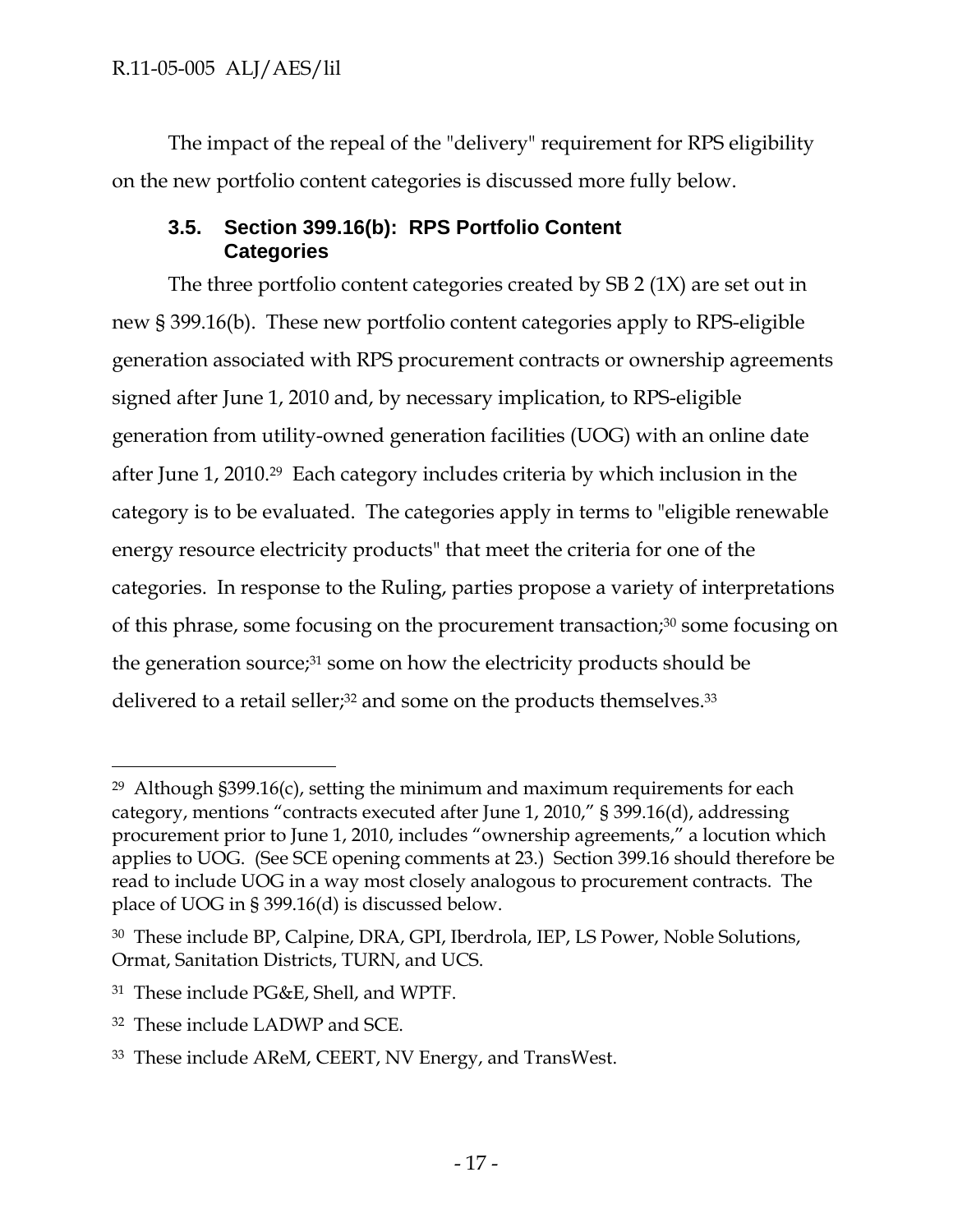The impact of the repeal of the "delivery" requirement for RPS eligibility on the new portfolio content categories is discussed more fully below.

### 3.5. Section 399.16(b): RPS Portfolio Content Categories

The three portfolio content categories created by SB 2 (1X) are set out in new § 399.16(b). These new portfolio content categories apply to RPS-eligible generation associated with RPS procurement contracts or ownership agreements signed after June 1, 2010 and, by necessary implication, to RPS-eligible generation from utility-owned generation facilities (UOG) with an online date after June 1, 2010.[29] Each category includes criteria by which inclusion in the category is to be evaluated. The categories apply in terms to "eligible renewable energy resource electricity products" that meet the criteria for one of the categories. In response to the Ruling, parties propose a variety of interpretations of this phrase, some focusing on the procurement transaction;[30] some focusing on the generation source;[31] some on how the electricity products should be delivered to a retail seller;[32] and some on the products themselves.[33]

---

[29] Although §399.16(c), setting the minimum and maximum requirements for each category, mentions "contracts executed after June 1, 2010," § 399.16(d), addressing procurement prior to June 1, 2010, includes "ownership agreements," a locution which applies to UOG. (See SCE opening comments at 23.) Section 399.16 should therefore be read to include UOG in a way most closely analogous to procurement contracts. The place of UOG in § 399.16(d) is discussed below.

[30] These include BP, Calpine, DRA, GPI, Iberdrola, IEP, LS Power, Noble Solutions, Ormat, Sanitation Districts, TURN, and UCS.

[31] These include PG&E, Shell, and WPTF.

[32] These include LADWP and SCE.

[33] These include AReM, CEERT, NV Energy, and TransWest.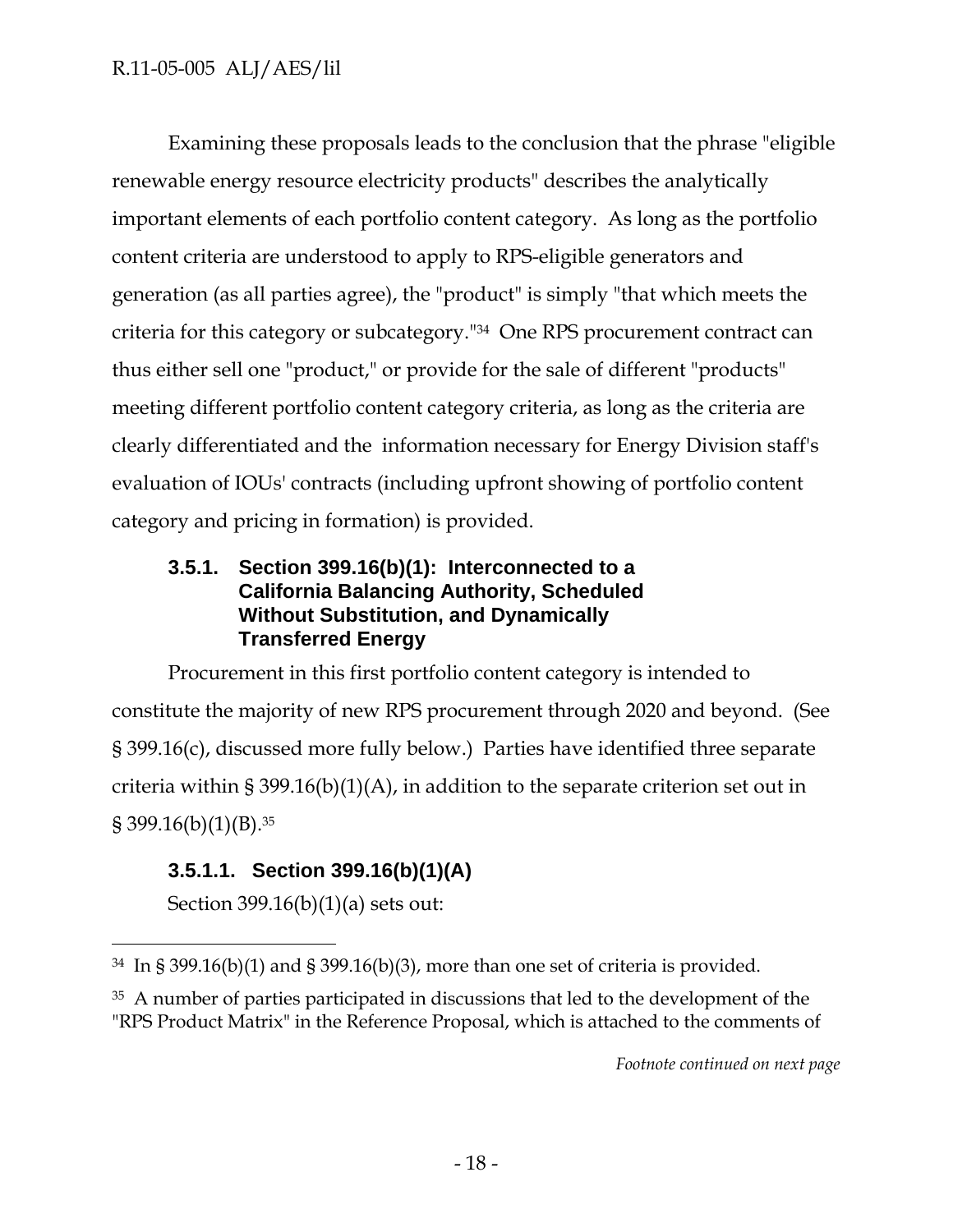Examining these proposals leads to the conclusion that the phrase "eligible renewable energy resource electricity products" describes the analytically important elements of each portfolio content category. As long as the portfolio content criteria are understood to apply to RPS-eligible generators and generation (as all parties agree), the "product" is simply "that which meets the criteria for this category or subcategory."[34] One RPS procurement contract can thus either sell one "product," or provide for the sale of different "products" meeting different portfolio content category criteria, as long as the criteria are clearly differentiated and the information necessary for Energy Division staff's evaluation of IOUs' contracts (including upfront showing of portfolio content category and pricing in formation) is provided.

### 3.5.1. Section 399.16(b)(1): Interconnected to a California Balancing Authority, Scheduled Without Substitution, and Dynamically Transferred Energy

Procurement in this first portfolio content category is intended to constitute the majority of new RPS procurement through 2020 and beyond. (See § 399.16(c), discussed more fully below.) Parties have identified three separate criteria within § 399.16(b)(1)(A), in addition to the separate criterion set out in § 399.16(b)(1)(B).[35]

#### 3.5.1.1. Section 399.16(b)(1)(A)

Section 399.16(b)(1)(a) sets out:

---

[34] In § 399.16(b)(1) and § 399.16(b)(3), more than one set of criteria is provided.

[35] A number of parties participated in discussions that led to the development of the "RPS Product Matrix" in the Reference Proposal, which is attached to the comments of

*Footnote continued on next page*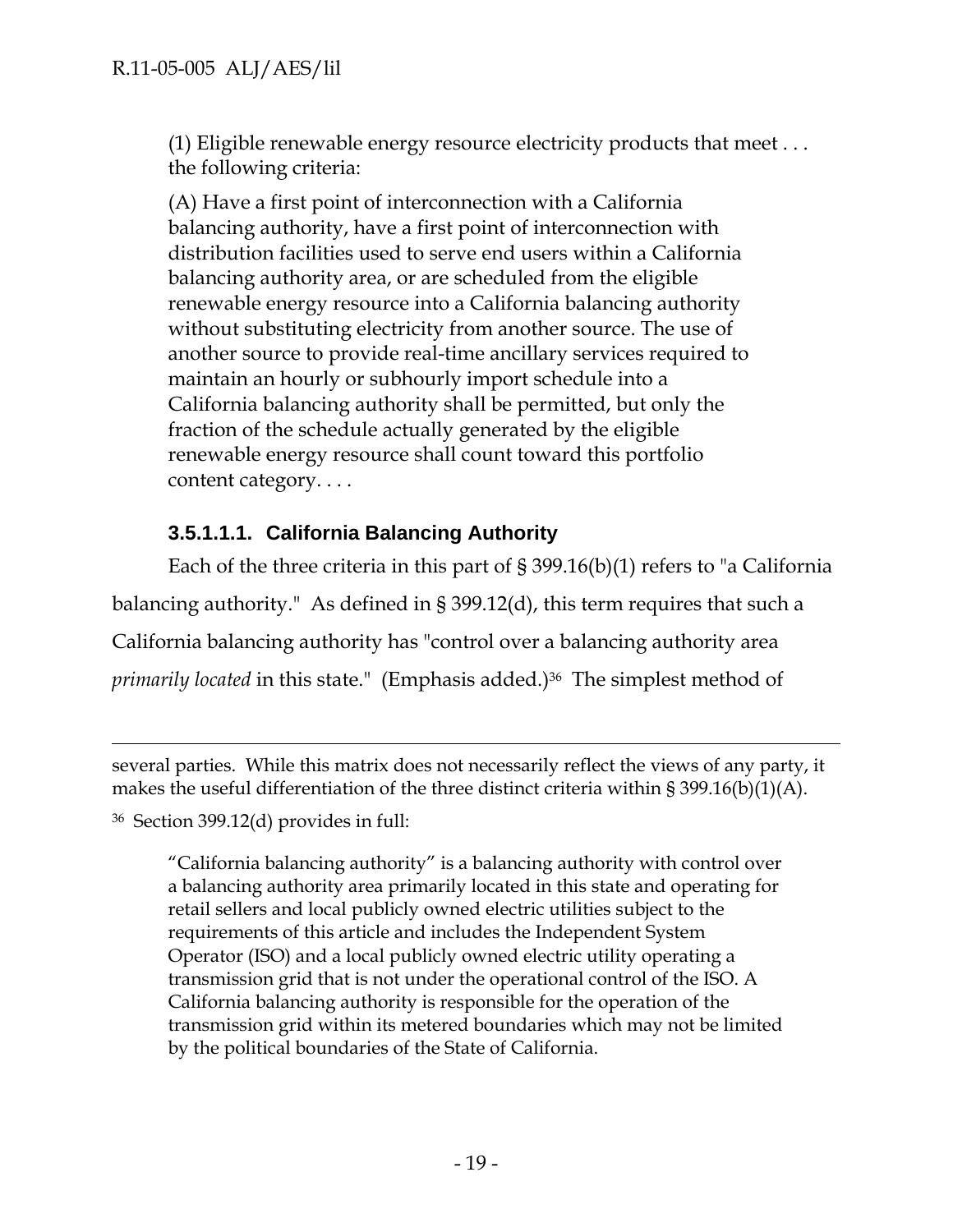> (1) Eligible renewable energy resource electricity products that meet . . . the following criteria:
>
> (A) Have a first point of interconnection with a California balancing authority, have a first point of interconnection with distribution facilities used to serve end users within a California balancing authority area, or are scheduled from the eligible renewable energy resource into a California balancing authority without substituting electricity from another source. The use of another source to provide real-time ancillary services required to maintain an hourly or subhourly import schedule into a California balancing authority shall be permitted, but only the fraction of the schedule actually generated by the eligible renewable energy resource shall count toward this portfolio content category. . . .

#### 3.5.1.1.1. California Balancing Authority

Each of the three criteria in this part of § 399.16(b)(1) refers to "a California balancing authority." As defined in § 399.12(d), this term requires that such a California balancing authority has "control over a balancing authority area *primarily located* in this state." (Emphasis added.)[36] The simplest method of

---

several parties. While this matrix does not necessarily reflect the views of any party, it makes the useful differentiation of the three distinct criteria within § 399.16(b)(1)(A).

[36] Section 399.12(d) provides in full:

> "California balancing authority" is a balancing authority with control over a balancing authority area primarily located in this state and operating for retail sellers and local publicly owned electric utilities subject to the requirements of this article and includes the Independent System Operator (ISO) and a local publicly owned electric utility operating a transmission grid that is not under the operational control of the ISO. A California balancing authority is responsible for the operation of the transmission grid within its metered boundaries which may not be limited by the political boundaries of the State of California.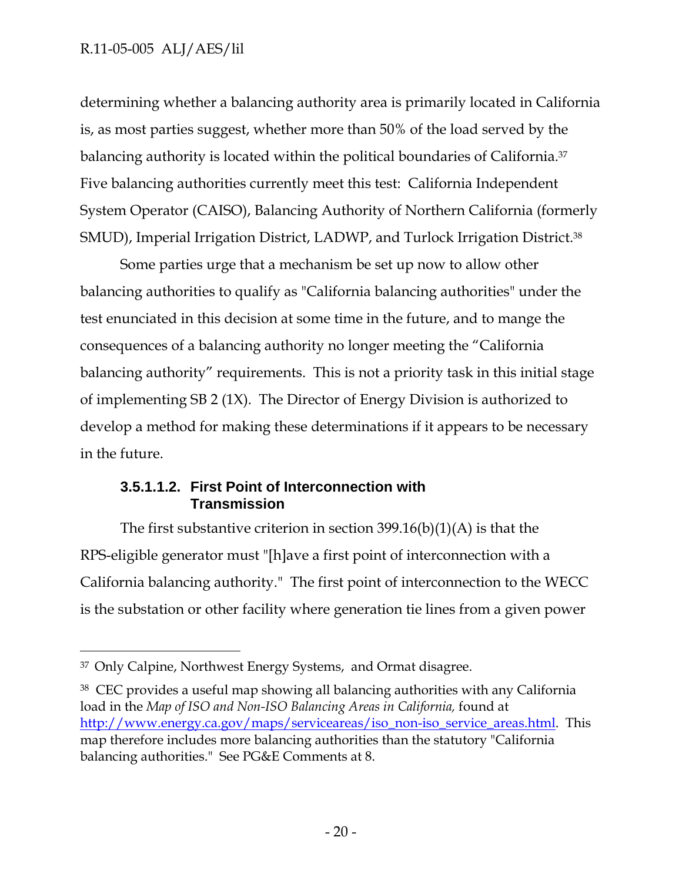determining whether a balancing authority area is primarily located in California is, as most parties suggest, whether more than 50% of the load served by the balancing authority is located within the political boundaries of California.[37] Five balancing authorities currently meet this test: California Independent System Operator (CAISO), Balancing Authority of Northern California (formerly SMUD), Imperial Irrigation District, LADWP, and Turlock Irrigation District.[38]

Some parties urge that a mechanism be set up now to allow other balancing authorities to qualify as "California balancing authorities" under the test enunciated in this decision at some time in the future, and to mange the consequences of a balancing authority no longer meeting the "California balancing authority" requirements. This is not a priority task in this initial stage of implementing SB 2 (1X). The Director of Energy Division is authorized to develop a method for making these determinations if it appears to be necessary in the future.

#### 3.5.1.1.2. First Point of Interconnection with Transmission

The first substantive criterion in section 399.16(b)(1)(A) is that the RPS-eligible generator must "[h]ave a first point of interconnection with a California balancing authority." The first point of interconnection to the WECC is the substation or other facility where generation tie lines from a given power

---

[37] Only Calpine, Northwest Energy Systems, and Ormat disagree.

[38] CEC provides a useful map showing all balancing authorities with any California load in the *Map of ISO and Non-ISO Balancing Areas in California,* found at http://www.energy.ca.gov/maps/serviceareas/iso_non-iso_service_areas.html. This map therefore includes more balancing authorities than the statutory "California balancing authorities." See PG&E Comments at 8.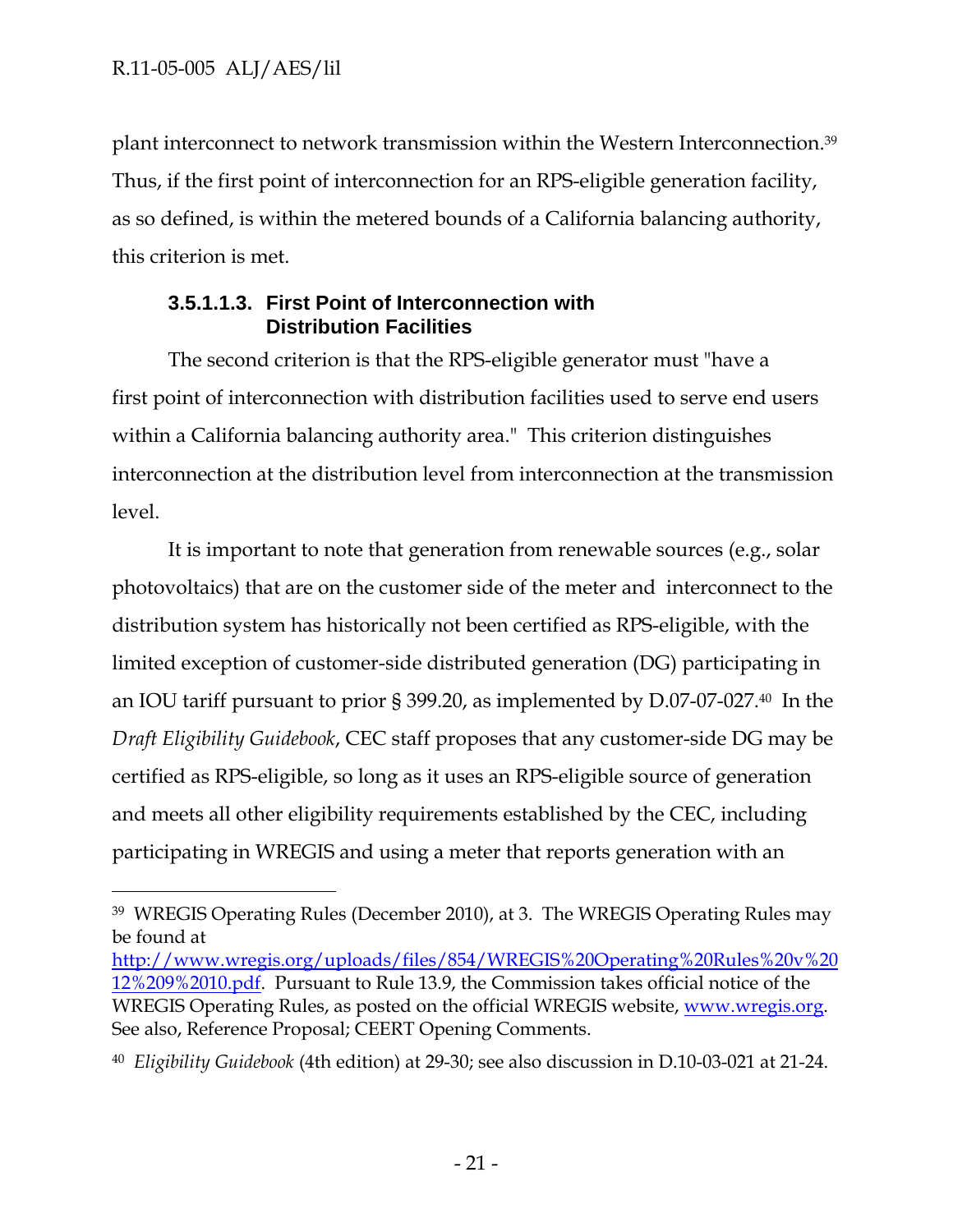plant interconnect to network transmission within the Western Interconnection.[39] Thus, if the first point of interconnection for an RPS-eligible generation facility, as so defined, is within the metered bounds of a California balancing authority, this criterion is met.

##### 3.5.1.1.3. First Point of Interconnection with Distribution Facilities

The second criterion is that the RPS-eligible generator must "have a first point of interconnection with distribution facilities used to serve end users within a California balancing authority area." This criterion distinguishes interconnection at the distribution level from interconnection at the transmission level.

It is important to note that generation from renewable sources (e.g., solar photovoltaics) that are on the customer side of the meter and interconnect to the distribution system has historically not been certified as RPS-eligible, with the limited exception of customer-side distributed generation (DG) participating in an IOU tariff pursuant to prior § 399.20, as implemented by D.07-07-027.[40] In the *Draft Eligibility Guidebook*, CEC staff proposes that any customer-side DG may be certified as RPS-eligible, so long as it uses an RPS-eligible source of generation and meets all other eligibility requirements established by the CEC, including participating in WREGIS and using a meter that reports generation with an

---

[39] WREGIS Operating Rules (December 2010), at 3. The WREGIS Operating Rules may be found at http://www.wregis.org/uploads/files/854/WREGIS%20Operating%20Rules%20v%2012%209%2010.pdf. Pursuant to Rule 13.9, the Commission takes official notice of the WREGIS Operating Rules, as posted on the official WREGIS website, www.wregis.org. See also, Reference Proposal; CEERT Opening Comments.

[40] *Eligibility Guidebook* (4th edition) at 29-30; see also discussion in D.10-03-021 at 21-24.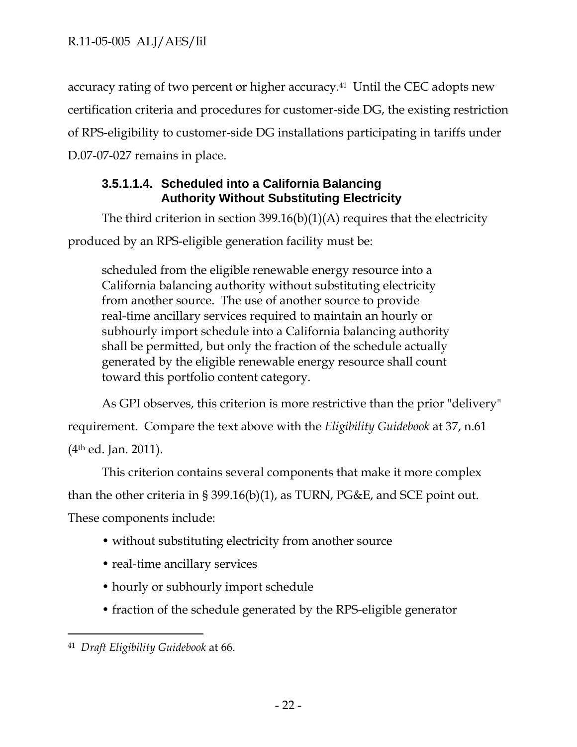accuracy rating of two percent or higher accuracy.[41] Until the CEC adopts new certification criteria and procedures for customer-side DG, the existing restriction of RPS-eligibility to customer-side DG installations participating in tariffs under D.07-07-027 remains in place.

#### 3.5.1.1.4. Scheduled into a California Balancing Authority Without Substituting Electricity

The third criterion in section 399.16(b)(1)(A) requires that the electricity produced by an RPS-eligible generation facility must be:

> scheduled from the eligible renewable energy resource into a California balancing authority without substituting electricity from another source. The use of another source to provide real-time ancillary services required to maintain an hourly or subhourly import schedule into a California balancing authority shall be permitted, but only the fraction of the schedule actually generated by the eligible renewable energy resource shall count toward this portfolio content category.

As GPI observes, this criterion is more restrictive than the prior "delivery" requirement. Compare the text above with the *Eligibility Guidebook* at 37, n.61 (4th ed. Jan. 2011).

This criterion contains several components that make it more complex than the other criteria in § 399.16(b)(1), as TURN, PG&E, and SCE point out. These components include:

- without substituting electricity from another source
- real-time ancillary services
- hourly or subhourly import schedule
- fraction of the schedule generated by the RPS-eligible generator

---

[41] *Draft Eligibility Guidebook* at 66.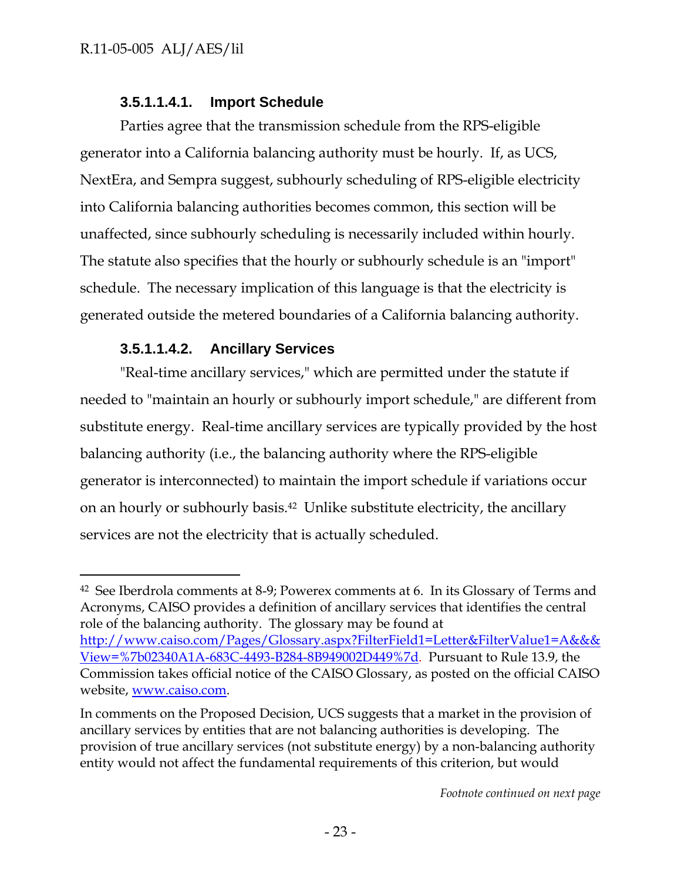##### 3.5.1.1.4.1. Import Schedule

Parties agree that the transmission schedule from the RPS-eligible generator into a California balancing authority must be hourly. If, as UCS, NextEra, and Sempra suggest, subhourly scheduling of RPS-eligible electricity into California balancing authorities becomes common, this section will be unaffected, since subhourly scheduling is necessarily included within hourly. The statute also specifies that the hourly or subhourly schedule is an "import" schedule. The necessary implication of this language is that the electricity is generated outside the metered boundaries of a California balancing authority.

##### 3.5.1.1.4.2. Ancillary Services

"Real-time ancillary services," which are permitted under the statute if needed to "maintain an hourly or subhourly import schedule," are different from substitute energy. Real-time ancillary services are typically provided by the host balancing authority (i.e., the balancing authority where the RPS-eligible generator is interconnected) to maintain the import schedule if variations occur on an hourly or subhourly basis.[42] Unlike substitute electricity, the ancillary services are not the electricity that is actually scheduled.

---

[42] See Iberdrola comments at 8-9; Powerex comments at 6. In its Glossary of Terms and Acronyms, CAISO provides a definition of ancillary services that identifies the central role of the balancing authority. The glossary may be found at http://www.caiso.com/Pages/Glossary.aspx?FilterField1=Letter&FilterValue1=A&&&View=%7b02340A1A-683C-4493-B284-8B949002D449%7d. Pursuant to Rule 13.9, the Commission takes official notice of the CAISO Glossary, as posted on the official CAISO website, www.caiso.com.

In comments on the Proposed Decision, UCS suggests that a market in the provision of ancillary services by entities that are not balancing authorities is developing. The provision of true ancillary services (not substitute energy) by a non-balancing authority entity would not affect the fundamental requirements of this criterion, but would

*Footnote continued on next page*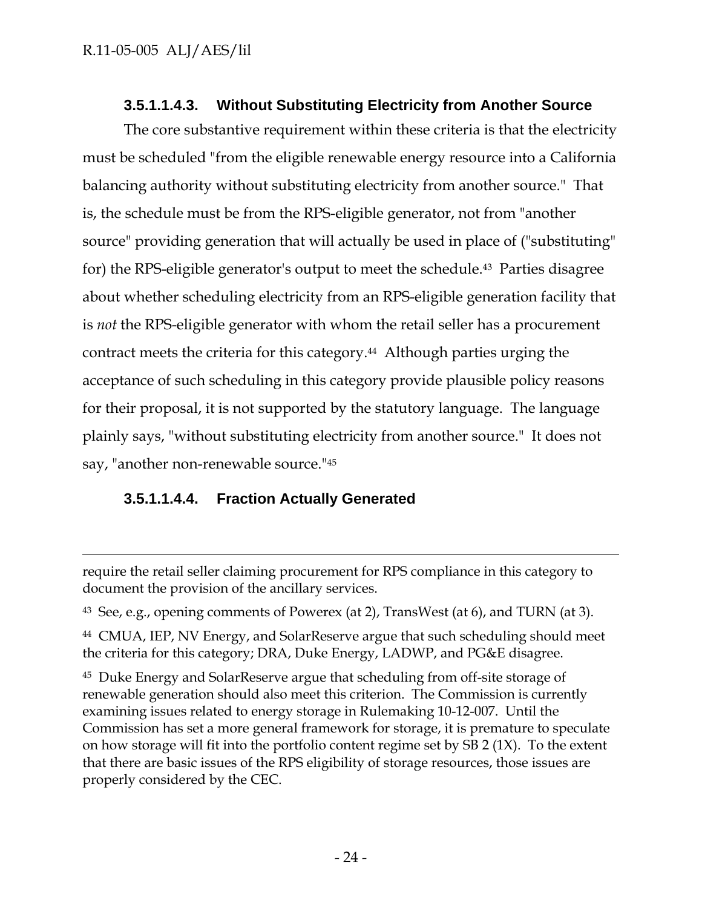#### 3.5.1.1.4.3. Without Substituting Electricity from Another Source

The core substantive requirement within these criteria is that the electricity must be scheduled "from the eligible renewable energy resource into a California balancing authority without substituting electricity from another source." That is, the schedule must be from the RPS-eligible generator, not from "another source" providing generation that will actually be used in place of ("substituting" for) the RPS-eligible generator's output to meet the schedule.[43] Parties disagree about whether scheduling electricity from an RPS-eligible generation facility that is *not* the RPS-eligible generator with whom the retail seller has a procurement contract meets the criteria for this category.[44] Although parties urging the acceptance of such scheduling in this category provide plausible policy reasons for their proposal, it is not supported by the statutory language. The language plainly says, "without substituting electricity from another source." It does not say, "another non-renewable source."[45]

#### 3.5.1.1.4.4. Fraction Actually Generated

---

require the retail seller claiming procurement for RPS compliance in this category to document the provision of the ancillary services.

[43] See, e.g., opening comments of Powerex (at 2), TransWest (at 6), and TURN (at 3).

[44] CMUA, IEP, NV Energy, and SolarReserve argue that such scheduling should meet the criteria for this category; DRA, Duke Energy, LADWP, and PG&E disagree.

[45] Duke Energy and SolarReserve argue that scheduling from off-site storage of renewable generation should also meet this criterion. The Commission is currently examining issues related to energy storage in Rulemaking 10-12-007. Until the Commission has set a more general framework for storage, it is premature to speculate on how storage will fit into the portfolio content regime set by SB 2 (1X). To the extent that there are basic issues of the RPS eligibility of storage resources, those issues are properly considered by the CEC.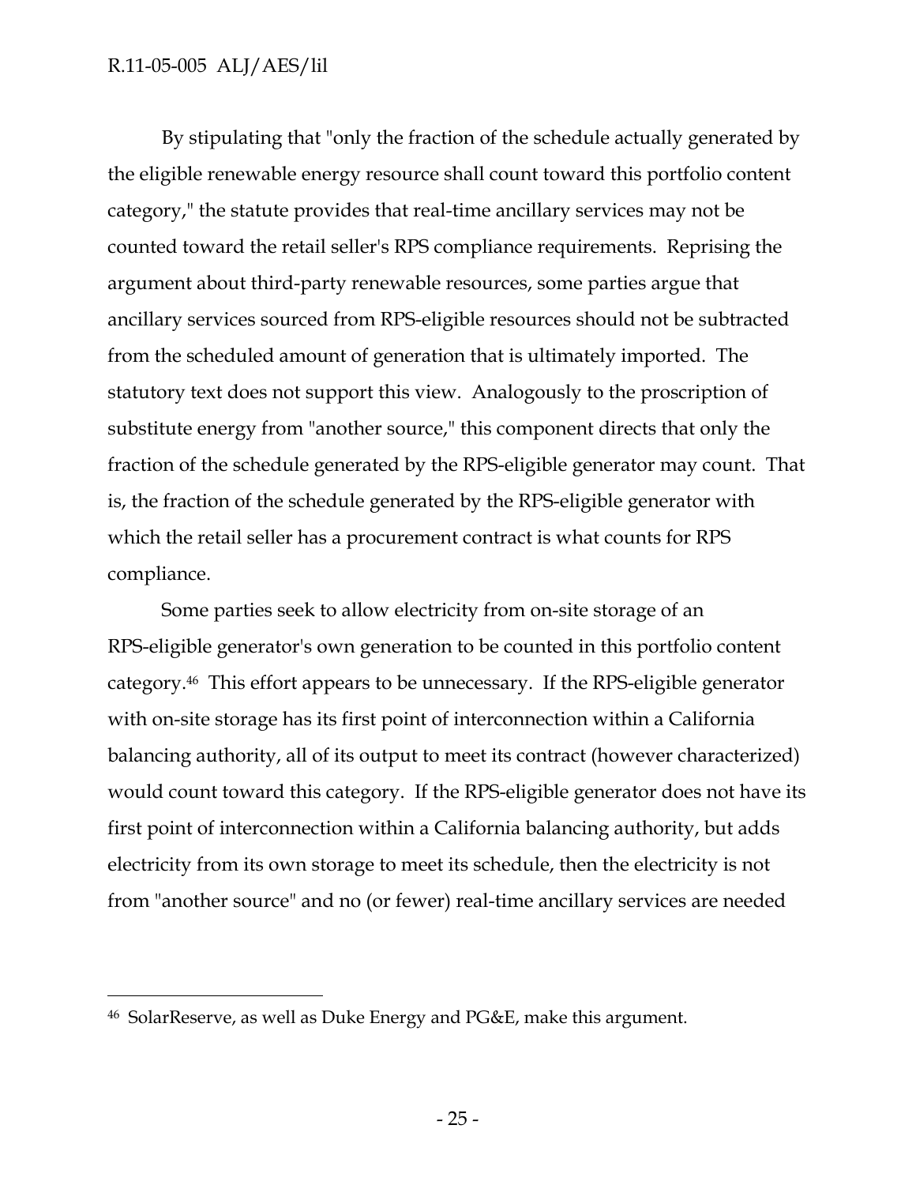By stipulating that "only the fraction of the schedule actually generated by the eligible renewable energy resource shall count toward this portfolio content category," the statute provides that real-time ancillary services may not be counted toward the retail seller's RPS compliance requirements. Reprising the argument about third-party renewable resources, some parties argue that ancillary services sourced from RPS-eligible resources should not be subtracted from the scheduled amount of generation that is ultimately imported. The statutory text does not support this view. Analogously to the proscription of substitute energy from "another source," this component directs that only the fraction of the schedule generated by the RPS-eligible generator may count. That is, the fraction of the schedule generated by the RPS-eligible generator with which the retail seller has a procurement contract is what counts for RPS compliance.

Some parties seek to allow electricity from on-site storage of an RPS-eligible generator's own generation to be counted in this portfolio content category.[46] This effort appears to be unnecessary. If the RPS-eligible generator with on-site storage has its first point of interconnection within a California balancing authority, all of its output to meet its contract (however characterized) would count toward this category. If the RPS-eligible generator does not have its first point of interconnection within a California balancing authority, but adds electricity from its own storage to meet its schedule, then the electricity is not from "another source" and no (or fewer) real-time ancillary services are needed

---

[46] SolarReserve, as well as Duke Energy and PG&E, make this argument.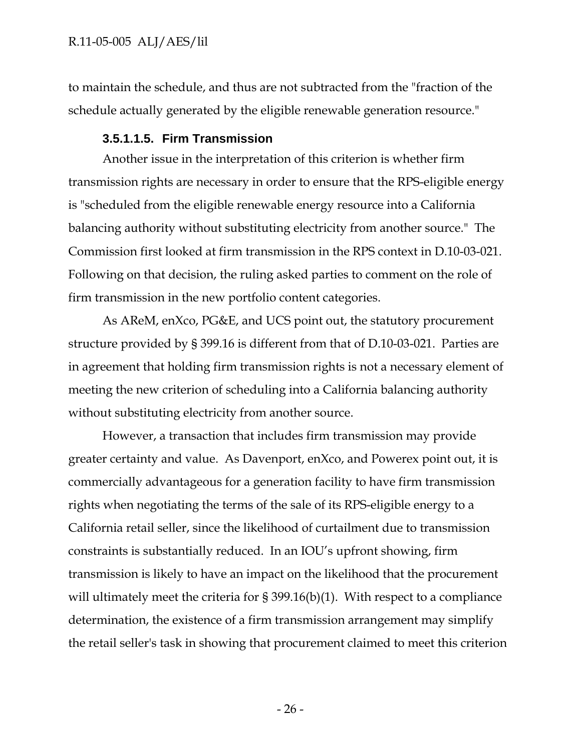to maintain the schedule, and thus are not subtracted from the "fraction of the schedule actually generated by the eligible renewable generation resource."

#### 3.5.1.1.5. Firm Transmission

Another issue in the interpretation of this criterion is whether firm transmission rights are necessary in order to ensure that the RPS-eligible energy is "scheduled from the eligible renewable energy resource into a California balancing authority without substituting electricity from another source." The Commission first looked at firm transmission in the RPS context in D.10-03-021. Following on that decision, the ruling asked parties to comment on the role of firm transmission in the new portfolio content categories.

As AReM, enXco, PG&E, and UCS point out, the statutory procurement structure provided by § 399.16 is different from that of D.10-03-021. Parties are in agreement that holding firm transmission rights is not a necessary element of meeting the new criterion of scheduling into a California balancing authority without substituting electricity from another source.

However, a transaction that includes firm transmission may provide greater certainty and value. As Davenport, enXco, and Powerex point out, it is commercially advantageous for a generation facility to have firm transmission rights when negotiating the terms of the sale of its RPS-eligible energy to a California retail seller, since the likelihood of curtailment due to transmission constraints is substantially reduced. In an IOU's upfront showing, firm transmission is likely to have an impact on the likelihood that the procurement will ultimately meet the criteria for § 399.16(b)(1). With respect to a compliance determination, the existence of a firm transmission arrangement may simplify the retail seller's task in showing that procurement claimed to meet this criterion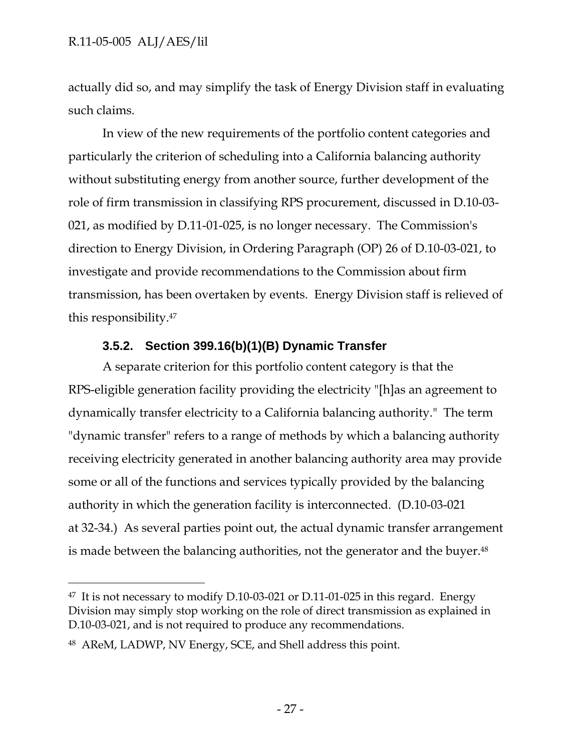actually did so, and may simplify the task of Energy Division staff in evaluating such claims.

In view of the new requirements of the portfolio content categories and particularly the criterion of scheduling into a California balancing authority without substituting energy from another source, further development of the role of firm transmission in classifying RPS procurement, discussed in D.10-03-021, as modified by D.11-01-025, is no longer necessary. The Commission's direction to Energy Division, in Ordering Paragraph (OP) 26 of D.10-03-021, to investigate and provide recommendations to the Commission about firm transmission, has been overtaken by events. Energy Division staff is relieved of this responsibility.[47]

### 3.5.2. Section 399.16(b)(1)(B) Dynamic Transfer

A separate criterion for this portfolio content category is that the RPS-eligible generation facility providing the electricity "[h]as an agreement to dynamically transfer electricity to a California balancing authority." The term "dynamic transfer" refers to a range of methods by which a balancing authority receiving electricity generated in another balancing authority area may provide some or all of the functions and services typically provided by the balancing authority in which the generation facility is interconnected. (D.10-03-021 at 32-34.) As several parties point out, the actual dynamic transfer arrangement is made between the balancing authorities, not the generator and the buyer.[48]

---

[47] It is not necessary to modify D.10-03-021 or D.11-01-025 in this regard. Energy Division may simply stop working on the role of direct transmission as explained in D.10-03-021, and is not required to produce any recommendations.

[48] AReM, LADWP, NV Energy, SCE, and Shell address this point.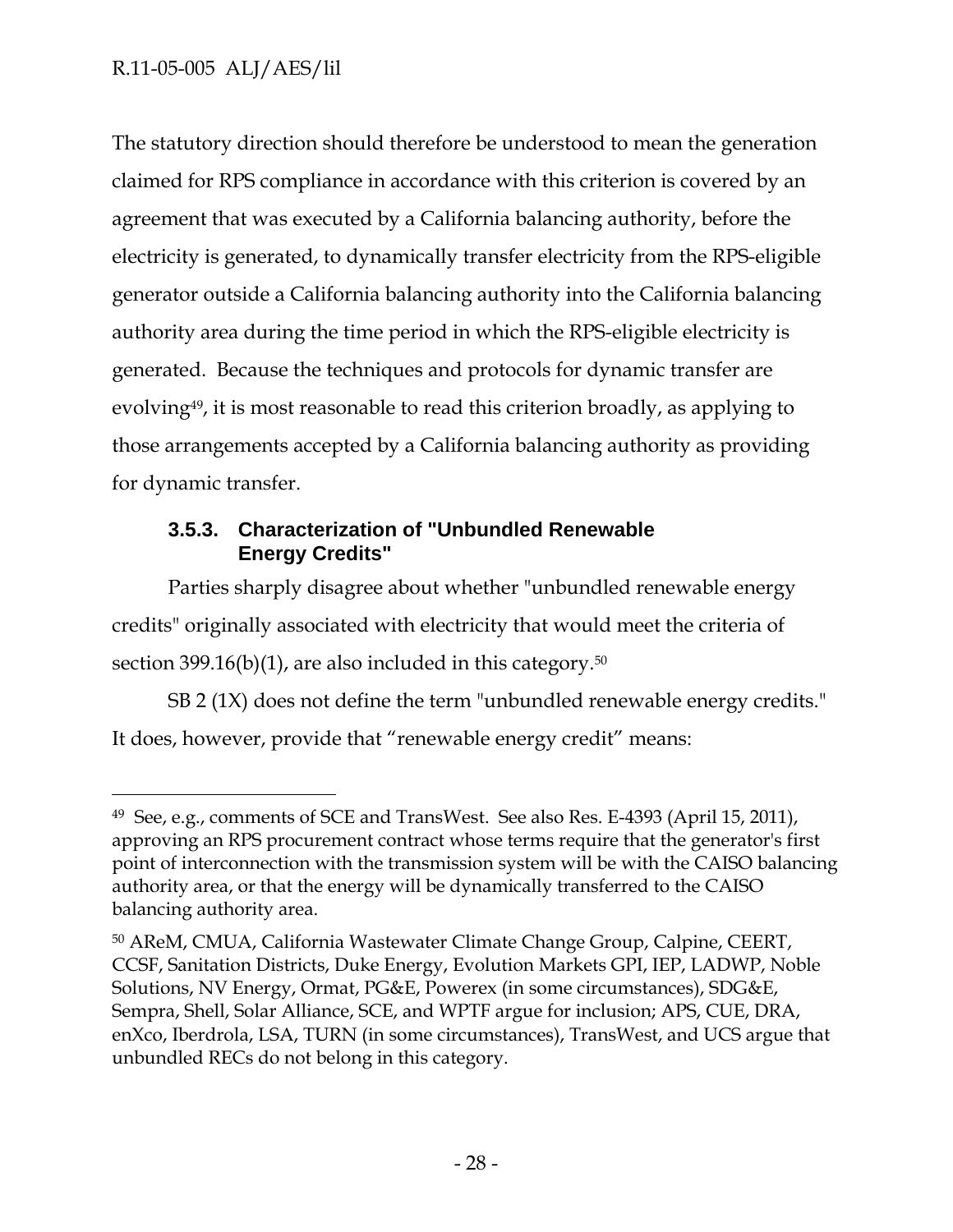The statutory direction should therefore be understood to mean the generation claimed for RPS compliance in accordance with this criterion is covered by an agreement that was executed by a California balancing authority, before the electricity is generated, to dynamically transfer electricity from the RPS-eligible generator outside a California balancing authority into the California balancing authority area during the time period in which the RPS-eligible electricity is generated. Because the techniques and protocols for dynamic transfer are evolving[49], it is most reasonable to read this criterion broadly, as applying to those arrangements accepted by a California balancing authority as providing for dynamic transfer.

### 3.5.3. Characterization of "Unbundled Renewable Energy Credits"

Parties sharply disagree about whether "unbundled renewable energy credits" originally associated with electricity that would meet the criteria of section 399.16(b)(1), are also included in this category.[50]

SB 2 (1X) does not define the term "unbundled renewable energy credits." It does, however, provide that "renewable energy credit" means:

---

[49] See, e.g., comments of SCE and TransWest. See also Res. E-4393 (April 15, 2011), approving an RPS procurement contract whose terms require that the generator's first point of interconnection with the transmission system will be with the CAISO balancing authority area, or that the energy will be dynamically transferred to the CAISO balancing authority area.

[50] AReM, CMUA, California Wastewater Climate Change Group, Calpine, CEERT, CCSF, Sanitation Districts, Duke Energy, Evolution Markets GPI, IEP, LADWP, Noble Solutions, NV Energy, Ormat, PG&E, Powerex (in some circumstances), SDG&E, Sempra, Shell, Solar Alliance, SCE, and WPTF argue for inclusion; APS, CUE, DRA, enXco, Iberdrola, LSA, TURN (in some circumstances), TransWest, and UCS argue that unbundled RECs do not belong in this category.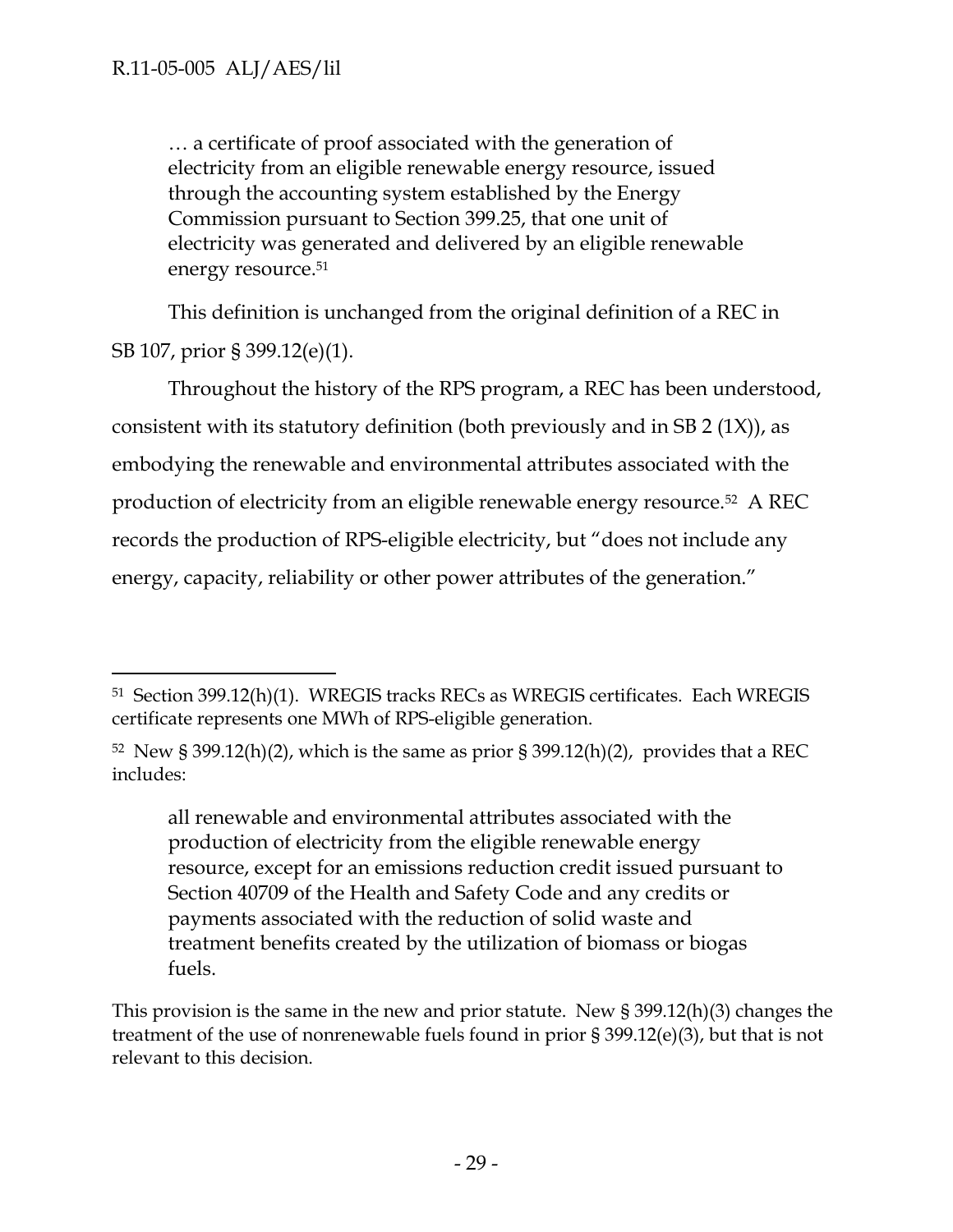> … a certificate of proof associated with the generation of electricity from an eligible renewable energy resource, issued through the accounting system established by the Energy Commission pursuant to Section 399.25, that one unit of electricity was generated and delivered by an eligible renewable energy resource.[51]

This definition is unchanged from the original definition of a REC in SB 107, prior § 399.12(e)(1).

Throughout the history of the RPS program, a REC has been understood, consistent with its statutory definition (both previously and in SB 2 (1X)), as embodying the renewable and environmental attributes associated with the production of electricity from an eligible renewable energy resource.[52] A REC records the production of RPS-eligible electricity, but "does not include any energy, capacity, reliability or other power attributes of the generation."

---

[51] Section 399.12(h)(1). WREGIS tracks RECs as WREGIS certificates. Each WREGIS certificate represents one MWh of RPS-eligible generation.

[52] New § 399.12(h)(2), which is the same as prior § 399.12(h)(2), provides that a REC includes:

> all renewable and environmental attributes associated with the production of electricity from the eligible renewable energy resource, except for an emissions reduction credit issued pursuant to Section 40709 of the Health and Safety Code and any credits or payments associated with the reduction of solid waste and treatment benefits created by the utilization of biomass or biogas fuels.

This provision is the same in the new and prior statute. New § 399.12(h)(3) changes the treatment of the use of nonrenewable fuels found in prior § 399.12(e)(3), but that is not relevant to this decision.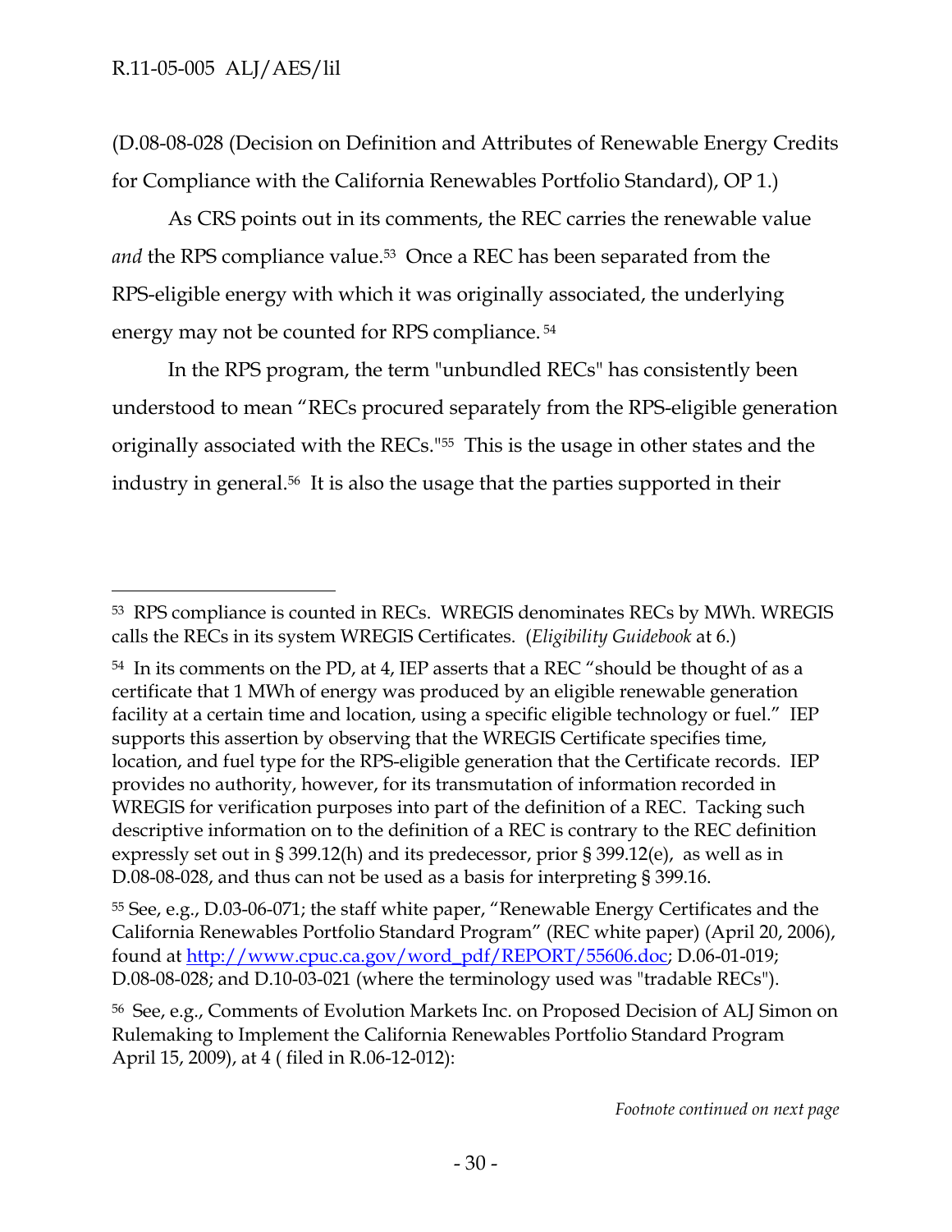(D.08-08-028 (Decision on Definition and Attributes of Renewable Energy Credits for Compliance with the California Renewables Portfolio Standard), OP 1.)

As CRS points out in its comments, the REC carries the renewable value *and* the RPS compliance value.[53] Once a REC has been separated from the RPS-eligible energy with which it was originally associated, the underlying energy may not be counted for RPS compliance.[54]

In the RPS program, the term "unbundled RECs" has consistently been understood to mean "RECs procured separately from the RPS-eligible generation originally associated with the RECs."[55] This is the usage in other states and the industry in general.[56] It is also the usage that the parties supported in their

---

[53] RPS compliance is counted in RECs. WREGIS denominates RECs by MWh. WREGIS calls the RECs in its system WREGIS Certificates. (*Eligibility Guidebook* at 6.)

[54] In its comments on the PD, at 4, IEP asserts that a REC "should be thought of as a certificate that 1 MWh of energy was produced by an eligible renewable generation facility at a certain time and location, using a specific eligible technology or fuel." IEP supports this assertion by observing that the WREGIS Certificate specifies time, location, and fuel type for the RPS-eligible generation that the Certificate records. IEP provides no authority, however, for its transmutation of information recorded in WREGIS for verification purposes into part of the definition of a REC. Tacking such descriptive information on to the definition of a REC is contrary to the REC definition expressly set out in § 399.12(h) and its predecessor, prior § 399.12(e), as well as in D.08-08-028, and thus can not be used as a basis for interpreting § 399.16.

[55] See, e.g., D.03-06-071; the staff white paper, "Renewable Energy Certificates and the California Renewables Portfolio Standard Program" (REC white paper) (April 20, 2006), found at [http://www.cpuc.ca.gov/word_pdf/REPORT/55606.doc](http://www.cpuc.ca.gov/word_pdf/REPORT/55606.doc); D.06-01-019; D.08-08-028; and D.10-03-021 (where the terminology used was "tradable RECs").

[56] See, e.g., Comments of Evolution Markets Inc. on Proposed Decision of ALJ Simon on Rulemaking to Implement the California Renewables Portfolio Standard Program April 15, 2009), at 4 ( filed in R.06-12-012):

*Footnote continued on next page*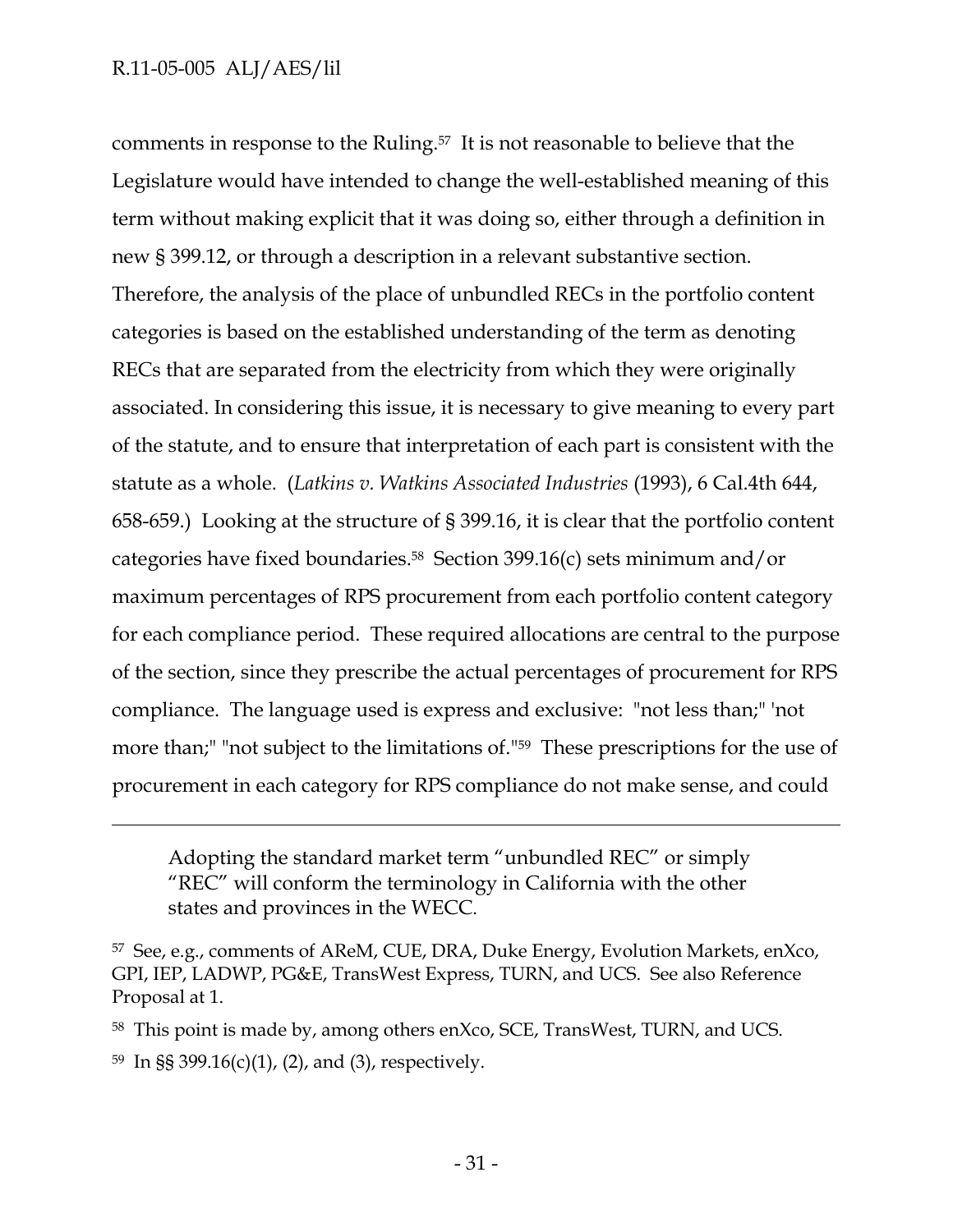comments in response to the Ruling.[57] It is not reasonable to believe that the Legislature would have intended to change the well-established meaning of this term without making explicit that it was doing so, either through a definition in new § 399.12, or through a description in a relevant substantive section. Therefore, the analysis of the place of unbundled RECs in the portfolio content categories is based on the established understanding of the term as denoting RECs that are separated from the electricity from which they were originally associated. In considering this issue, it is necessary to give meaning to every part of the statute, and to ensure that interpretation of each part is consistent with the statute as a whole. (*Latkins v. Watkins Associated Industries* (1993), 6 Cal.4th 644, 658-659.) Looking at the structure of § 399.16, it is clear that the portfolio content categories have fixed boundaries.[58] Section 399.16(c) sets minimum and/or maximum percentages of RPS procurement from each portfolio content category for each compliance period. These required allocations are central to the purpose of the section, since they prescribe the actual percentages of procurement for RPS compliance. The language used is express and exclusive: "not less than;" 'not more than;" "not subject to the limitations of."[59] These prescriptions for the use of procurement in each category for RPS compliance do not make sense, and could

---

> Adopting the standard market term "unbundled REC" or simply "REC" will conform the terminology in California with the other states and provinces in the WECC.

[57] See, e.g., comments of AReM, CUE, DRA, Duke Energy, Evolution Markets, enXco, GPI, IEP, LADWP, PG&E, TransWest Express, TURN, and UCS. See also Reference Proposal at 1.

[58] This point is made by, among others enXco, SCE, TransWest, TURN, and UCS.

[59] In §§ 399.16(c)(1), (2), and (3), respectively.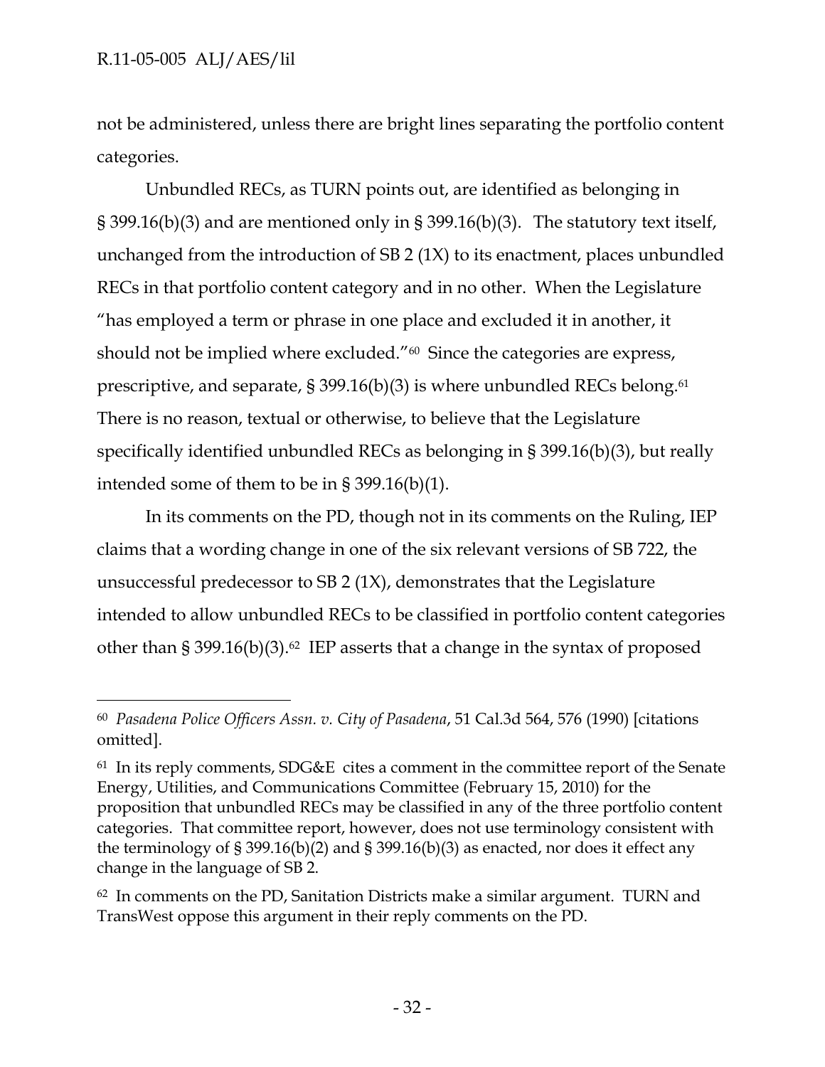not be administered, unless there are bright lines separating the portfolio content categories.

Unbundled RECs, as TURN points out, are identified as belonging in § 399.16(b)(3) and are mentioned only in § 399.16(b)(3). The statutory text itself, unchanged from the introduction of SB 2 (1X) to its enactment, places unbundled RECs in that portfolio content category and in no other. When the Legislature "has employed a term or phrase in one place and excluded it in another, it should not be implied where excluded."[60] Since the categories are express, prescriptive, and separate, § 399.16(b)(3) is where unbundled RECs belong.[61] There is no reason, textual or otherwise, to believe that the Legislature specifically identified unbundled RECs as belonging in § 399.16(b)(3), but really intended some of them to be in § 399.16(b)(1).

In its comments on the PD, though not in its comments on the Ruling, IEP claims that a wording change in one of the six relevant versions of SB 722, the unsuccessful predecessor to SB 2 (1X), demonstrates that the Legislature intended to allow unbundled RECs to be classified in portfolio content categories other than § 399.16(b)(3).[62] IEP asserts that a change in the syntax of proposed

---

[60] *Pasadena Police Officers Assn. v. City of Pasadena*, 51 Cal.3d 564, 576 (1990) [citations omitted].

[61] In its reply comments, SDG&E cites a comment in the committee report of the Senate Energy, Utilities, and Communications Committee (February 15, 2010) for the proposition that unbundled RECs may be classified in any of the three portfolio content categories. That committee report, however, does not use terminology consistent with the terminology of § 399.16(b)(2) and § 399.16(b)(3) as enacted, nor does it effect any change in the language of SB 2.

[62] In comments on the PD, Sanitation Districts make a similar argument. TURN and TransWest oppose this argument in their reply comments on the PD.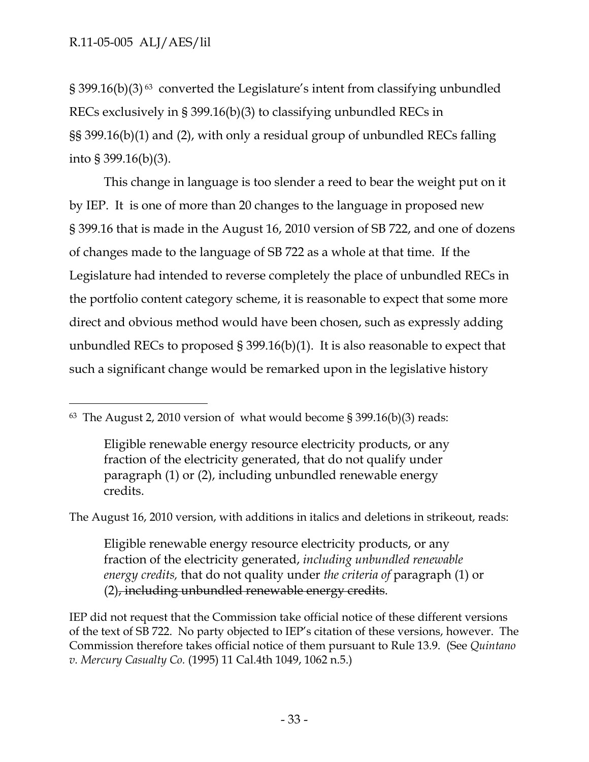§ 399.16(b)(3) [63] converted the Legislature's intent from classifying unbundled RECs exclusively in § 399.16(b)(3) to classifying unbundled RECs in §§ 399.16(b)(1) and (2), with only a residual group of unbundled RECs falling into § 399.16(b)(3).

This change in language is too slender a reed to bear the weight put on it by IEP. It is one of more than 20 changes to the language in proposed new § 399.16 that is made in the August 16, 2010 version of SB 722, and one of dozens of changes made to the language of SB 722 as a whole at that time. If the Legislature had intended to reverse completely the place of unbundled RECs in the portfolio content category scheme, it is reasonable to expect that some more direct and obvious method would have been chosen, such as expressly adding unbundled RECs to proposed § 399.16(b)(1). It is also reasonable to expect that such a significant change would be remarked upon in the legislative history

---

[63] The August 2, 2010 version of what would become § 399.16(b)(3) reads:

> Eligible renewable energy resource electricity products, or any fraction of the electricity generated, that do not qualify under paragraph (1) or (2), including unbundled renewable energy credits.

The August 16, 2010 version, with additions in italics and deletions in strikeout, reads:

> Eligible renewable energy resource electricity products, or any fraction of the electricity generated, *including unbundled renewable energy credits,* that do not quality under *the criteria of* paragraph (1) or (2)~~, including unbundled renewable energy credits~~.

IEP did not request that the Commission take official notice of these different versions of the text of SB 722. No party objected to IEP's citation of these versions, however. The Commission therefore takes official notice of them pursuant to Rule 13.9. (See *Quintano v. Mercury Casualty Co.* (1995) 11 Cal.4th 1049, 1062 n.5.)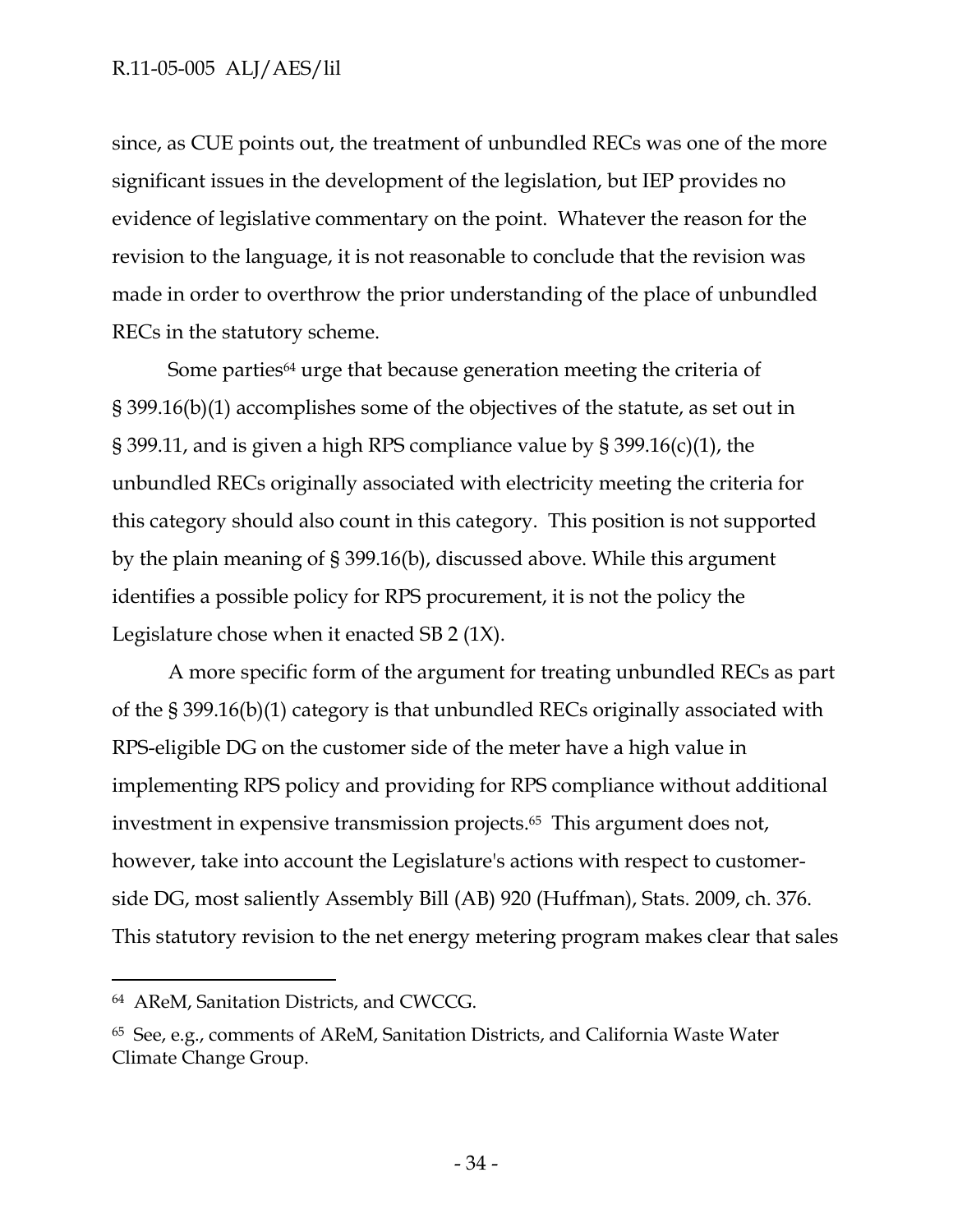since, as CUE points out, the treatment of unbundled RECs was one of the more significant issues in the development of the legislation, but IEP provides no evidence of legislative commentary on the point. Whatever the reason for the revision to the language, it is not reasonable to conclude that the revision was made in order to overthrow the prior understanding of the place of unbundled RECs in the statutory scheme.

Some parties[64] urge that because generation meeting the criteria of § 399.16(b)(1) accomplishes some of the objectives of the statute, as set out in § 399.11, and is given a high RPS compliance value by § 399.16(c)(1), the unbundled RECs originally associated with electricity meeting the criteria for this category should also count in this category. This position is not supported by the plain meaning of § 399.16(b), discussed above. While this argument identifies a possible policy for RPS procurement, it is not the policy the Legislature chose when it enacted SB 2 (1X).

A more specific form of the argument for treating unbundled RECs as part of the § 399.16(b)(1) category is that unbundled RECs originally associated with RPS-eligible DG on the customer side of the meter have a high value in implementing RPS policy and providing for RPS compliance without additional investment in expensive transmission projects.[65] This argument does not, however, take into account the Legislature's actions with respect to customer-side DG, most saliently Assembly Bill (AB) 920 (Huffman), Stats. 2009, ch. 376. This statutory revision to the net energy metering program makes clear that sales

---

[64] AReM, Sanitation Districts, and CWCCG.

[65] See, e.g., comments of AReM, Sanitation Districts, and California Waste Water Climate Change Group.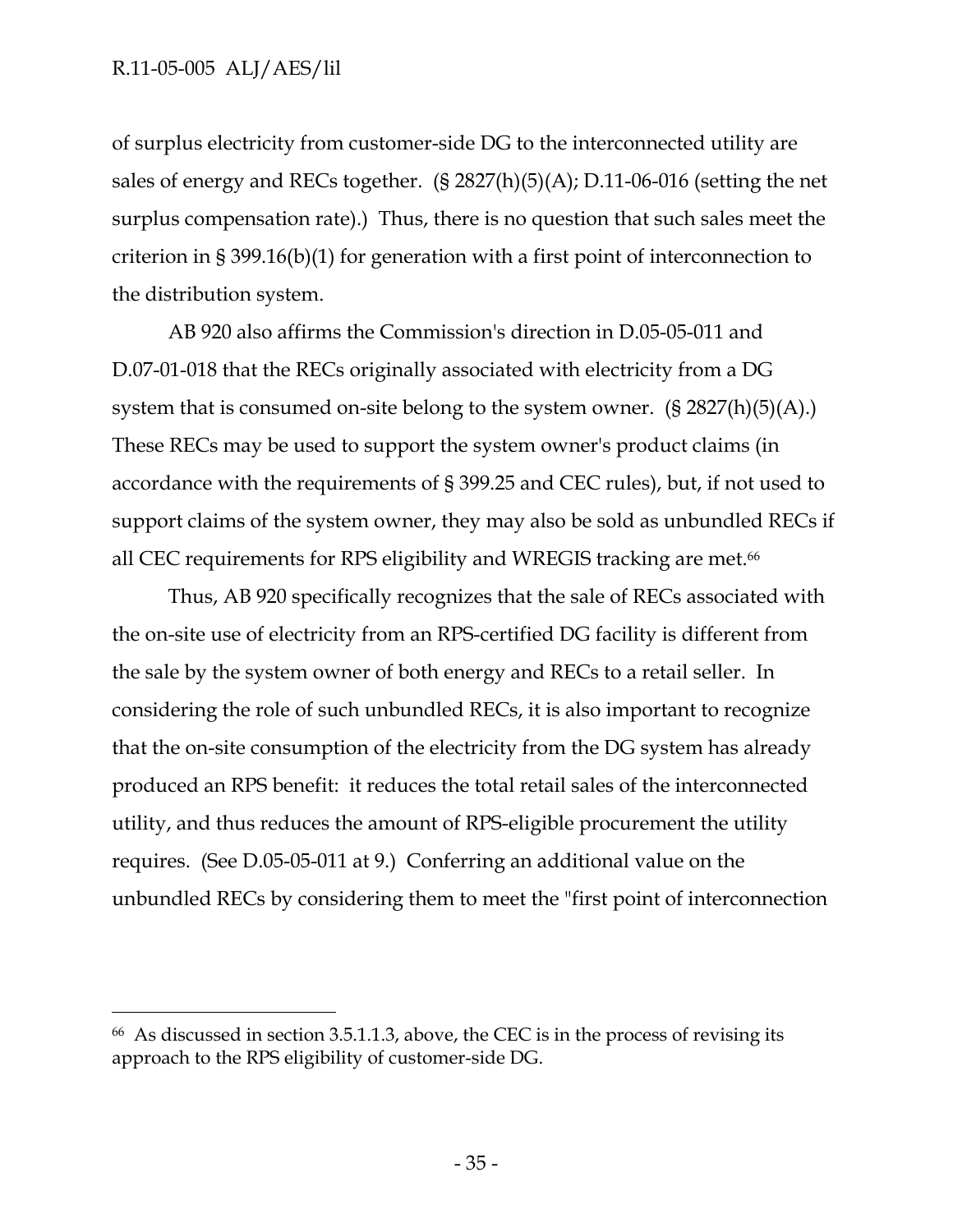of surplus electricity from customer-side DG to the interconnected utility are sales of energy and RECs together. (§ 2827(h)(5)(A); D.11-06-016 (setting the net surplus compensation rate).) Thus, there is no question that such sales meet the criterion in § 399.16(b)(1) for generation with a first point of interconnection to the distribution system.

AB 920 also affirms the Commission's direction in D.05-05-011 and D.07-01-018 that the RECs originally associated with electricity from a DG system that is consumed on-site belong to the system owner. (§ 2827(h)(5)(A).) These RECs may be used to support the system owner's product claims (in accordance with the requirements of § 399.25 and CEC rules), but, if not used to support claims of the system owner, they may also be sold as unbundled RECs if all CEC requirements for RPS eligibility and WREGIS tracking are met.[66]

Thus, AB 920 specifically recognizes that the sale of RECs associated with the on-site use of electricity from an RPS-certified DG facility is different from the sale by the system owner of both energy and RECs to a retail seller. In considering the role of such unbundled RECs, it is also important to recognize that the on-site consumption of the electricity from the DG system has already produced an RPS benefit: it reduces the total retail sales of the interconnected utility, and thus reduces the amount of RPS-eligible procurement the utility requires. (See D.05-05-011 at 9.) Conferring an additional value on the unbundled RECs by considering them to meet the "first point of interconnection

---

[66] As discussed in section 3.5.1.1.3, above, the CEC is in the process of revising its approach to the RPS eligibility of customer-side DG.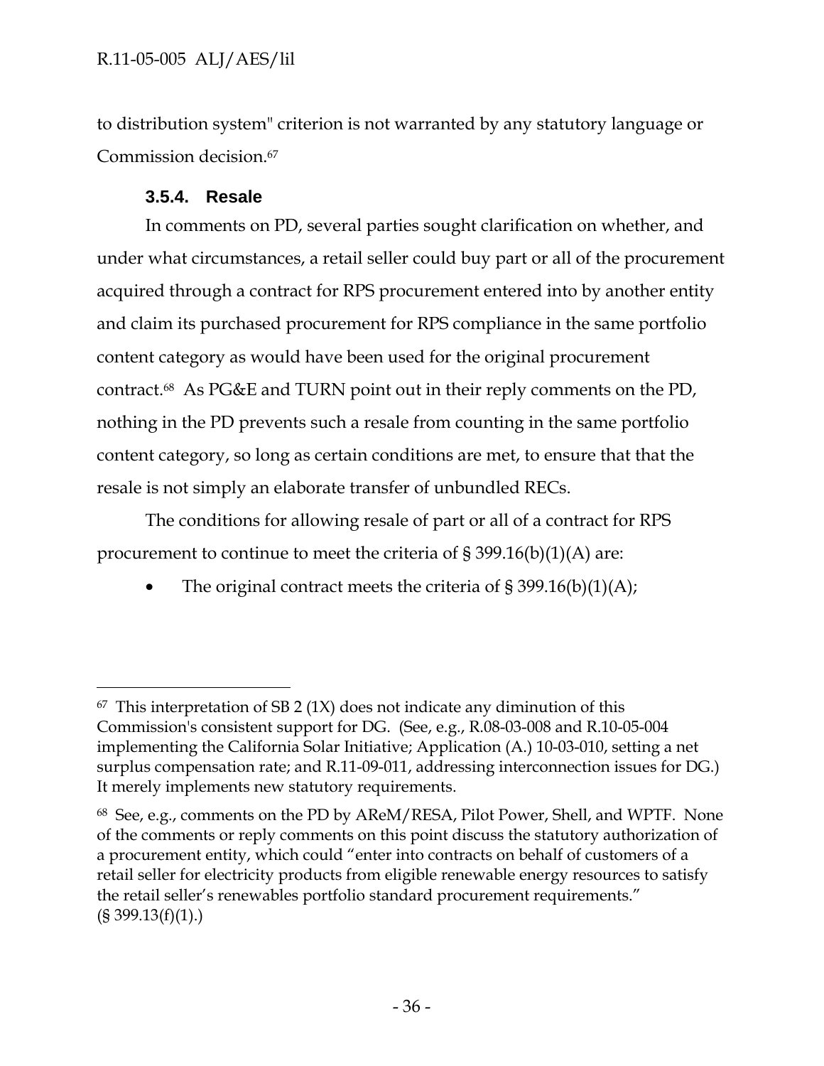to distribution system" criterion is not warranted by any statutory language or Commission decision.[67]

#### 3.5.4. Resale

In comments on PD, several parties sought clarification on whether, and under what circumstances, a retail seller could buy part or all of the procurement acquired through a contract for RPS procurement entered into by another entity and claim its purchased procurement for RPS compliance in the same portfolio content category as would have been used for the original procurement contract.[68] As PG&E and TURN point out in their reply comments on the PD, nothing in the PD prevents such a resale from counting in the same portfolio content category, so long as certain conditions are met, to ensure that that the resale is not simply an elaborate transfer of unbundled RECs.

The conditions for allowing resale of part or all of a contract for RPS procurement to continue to meet the criteria of § 399.16(b)(1)(A) are:

- The original contract meets the criteria of § 399.16(b)(1)(A);

---

[67] This interpretation of SB 2 (1X) does not indicate any diminution of this Commission's consistent support for DG. (See, e.g., R.08-03-008 and R.10-05-004 implementing the California Solar Initiative; Application (A.) 10-03-010, setting a net surplus compensation rate; and R.11-09-011, addressing interconnection issues for DG.) It merely implements new statutory requirements.

[68] See, e.g., comments on the PD by AReM/RESA, Pilot Power, Shell, and WPTF. None of the comments or reply comments on this point discuss the statutory authorization of a procurement entity, which could "enter into contracts on behalf of customers of a retail seller for electricity products from eligible renewable energy resources to satisfy the retail seller's renewables portfolio standard procurement requirements." (§ 399.13(f)(1).)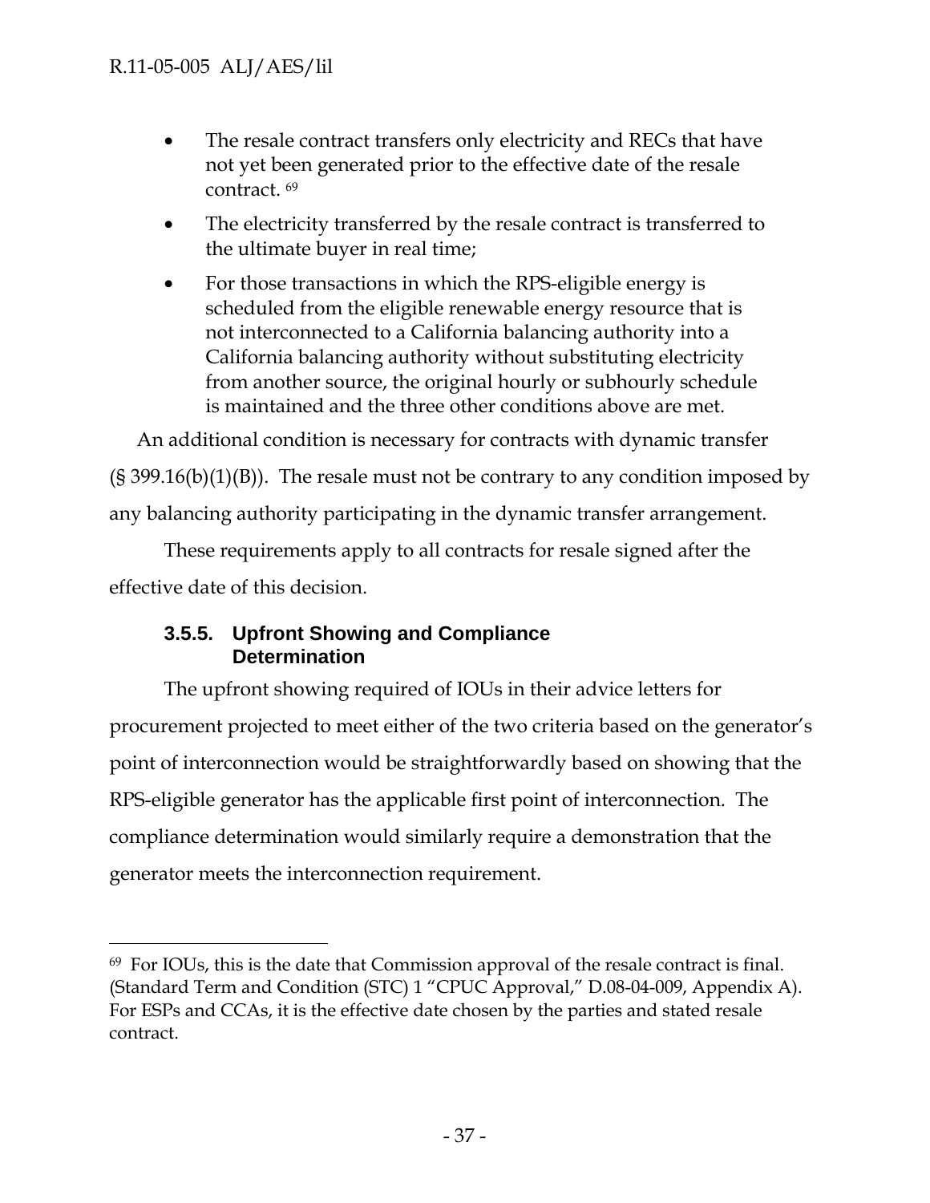- The resale contract transfers only electricity and RECs that have not yet been generated prior to the effective date of the resale contract. [69]
- The electricity transferred by the resale contract is transferred to the ultimate buyer in real time;
- For those transactions in which the RPS-eligible energy is scheduled from the eligible renewable energy resource that is not interconnected to a California balancing authority into a California balancing authority without substituting electricity from another source, the original hourly or subhourly schedule is maintained and the three other conditions above are met.

An additional condition is necessary for contracts with dynamic transfer (§ 399.16(b)(1)(B)). The resale must not be contrary to any condition imposed by any balancing authority participating in the dynamic transfer arrangement.

These requirements apply to all contracts for resale signed after the effective date of this decision.

### 3.5.5. Upfront Showing and Compliance Determination

The upfront showing required of IOUs in their advice letters for procurement projected to meet either of the two criteria based on the generator's point of interconnection would be straightforwardly based on showing that the RPS-eligible generator has the applicable first point of interconnection. The compliance determination would similarly require a demonstration that the generator meets the interconnection requirement.

---

[69] For IOUs, this is the date that Commission approval of the resale contract is final. (Standard Term and Condition (STC) 1 "CPUC Approval," D.08-04-009, Appendix A). For ESPs and CCAs, it is the effective date chosen by the parties and stated resale contract.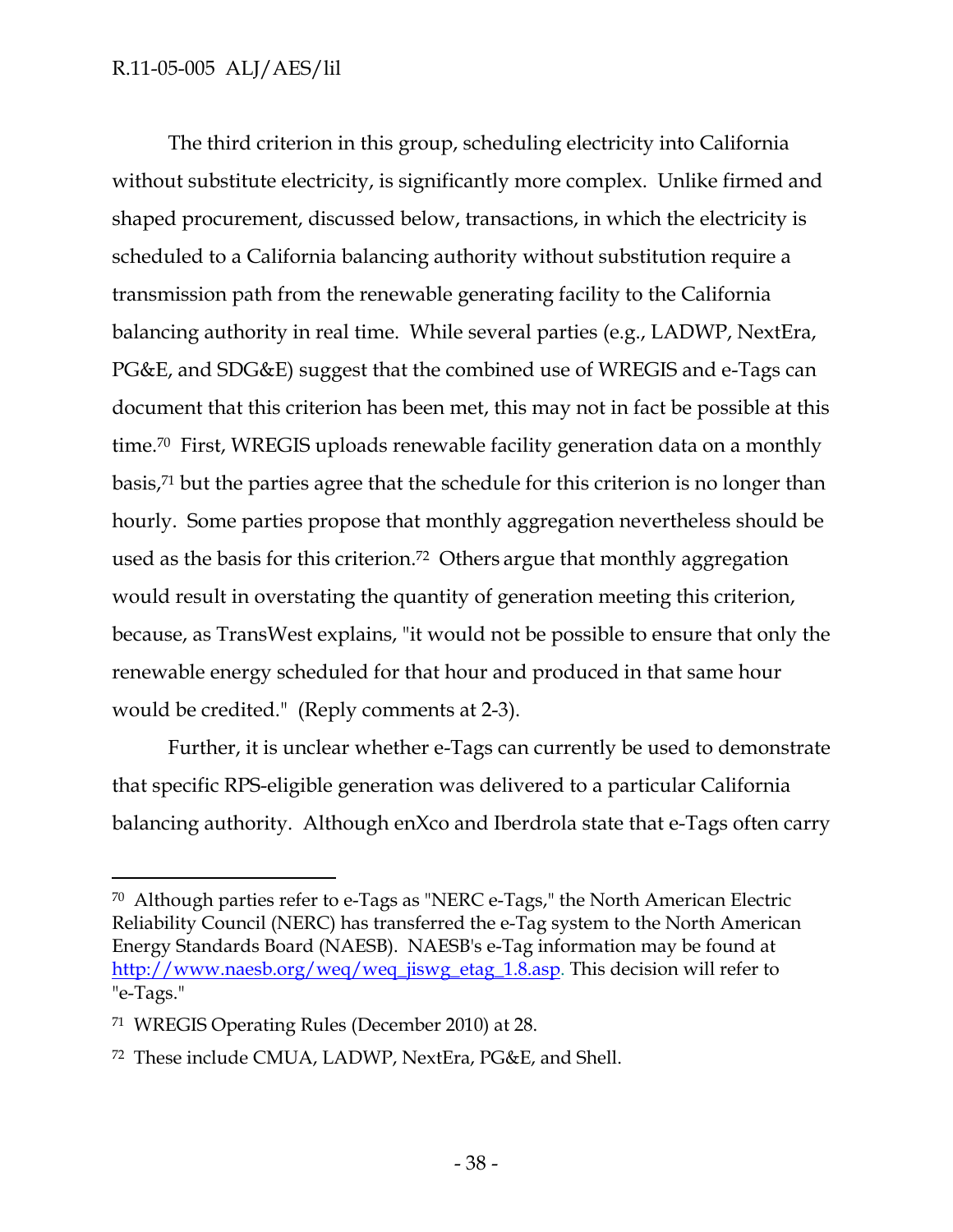The third criterion in this group, scheduling electricity into California without substitute electricity, is significantly more complex. Unlike firmed and shaped procurement, discussed below, transactions, in which the electricity is scheduled to a California balancing authority without substitution require a transmission path from the renewable generating facility to the California balancing authority in real time. While several parties (e.g., LADWP, NextEra, PG&E, and SDG&E) suggest that the combined use of WREGIS and e-Tags can document that this criterion has been met, this may not in fact be possible at this time.[70] First, WREGIS uploads renewable facility generation data on a monthly basis,[71] but the parties agree that the schedule for this criterion is no longer than hourly. Some parties propose that monthly aggregation nevertheless should be used as the basis for this criterion.[72] Others argue that monthly aggregation would result in overstating the quantity of generation meeting this criterion, because, as TransWest explains, "it would not be possible to ensure that only the renewable energy scheduled for that hour and produced in that same hour would be credited." (Reply comments at 2-3).

Further, it is unclear whether e-Tags can currently be used to demonstrate that specific RPS-eligible generation was delivered to a particular California balancing authority. Although enXco and Iberdrola state that e-Tags often carry

---

[70] Although parties refer to e-Tags as "NERC e-Tags," the North American Electric Reliability Council (NERC) has transferred the e-Tag system to the North American Energy Standards Board (NAESB). NAESB's e-Tag information may be found at http://www.naesb.org/weq/weq_jiswg_etag_1.8.asp. This decision will refer to "e-Tags."

[71] WREGIS Operating Rules (December 2010) at 28.

[72] These include CMUA, LADWP, NextEra, PG&E, and Shell.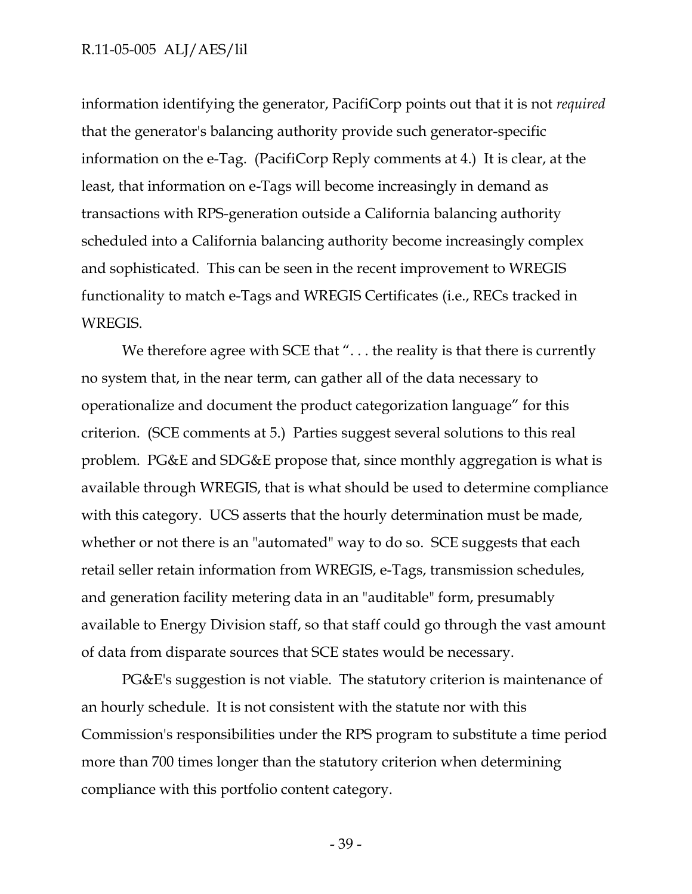information identifying the generator, PacifiCorp points out that it is not *required* that the generator's balancing authority provide such generator-specific information on the e-Tag. (PacifiCorp Reply comments at 4.) It is clear, at the least, that information on e-Tags will become increasingly in demand as transactions with RPS-generation outside a California balancing authority scheduled into a California balancing authority become increasingly complex and sophisticated. This can be seen in the recent improvement to WREGIS functionality to match e-Tags and WREGIS Certificates (i.e., RECs tracked in WREGIS.

We therefore agree with SCE that ". . . the reality is that there is currently no system that, in the near term, can gather all of the data necessary to operationalize and document the product categorization language" for this criterion. (SCE comments at 5.) Parties suggest several solutions to this real problem. PG&E and SDG&E propose that, since monthly aggregation is what is available through WREGIS, that is what should be used to determine compliance with this category. UCS asserts that the hourly determination must be made, whether or not there is an "automated" way to do so. SCE suggests that each retail seller retain information from WREGIS, e-Tags, transmission schedules, and generation facility metering data in an "auditable" form, presumably available to Energy Division staff, so that staff could go through the vast amount of data from disparate sources that SCE states would be necessary.

PG&E's suggestion is not viable. The statutory criterion is maintenance of an hourly schedule. It is not consistent with the statute nor with this Commission's responsibilities under the RPS program to substitute a time period more than 700 times longer than the statutory criterion when determining compliance with this portfolio content category.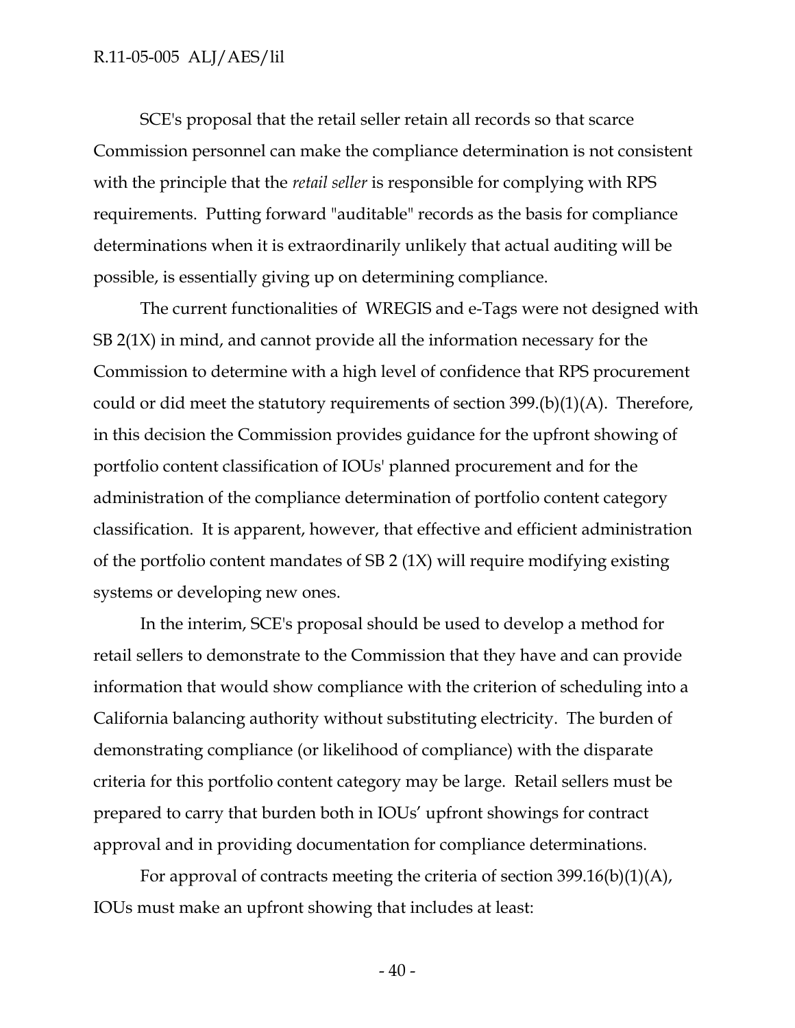SCE's proposal that the retail seller retain all records so that scarce Commission personnel can make the compliance determination is not consistent with the principle that the *retail seller* is responsible for complying with RPS requirements. Putting forward "auditable" records as the basis for compliance determinations when it is extraordinarily unlikely that actual auditing will be possible, is essentially giving up on determining compliance.

The current functionalities of WREGIS and e-Tags were not designed with SB 2(1X) in mind, and cannot provide all the information necessary for the Commission to determine with a high level of confidence that RPS procurement could or did meet the statutory requirements of section 399.(b)(1)(A). Therefore, in this decision the Commission provides guidance for the upfront showing of portfolio content classification of IOUs' planned procurement and for the administration of the compliance determination of portfolio content category classification. It is apparent, however, that effective and efficient administration of the portfolio content mandates of SB 2 (1X) will require modifying existing systems or developing new ones.

In the interim, SCE's proposal should be used to develop a method for retail sellers to demonstrate to the Commission that they have and can provide information that would show compliance with the criterion of scheduling into a California balancing authority without substituting electricity. The burden of demonstrating compliance (or likelihood of compliance) with the disparate criteria for this portfolio content category may be large. Retail sellers must be prepared to carry that burden both in IOUs' upfront showings for contract approval and in providing documentation for compliance determinations.

For approval of contracts meeting the criteria of section 399.16(b)(1)(A), IOUs must make an upfront showing that includes at least: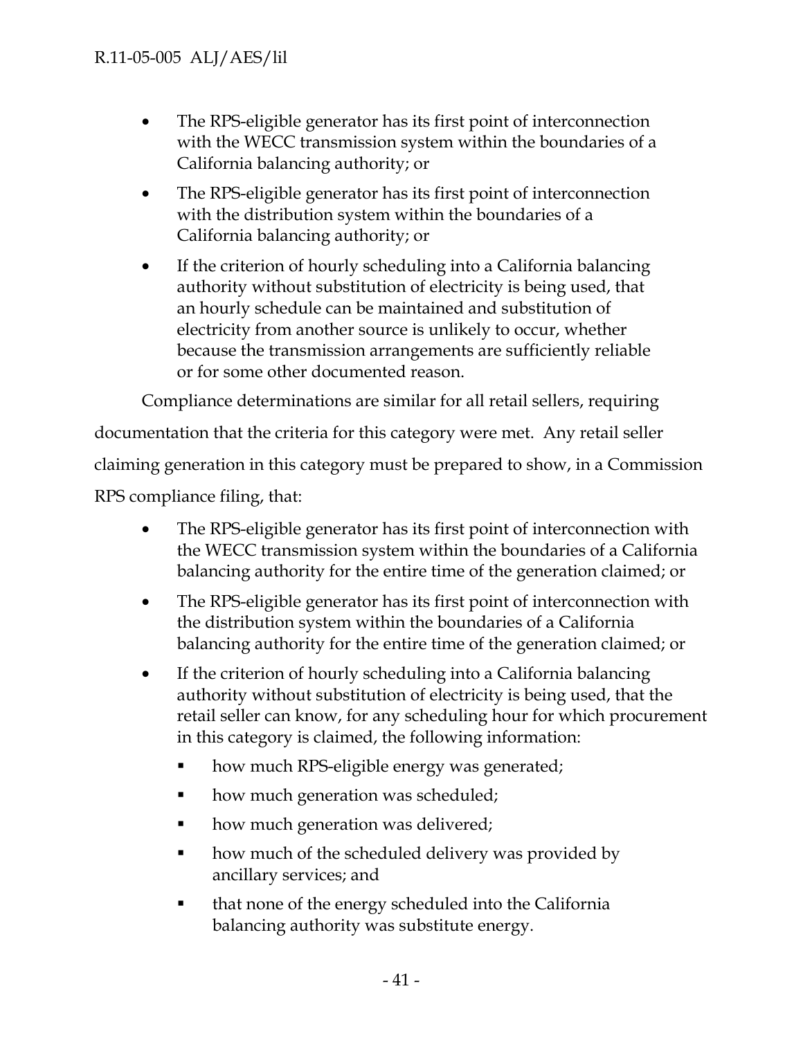- The RPS-eligible generator has its first point of interconnection with the WECC transmission system within the boundaries of a California balancing authority; or
- The RPS-eligible generator has its first point of interconnection with the distribution system within the boundaries of a California balancing authority; or
- If the criterion of hourly scheduling into a California balancing authority without substitution of electricity is being used, that an hourly schedule can be maintained and substitution of electricity from another source is unlikely to occur, whether because the transmission arrangements are sufficiently reliable or for some other documented reason.

Compliance determinations are similar for all retail sellers, requiring documentation that the criteria for this category were met. Any retail seller claiming generation in this category must be prepared to show, in a Commission RPS compliance filing, that:

- The RPS-eligible generator has its first point of interconnection with the WECC transmission system within the boundaries of a California balancing authority for the entire time of the generation claimed; or
- The RPS-eligible generator has its first point of interconnection with the distribution system within the boundaries of a California balancing authority for the entire time of the generation claimed; or
- If the criterion of hourly scheduling into a California balancing authority without substitution of electricity is being used, that the retail seller can know, for any scheduling hour for which procurement in this category is claimed, the following information:
  - how much RPS-eligible energy was generated;
  - how much generation was scheduled;
  - how much generation was delivered;
  - how much of the scheduled delivery was provided by ancillary services; and
  - that none of the energy scheduled into the California balancing authority was substitute energy.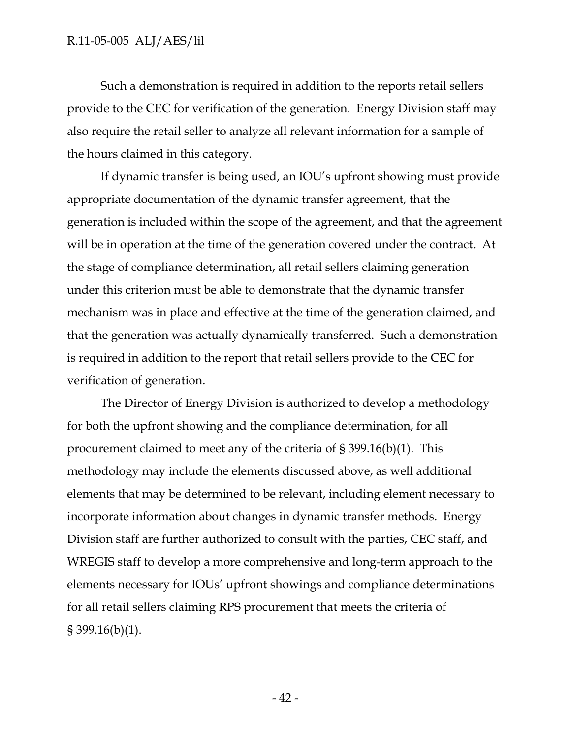Such a demonstration is required in addition to the reports retail sellers provide to the CEC for verification of the generation. Energy Division staff may also require the retail seller to analyze all relevant information for a sample of the hours claimed in this category.

If dynamic transfer is being used, an IOU's upfront showing must provide appropriate documentation of the dynamic transfer agreement, that the generation is included within the scope of the agreement, and that the agreement will be in operation at the time of the generation covered under the contract. At the stage of compliance determination, all retail sellers claiming generation under this criterion must be able to demonstrate that the dynamic transfer mechanism was in place and effective at the time of the generation claimed, and that the generation was actually dynamically transferred. Such a demonstration is required in addition to the report that retail sellers provide to the CEC for verification of generation.

The Director of Energy Division is authorized to develop a methodology for both the upfront showing and the compliance determination, for all procurement claimed to meet any of the criteria of § 399.16(b)(1). This methodology may include the elements discussed above, as well additional elements that may be determined to be relevant, including element necessary to incorporate information about changes in dynamic transfer methods. Energy Division staff are further authorized to consult with the parties, CEC staff, and WREGIS staff to develop a more comprehensive and long-term approach to the elements necessary for IOUs' upfront showings and compliance determinations for all retail sellers claiming RPS procurement that meets the criteria of § 399.16(b)(1).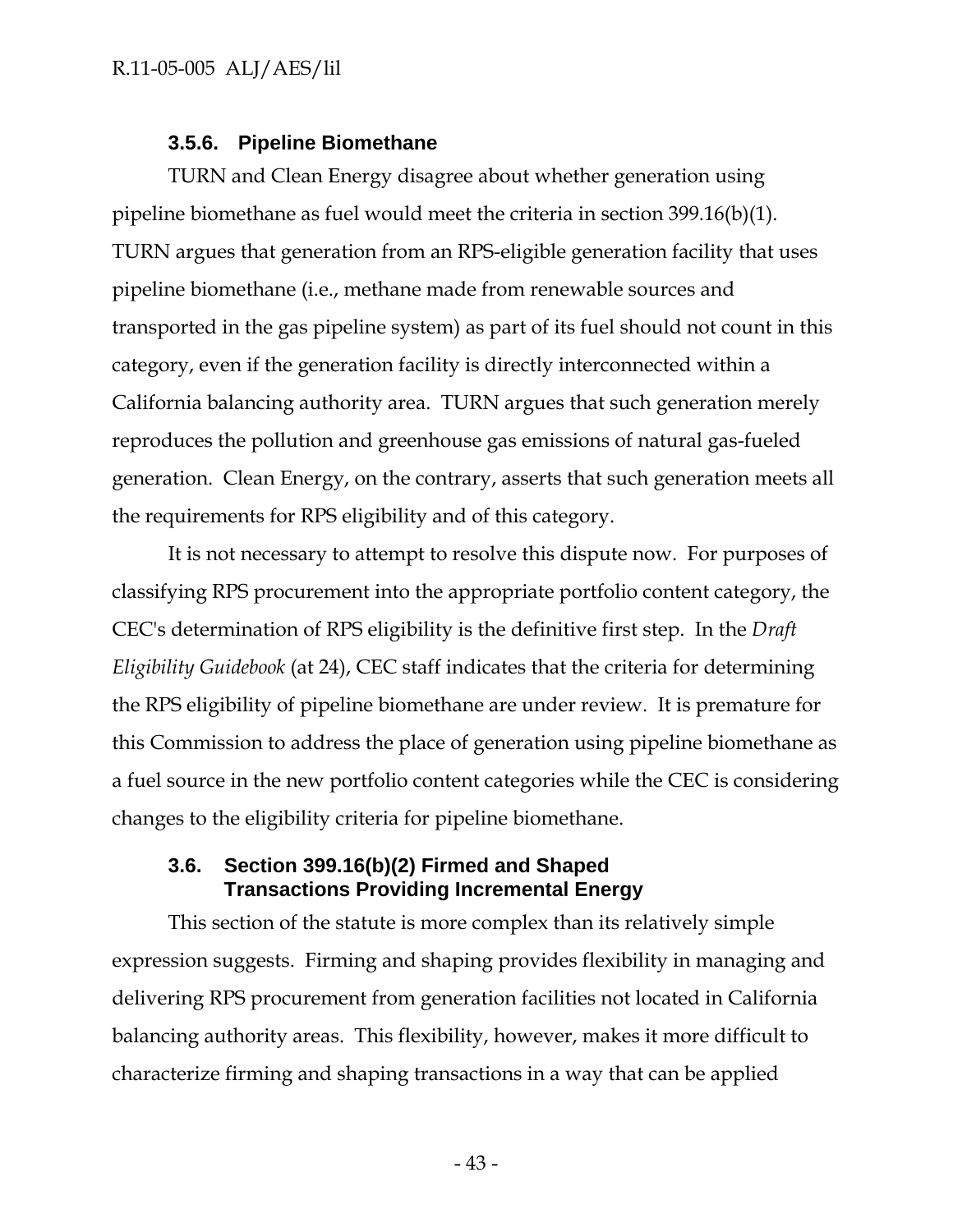### 3.5.6. Pipeline Biomethane

TURN and Clean Energy disagree about whether generation using pipeline biomethane as fuel would meet the criteria in section 399.16(b)(1). TURN argues that generation from an RPS-eligible generation facility that uses pipeline biomethane (i.e., methane made from renewable sources and transported in the gas pipeline system) as part of its fuel should not count in this category, even if the generation facility is directly interconnected within a California balancing authority area. TURN argues that such generation merely reproduces the pollution and greenhouse gas emissions of natural gas-fueled generation. Clean Energy, on the contrary, asserts that such generation meets all the requirements for RPS eligibility and of this category.

It is not necessary to attempt to resolve this dispute now. For purposes of classifying RPS procurement into the appropriate portfolio content category, the CEC's determination of RPS eligibility is the definitive first step. In the *Draft Eligibility Guidebook* (at 24), CEC staff indicates that the criteria for determining the RPS eligibility of pipeline biomethane are under review. It is premature for this Commission to address the place of generation using pipeline biomethane as a fuel source in the new portfolio content categories while the CEC is considering changes to the eligibility criteria for pipeline biomethane.

## 3.6. Section 399.16(b)(2) Firmed and Shaped Transactions Providing Incremental Energy

This section of the statute is more complex than its relatively simple expression suggests. Firming and shaping provides flexibility in managing and delivering RPS procurement from generation facilities not located in California balancing authority areas. This flexibility, however, makes it more difficult to characterize firming and shaping transactions in a way that can be applied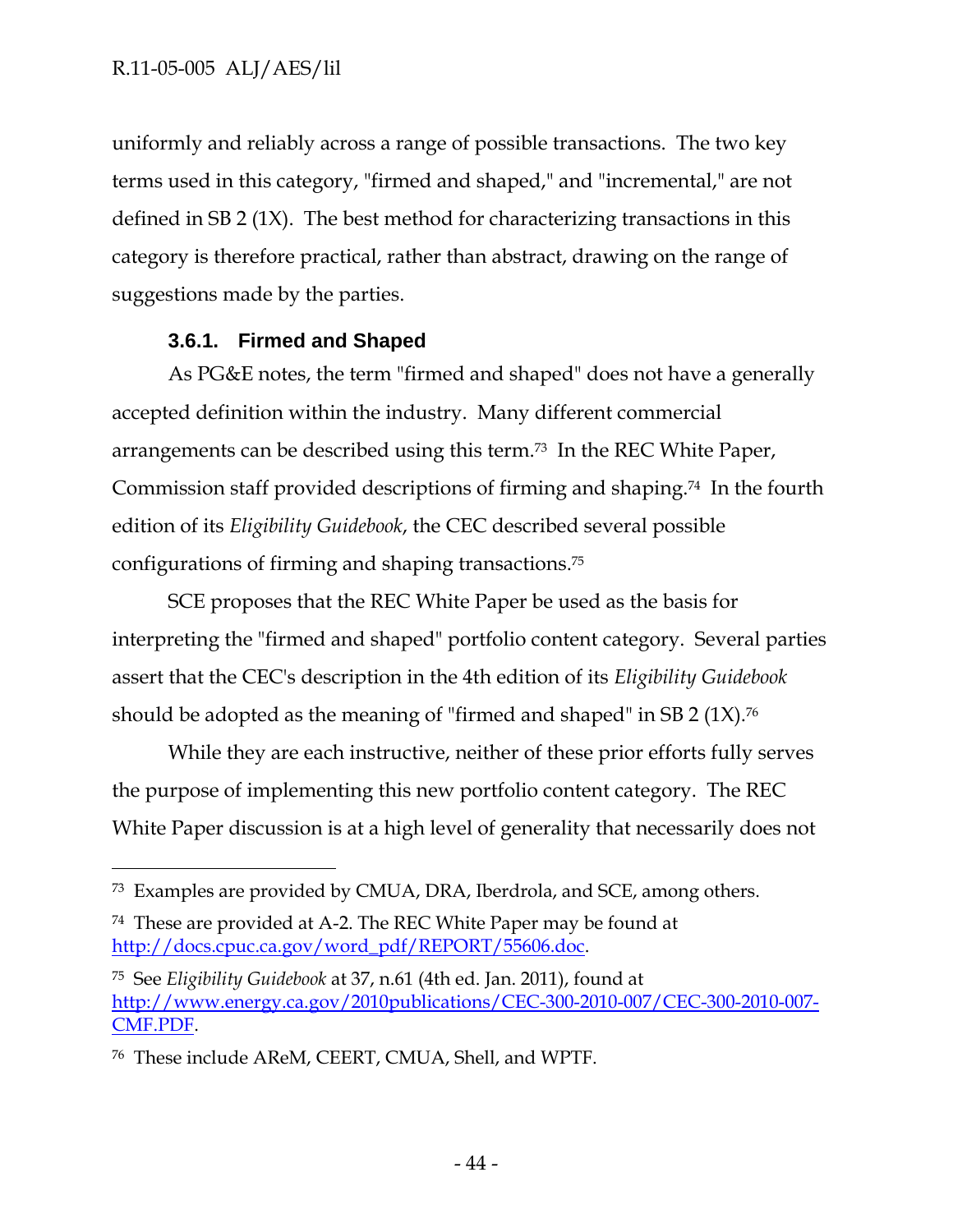uniformly and reliably across a range of possible transactions. The two key terms used in this category, "firmed and shaped," and "incremental," are not defined in SB 2 (1X). The best method for characterizing transactions in this category is therefore practical, rather than abstract, drawing on the range of suggestions made by the parties.

### 3.6.1. Firmed and Shaped

As PG&E notes, the term "firmed and shaped" does not have a generally accepted definition within the industry. Many different commercial arrangements can be described using this term.[73] In the REC White Paper, Commission staff provided descriptions of firming and shaping.[74] In the fourth edition of its *Eligibility Guidebook*, the CEC described several possible configurations of firming and shaping transactions.[75]

SCE proposes that the REC White Paper be used as the basis for interpreting the "firmed and shaped" portfolio content category. Several parties assert that the CEC's description in the 4th edition of its *Eligibility Guidebook* should be adopted as the meaning of "firmed and shaped" in SB 2 (1X).[76]

While they are each instructive, neither of these prior efforts fully serves the purpose of implementing this new portfolio content category. The REC White Paper discussion is at a high level of generality that necessarily does not

---

[73] Examples are provided by CMUA, DRA, Iberdrola, and SCE, among others.

[74] These are provided at A-2. The REC White Paper may be found at http://docs.cpuc.ca.gov/word_pdf/REPORT/55606.doc.

[75] See *Eligibility Guidebook* at 37, n.61 (4th ed. Jan. 2011), found at http://www.energy.ca.gov/2010publications/CEC-300-2010-007/CEC-300-2010-007-CMF.PDF.

[76] These include AReM, CEERT, CMUA, Shell, and WPTF.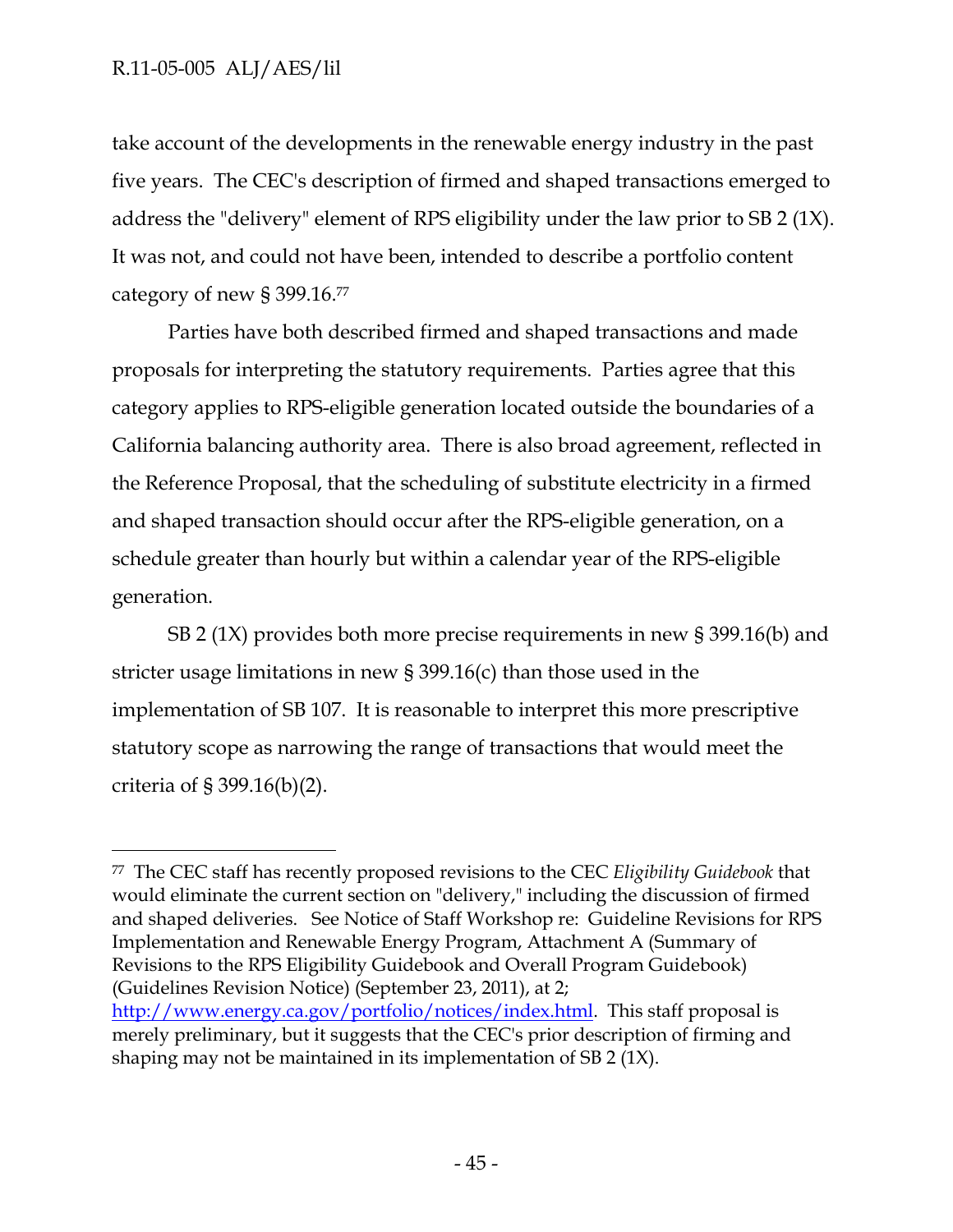take account of the developments in the renewable energy industry in the past five years. The CEC's description of firmed and shaped transactions emerged to address the "delivery" element of RPS eligibility under the law prior to SB 2 (1X). It was not, and could not have been, intended to describe a portfolio content category of new § 399.16.[77]

Parties have both described firmed and shaped transactions and made proposals for interpreting the statutory requirements. Parties agree that this category applies to RPS-eligible generation located outside the boundaries of a California balancing authority area. There is also broad agreement, reflected in the Reference Proposal, that the scheduling of substitute electricity in a firmed and shaped transaction should occur after the RPS-eligible generation, on a schedule greater than hourly but within a calendar year of the RPS-eligible generation.

SB 2 (1X) provides both more precise requirements in new § 399.16(b) and stricter usage limitations in new § 399.16(c) than those used in the implementation of SB 107. It is reasonable to interpret this more prescriptive statutory scope as narrowing the range of transactions that would meet the criteria of § 399.16(b)(2).

---

[77] The CEC staff has recently proposed revisions to the CEC *Eligibility Guidebook* that would eliminate the current section on "delivery," including the discussion of firmed and shaped deliveries. See Notice of Staff Workshop re: Guideline Revisions for RPS Implementation and Renewable Energy Program, Attachment A (Summary of Revisions to the RPS Eligibility Guidebook and Overall Program Guidebook) (Guidelines Revision Notice) (September 23, 2011), at 2; http://www.energy.ca.gov/portfolio/notices/index.html. This staff proposal is merely preliminary, but it suggests that the CEC's prior description of firming and shaping may not be maintained in its implementation of SB 2 (1X).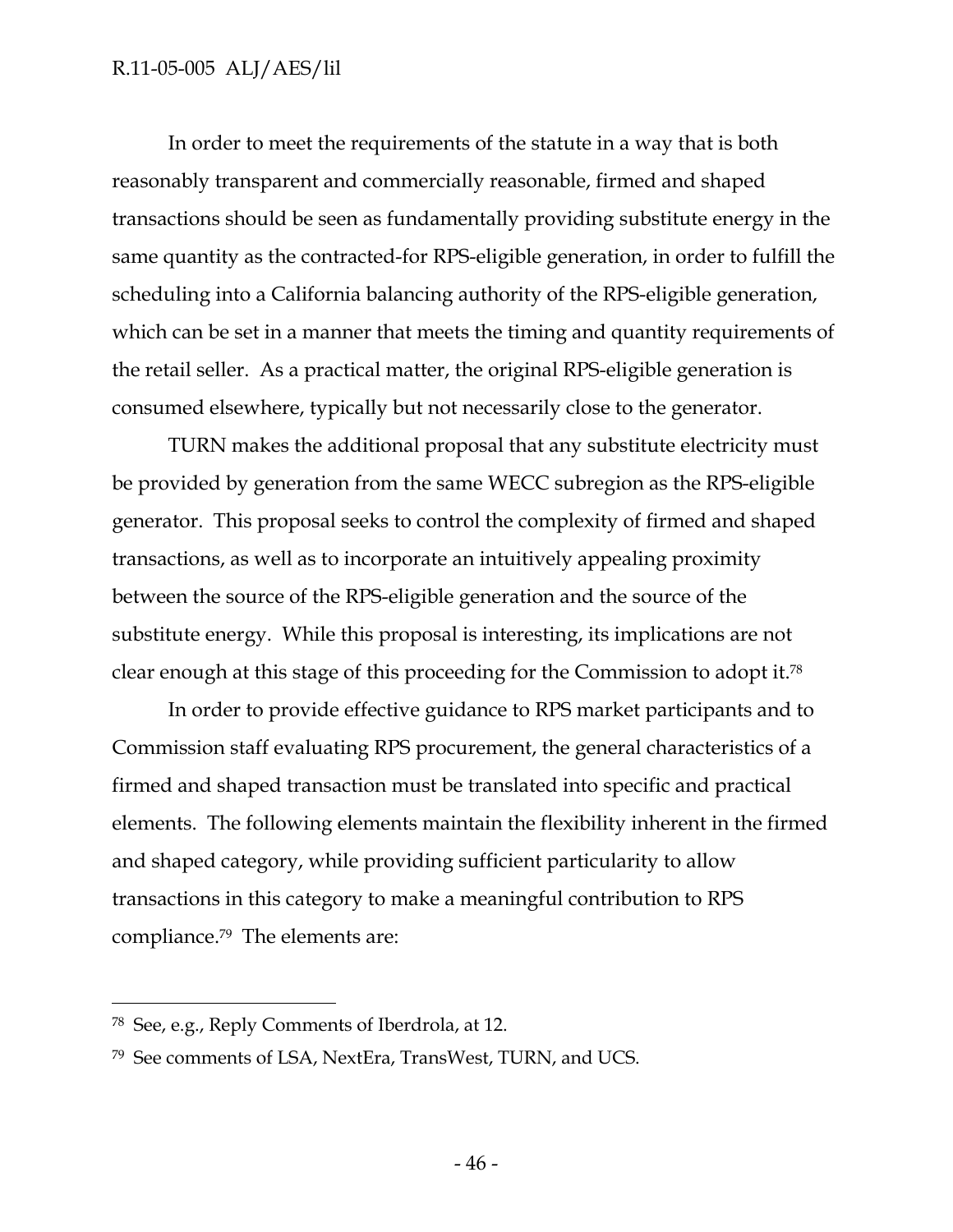In order to meet the requirements of the statute in a way that is both reasonably transparent and commercially reasonable, firmed and shaped transactions should be seen as fundamentally providing substitute energy in the same quantity as the contracted-for RPS-eligible generation, in order to fulfill the scheduling into a California balancing authority of the RPS-eligible generation, which can be set in a manner that meets the timing and quantity requirements of the retail seller. As a practical matter, the original RPS-eligible generation is consumed elsewhere, typically but not necessarily close to the generator.

TURN makes the additional proposal that any substitute electricity must be provided by generation from the same WECC subregion as the RPS-eligible generator. This proposal seeks to control the complexity of firmed and shaped transactions, as well as to incorporate an intuitively appealing proximity between the source of the RPS-eligible generation and the source of the substitute energy. While this proposal is interesting, its implications are not clear enough at this stage of this proceeding for the Commission to adopt it.[78]

In order to provide effective guidance to RPS market participants and to Commission staff evaluating RPS procurement, the general characteristics of a firmed and shaped transaction must be translated into specific and practical elements. The following elements maintain the flexibility inherent in the firmed and shaped category, while providing sufficient particularity to allow transactions in this category to make a meaningful contribution to RPS compliance.[79] The elements are:

---

[78] See, e.g., Reply Comments of Iberdrola, at 12.

[79] See comments of LSA, NextEra, TransWest, TURN, and UCS.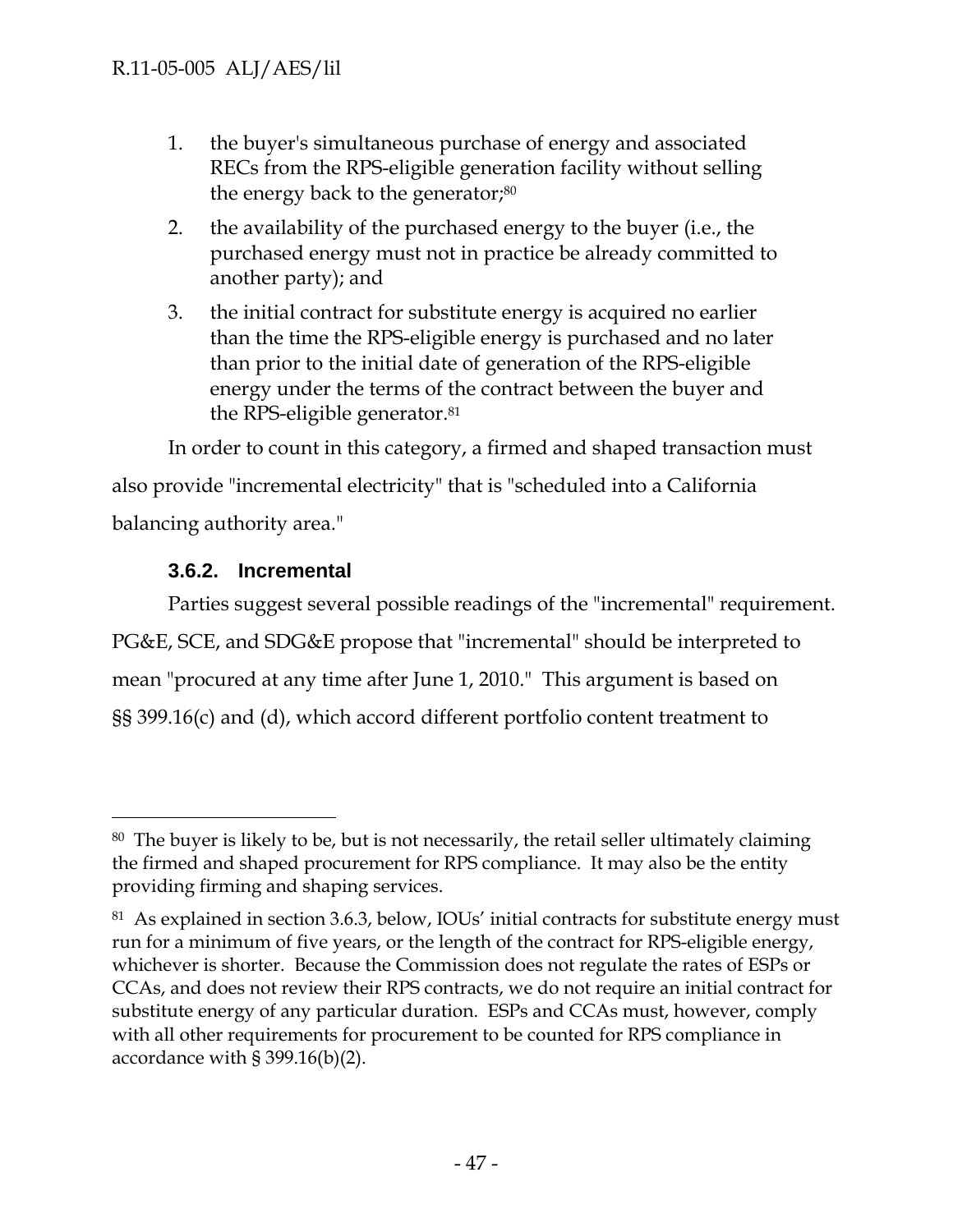1. the buyer's simultaneous purchase of energy and associated RECs from the RPS-eligible generation facility without selling the energy back to the generator;[80]
2. the availability of the purchased energy to the buyer (i.e., the purchased energy must not in practice be already committed to another party); and
3. the initial contract for substitute energy is acquired no earlier than the time the RPS-eligible energy is purchased and no later than prior to the initial date of generation of the RPS-eligible energy under the terms of the contract between the buyer and the RPS-eligible generator.[81]

In order to count in this category, a firmed and shaped transaction must also provide "incremental electricity" that is "scheduled into a California balancing authority area."

### 3.6.2. Incremental

Parties suggest several possible readings of the "incremental" requirement. PG&E, SCE, and SDG&E propose that "incremental" should be interpreted to mean "procured at any time after June 1, 2010." This argument is based on §§ 399.16(c) and (d), which accord different portfolio content treatment to

---

[80] The buyer is likely to be, but is not necessarily, the retail seller ultimately claiming the firmed and shaped procurement for RPS compliance. It may also be the entity providing firming and shaping services.

[81] As explained in section 3.6.3, below, IOUs' initial contracts for substitute energy must run for a minimum of five years, or the length of the contract for RPS-eligible energy, whichever is shorter. Because the Commission does not regulate the rates of ESPs or CCAs, and does not review their RPS contracts, we do not require an initial contract for substitute energy of any particular duration. ESPs and CCAs must, however, comply with all other requirements for procurement to be counted for RPS compliance in accordance with § 399.16(b)(2).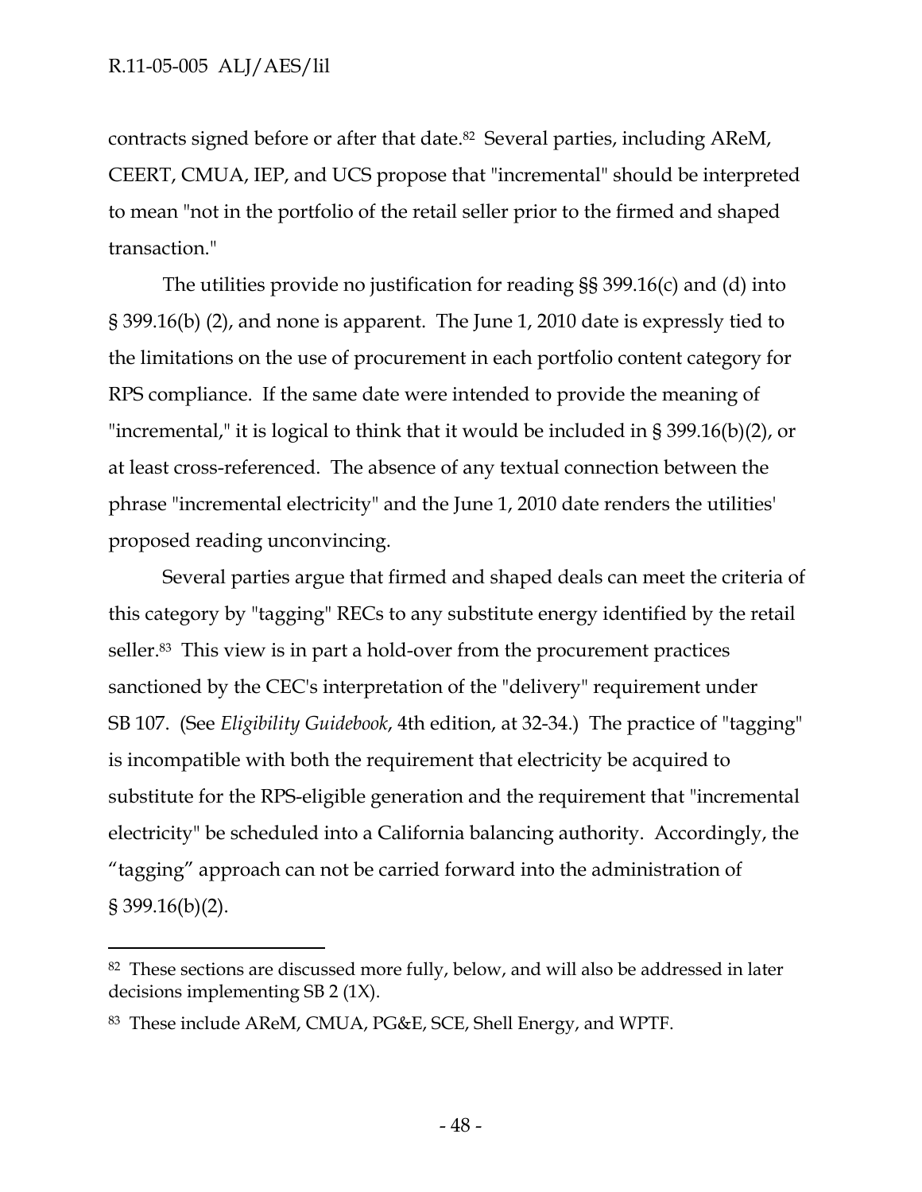contracts signed before or after that date.[82] Several parties, including AReM, CEERT, CMUA, IEP, and UCS propose that "incremental" should be interpreted to mean "not in the portfolio of the retail seller prior to the firmed and shaped transaction."

The utilities provide no justification for reading §§ 399.16(c) and (d) into § 399.16(b) (2), and none is apparent. The June 1, 2010 date is expressly tied to the limitations on the use of procurement in each portfolio content category for RPS compliance. If the same date were intended to provide the meaning of "incremental," it is logical to think that it would be included in § 399.16(b)(2), or at least cross-referenced. The absence of any textual connection between the phrase "incremental electricity" and the June 1, 2010 date renders the utilities' proposed reading unconvincing.

Several parties argue that firmed and shaped deals can meet the criteria of this category by "tagging" RECs to any substitute energy identified by the retail seller.[83] This view is in part a hold-over from the procurement practices sanctioned by the CEC's interpretation of the "delivery" requirement under SB 107. (See *Eligibility Guidebook*, 4th edition, at 32-34.) The practice of "tagging" is incompatible with both the requirement that electricity be acquired to substitute for the RPS-eligible generation and the requirement that "incremental electricity" be scheduled into a California balancing authority. Accordingly, the "tagging" approach can not be carried forward into the administration of § 399.16(b)(2).

---

[82] These sections are discussed more fully, below, and will also be addressed in later decisions implementing SB 2 (1X).

[83] These include AReM, CMUA, PG&E, SCE, Shell Energy, and WPTF.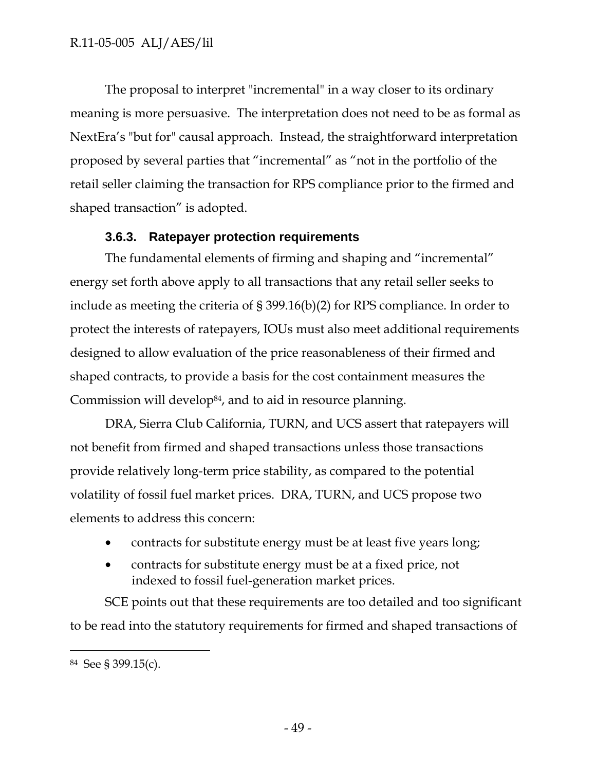The proposal to interpret "incremental" in a way closer to its ordinary meaning is more persuasive. The interpretation does not need to be as formal as NextEra's "but for" causal approach. Instead, the straightforward interpretation proposed by several parties that "incremental" as "not in the portfolio of the retail seller claiming the transaction for RPS compliance prior to the firmed and shaped transaction" is adopted.

### 3.6.3. Ratepayer protection requirements

The fundamental elements of firming and shaping and "incremental" energy set forth above apply to all transactions that any retail seller seeks to include as meeting the criteria of § 399.16(b)(2) for RPS compliance. In order to protect the interests of ratepayers, IOUs must also meet additional requirements designed to allow evaluation of the price reasonableness of their firmed and shaped contracts, to provide a basis for the cost containment measures the Commission will develop[84], and to aid in resource planning.

DRA, Sierra Club California, TURN, and UCS assert that ratepayers will not benefit from firmed and shaped transactions unless those transactions provide relatively long-term price stability, as compared to the potential volatility of fossil fuel market prices. DRA, TURN, and UCS propose two elements to address this concern:

- contracts for substitute energy must be at least five years long;
- contracts for substitute energy must be at a fixed price, not indexed to fossil fuel-generation market prices.

SCE points out that these requirements are too detailed and too significant to be read into the statutory requirements for firmed and shaped transactions of

---

[84] See § 399.15(c).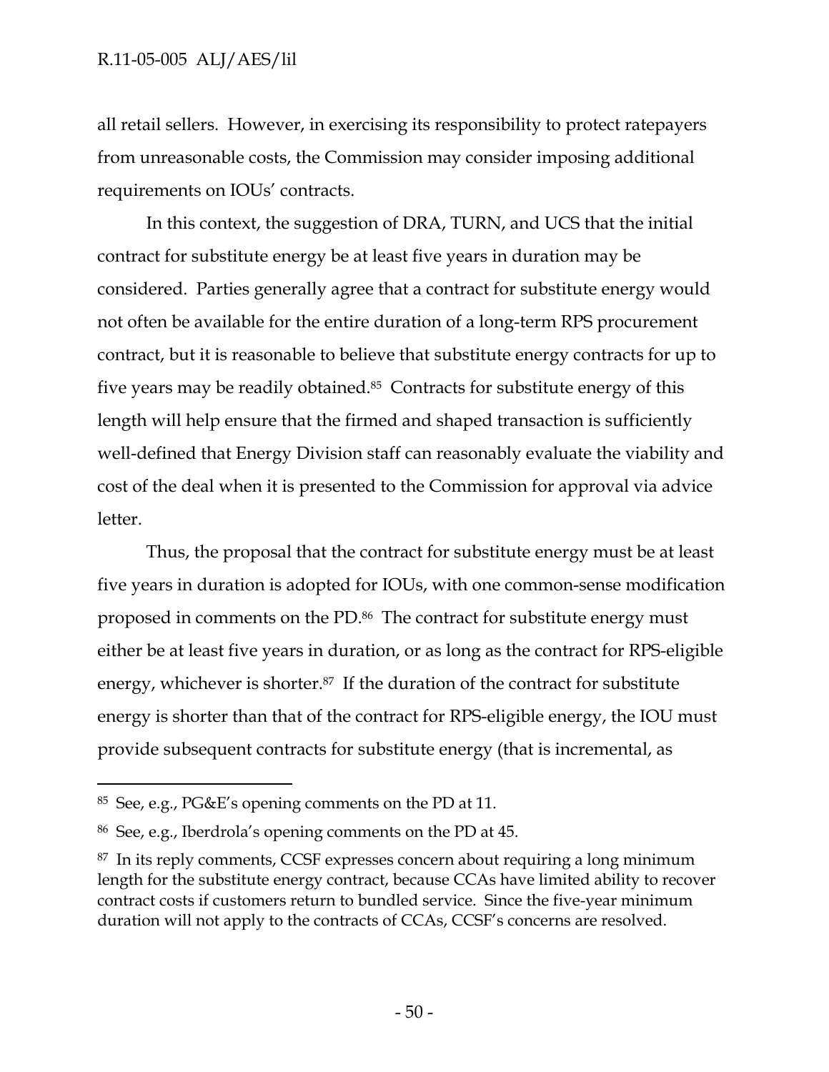all retail sellers. However, in exercising its responsibility to protect ratepayers from unreasonable costs, the Commission may consider imposing additional requirements on IOUs' contracts.

In this context, the suggestion of DRA, TURN, and UCS that the initial contract for substitute energy be at least five years in duration may be considered. Parties generally agree that a contract for substitute energy would not often be available for the entire duration of a long-term RPS procurement contract, but it is reasonable to believe that substitute energy contracts for up to five years may be readily obtained.[85] Contracts for substitute energy of this length will help ensure that the firmed and shaped transaction is sufficiently well-defined that Energy Division staff can reasonably evaluate the viability and cost of the deal when it is presented to the Commission for approval via advice letter.

Thus, the proposal that the contract for substitute energy must be at least five years in duration is adopted for IOUs, with one common-sense modification proposed in comments on the PD.[86] The contract for substitute energy must either be at least five years in duration, or as long as the contract for RPS-eligible energy, whichever is shorter.[87] If the duration of the contract for substitute energy is shorter than that of the contract for RPS-eligible energy, the IOU must provide subsequent contracts for substitute energy (that is incremental, as

---

[85] See, e.g., PG&E's opening comments on the PD at 11.

[86] See, e.g., Iberdrola's opening comments on the PD at 45.

[87] In its reply comments, CCSF expresses concern about requiring a long minimum length for the substitute energy contract, because CCAs have limited ability to recover contract costs if customers return to bundled service. Since the five-year minimum duration will not apply to the contracts of CCAs, CCSF's concerns are resolved.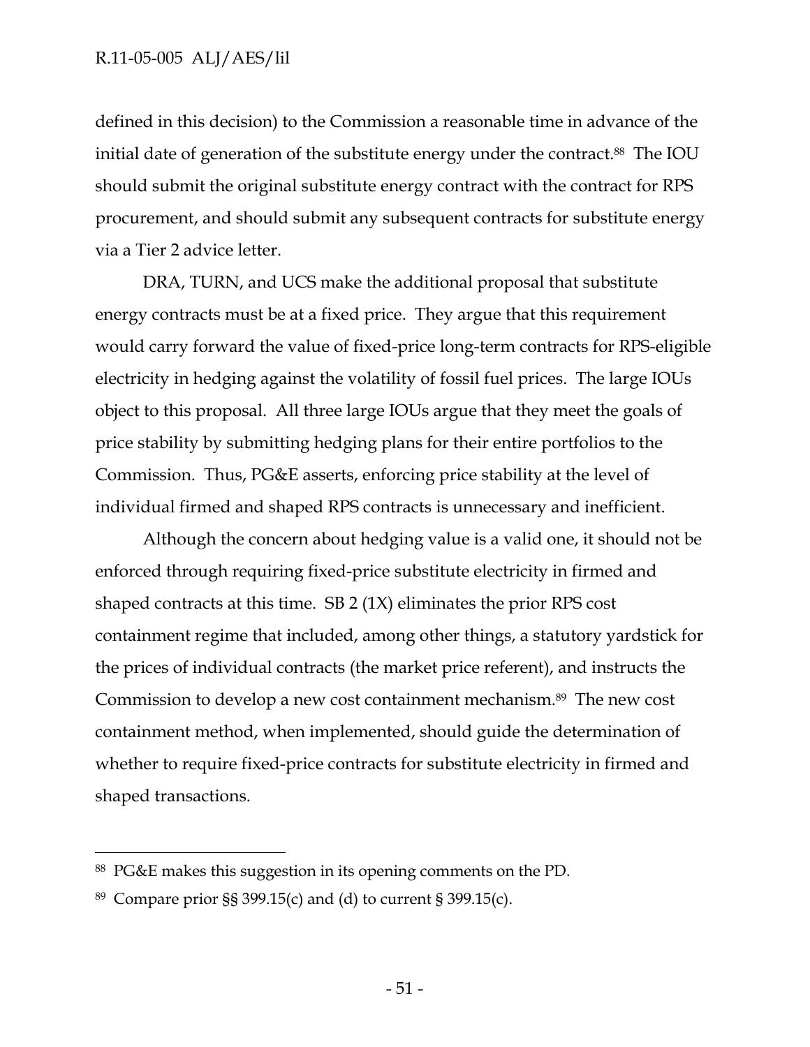defined in this decision) to the Commission a reasonable time in advance of the initial date of generation of the substitute energy under the contract.[88] The IOU should submit the original substitute energy contract with the contract for RPS procurement, and should submit any subsequent contracts for substitute energy via a Tier 2 advice letter.

DRA, TURN, and UCS make the additional proposal that substitute energy contracts must be at a fixed price. They argue that this requirement would carry forward the value of fixed-price long-term contracts for RPS-eligible electricity in hedging against the volatility of fossil fuel prices. The large IOUs object to this proposal. All three large IOUs argue that they meet the goals of price stability by submitting hedging plans for their entire portfolios to the Commission. Thus, PG&E asserts, enforcing price stability at the level of individual firmed and shaped RPS contracts is unnecessary and inefficient.

Although the concern about hedging value is a valid one, it should not be enforced through requiring fixed-price substitute electricity in firmed and shaped contracts at this time. SB 2 (1X) eliminates the prior RPS cost containment regime that included, among other things, a statutory yardstick for the prices of individual contracts (the market price referent), and instructs the Commission to develop a new cost containment mechanism.[89] The new cost containment method, when implemented, should guide the determination of whether to require fixed-price contracts for substitute electricity in firmed and shaped transactions.

---

[88] PG&E makes this suggestion in its opening comments on the PD.

[89] Compare prior §§ 399.15(c) and (d) to current § 399.15(c).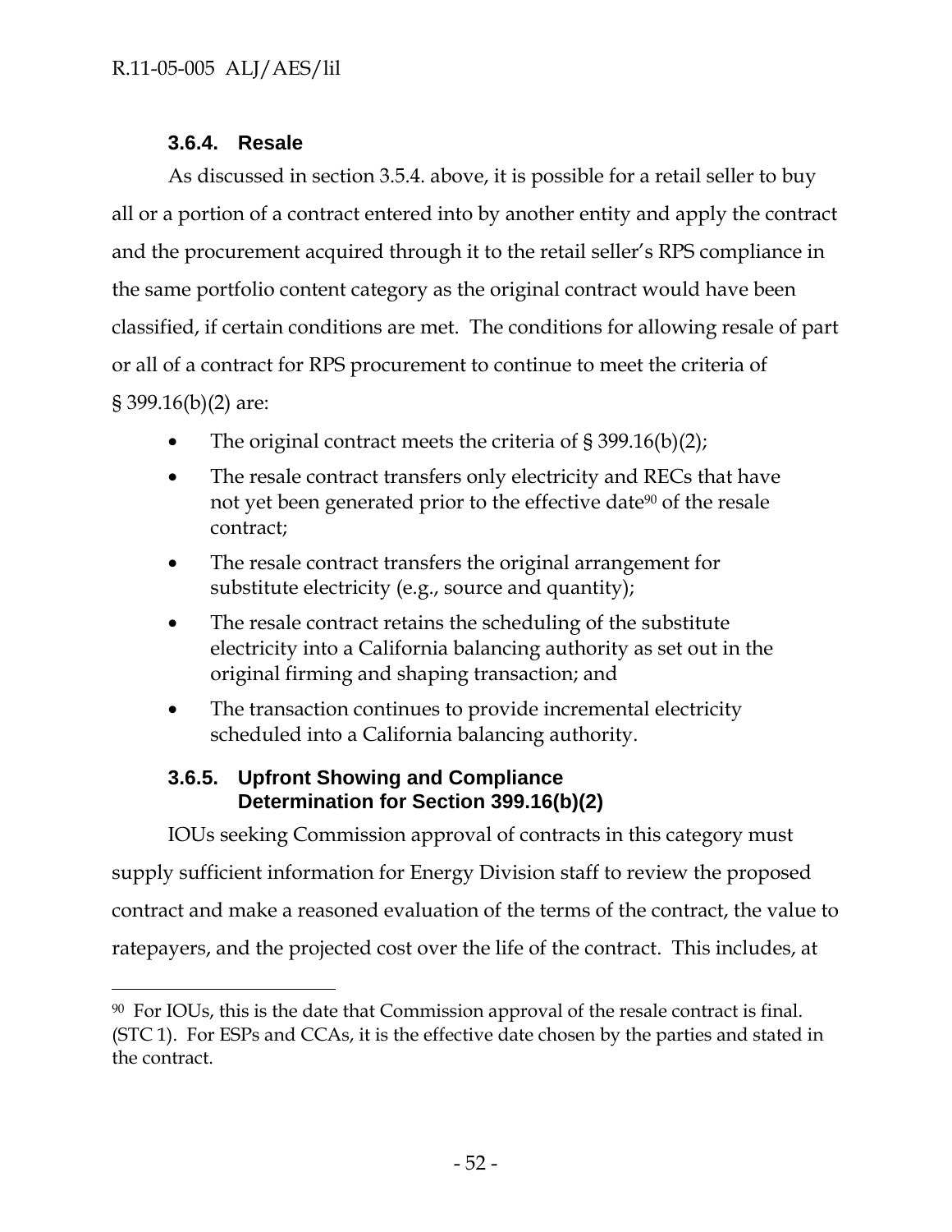### 3.6.4. Resale

As discussed in section 3.5.4. above, it is possible for a retail seller to buy all or a portion of a contract entered into by another entity and apply the contract and the procurement acquired through it to the retail seller's RPS compliance in the same portfolio content category as the original contract would have been classified, if certain conditions are met. The conditions for allowing resale of part or all of a contract for RPS procurement to continue to meet the criteria of § 399.16(b)(2) are:

- The original contract meets the criteria of § 399.16(b)(2);
- The resale contract transfers only electricity and RECs that have not yet been generated prior to the effective date[90] of the resale contract;
- The resale contract transfers the original arrangement for substitute electricity (e.g., source and quantity);
- The resale contract retains the scheduling of the substitute electricity into a California balancing authority as set out in the original firming and shaping transaction; and
- The transaction continues to provide incremental electricity scheduled into a California balancing authority.

### 3.6.5. Upfront Showing and Compliance Determination for Section 399.16(b)(2)

IOUs seeking Commission approval of contracts in this category must supply sufficient information for Energy Division staff to review the proposed contract and make a reasoned evaluation of the terms of the contract, the value to ratepayers, and the projected cost over the life of the contract. This includes, at

[90] For IOUs, this is the date that Commission approval of the resale contract is final. (STC 1). For ESPs and CCAs, it is the effective date chosen by the parties and stated in the contract.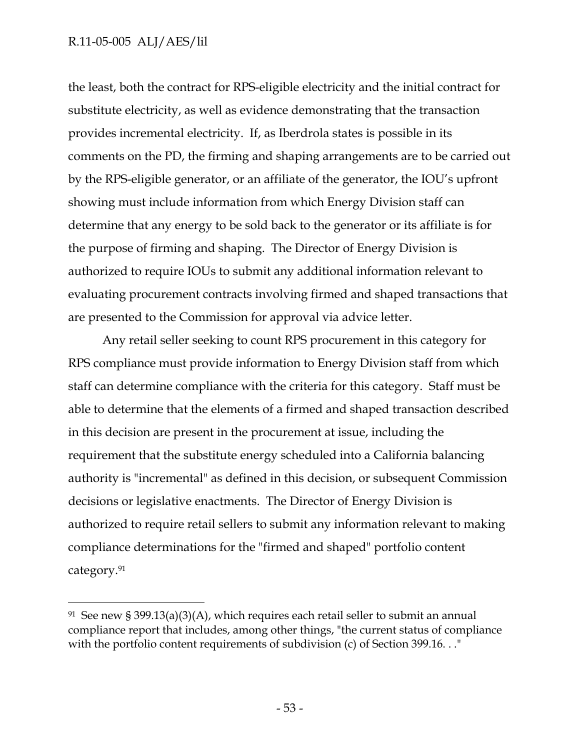the least, both the contract for RPS-eligible electricity and the initial contract for substitute electricity, as well as evidence demonstrating that the transaction provides incremental electricity. If, as Iberdrola states is possible in its comments on the PD, the firming and shaping arrangements are to be carried out by the RPS-eligible generator, or an affiliate of the generator, the IOU's upfront showing must include information from which Energy Division staff can determine that any energy to be sold back to the generator or its affiliate is for the purpose of firming and shaping. The Director of Energy Division is authorized to require IOUs to submit any additional information relevant to evaluating procurement contracts involving firmed and shaped transactions that are presented to the Commission for approval via advice letter.

Any retail seller seeking to count RPS procurement in this category for RPS compliance must provide information to Energy Division staff from which staff can determine compliance with the criteria for this category. Staff must be able to determine that the elements of a firmed and shaped transaction described in this decision are present in the procurement at issue, including the requirement that the substitute energy scheduled into a California balancing authority is "incremental" as defined in this decision, or subsequent Commission decisions or legislative enactments. The Director of Energy Division is authorized to require retail sellers to submit any information relevant to making compliance determinations for the "firmed and shaped" portfolio content category.[91]

---

[91] See new § 399.13(a)(3)(A), which requires each retail seller to submit an annual compliance report that includes, among other things, "the current status of compliance with the portfolio content requirements of subdivision (c) of Section 399.16. . ."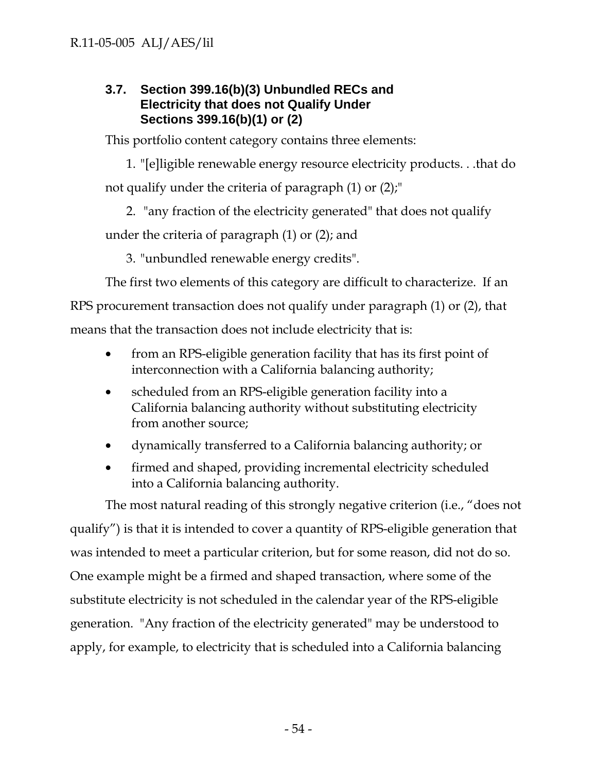### 3.7. Section 399.16(b)(3) Unbundled RECs and Electricity that does not Qualify Under Sections 399.16(b)(1) or (2)

This portfolio content category contains three elements:

1. "[e]ligible renewable energy resource electricity products. . .that do not qualify under the criteria of paragraph (1) or (2);"

2. "any fraction of the electricity generated" that does not qualify under the criteria of paragraph (1) or (2); and

3. "unbundled renewable energy credits".

The first two elements of this category are difficult to characterize. If an RPS procurement transaction does not qualify under paragraph (1) or (2), that means that the transaction does not include electricity that is:

- from an RPS-eligible generation facility that has its first point of interconnection with a California balancing authority;
- scheduled from an RPS-eligible generation facility into a California balancing authority without substituting electricity from another source;
- dynamically transferred to a California balancing authority; or
- firmed and shaped, providing incremental electricity scheduled into a California balancing authority.

The most natural reading of this strongly negative criterion (i.e., "does not qualify") is that it is intended to cover a quantity of RPS-eligible generation that was intended to meet a particular criterion, but for some reason, did not do so. One example might be a firmed and shaped transaction, where some of the substitute electricity is not scheduled in the calendar year of the RPS-eligible generation. "Any fraction of the electricity generated" may be understood to apply, for example, to electricity that is scheduled into a California balancing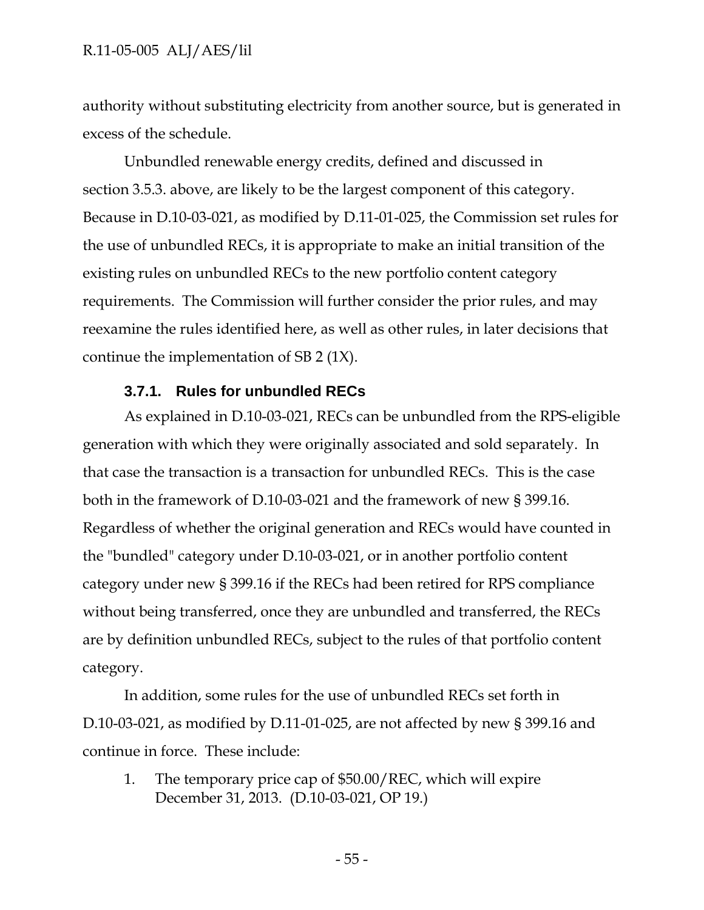authority without substituting electricity from another source, but is generated in excess of the schedule.

Unbundled renewable energy credits, defined and discussed in section 3.5.3. above, are likely to be the largest component of this category. Because in D.10-03-021, as modified by D.11-01-025, the Commission set rules for the use of unbundled RECs, it is appropriate to make an initial transition of the existing rules on unbundled RECs to the new portfolio content category requirements. The Commission will further consider the prior rules, and may reexamine the rules identified here, as well as other rules, in later decisions that continue the implementation of SB 2 (1X).

### 3.7.1. Rules for unbundled RECs

As explained in D.10-03-021, RECs can be unbundled from the RPS-eligible generation with which they were originally associated and sold separately. In that case the transaction is a transaction for unbundled RECs. This is the case both in the framework of D.10-03-021 and the framework of new § 399.16. Regardless of whether the original generation and RECs would have counted in the "bundled" category under D.10-03-021, or in another portfolio content category under new § 399.16 if the RECs had been retired for RPS compliance without being transferred, once they are unbundled and transferred, the RECs are by definition unbundled RECs, subject to the rules of that portfolio content category.

In addition, some rules for the use of unbundled RECs set forth in D.10-03-021, as modified by D.11-01-025, are not affected by new § 399.16 and continue in force. These include:

1. The temporary price cap of $50.00/REC, which will expire December 31, 2013. (D.10-03-021, OP 19.)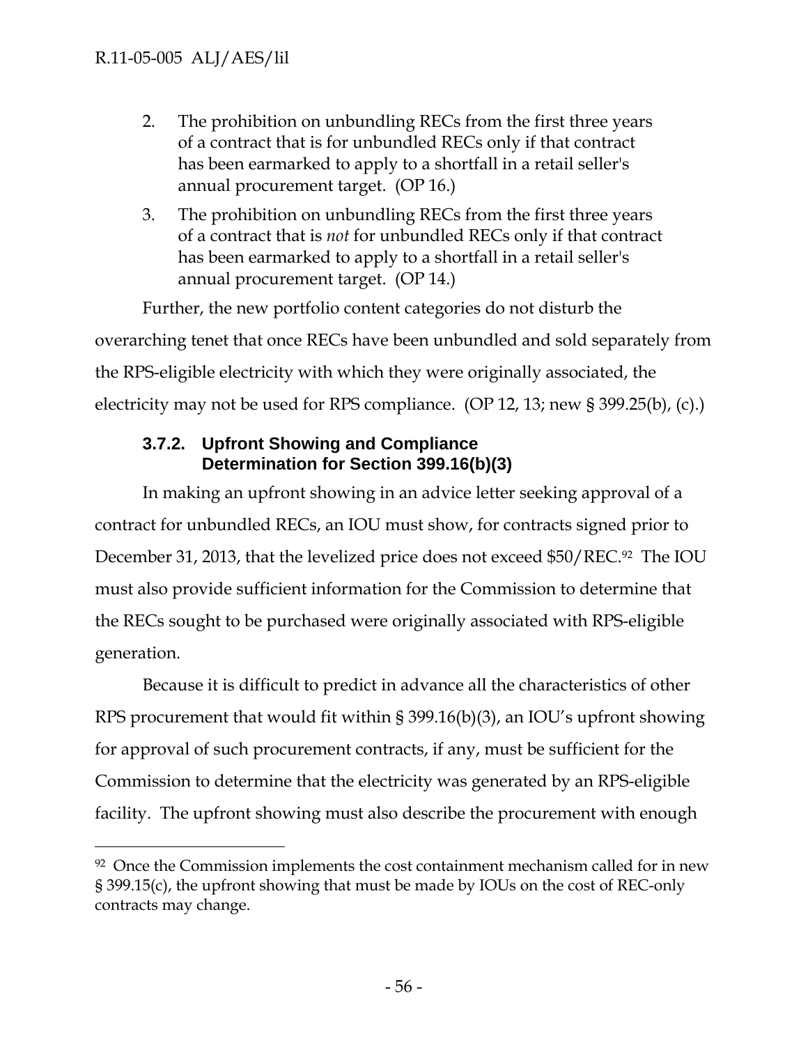2. The prohibition on unbundling RECs from the first three years of a contract that is for unbundled RECs only if that contract has been earmarked to apply to a shortfall in a retail seller's annual procurement target. (OP 16.)
3. The prohibition on unbundling RECs from the first three years of a contract that is *not* for unbundled RECs only if that contract has been earmarked to apply to a shortfall in a retail seller's annual procurement target. (OP 14.)

Further, the new portfolio content categories do not disturb the overarching tenet that once RECs have been unbundled and sold separately from the RPS-eligible electricity with which they were originally associated, the electricity may not be used for RPS compliance. (OP 12, 13; new § 399.25(b), (c).)

### 3.7.2. Upfront Showing and Compliance Determination for Section 399.16(b)(3)

In making an upfront showing in an advice letter seeking approval of a contract for unbundled RECs, an IOU must show, for contracts signed prior to December 31, 2013, that the levelized price does not exceed $50/REC.[92] The IOU must also provide sufficient information for the Commission to determine that the RECs sought to be purchased were originally associated with RPS-eligible generation.

Because it is difficult to predict in advance all the characteristics of other RPS procurement that would fit within § 399.16(b)(3), an IOU's upfront showing for approval of such procurement contracts, if any, must be sufficient for the Commission to determine that the electricity was generated by an RPS-eligible facility. The upfront showing must also describe the procurement with enough

[92] Once the Commission implements the cost containment mechanism called for in new § 399.15(c), the upfront showing that must be made by IOUs on the cost of REC-only contracts may change.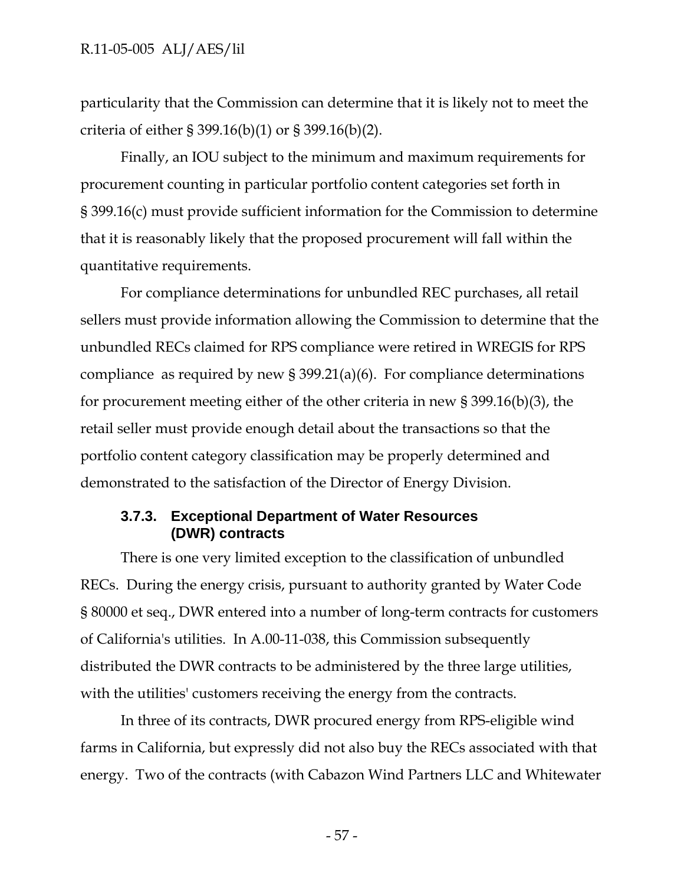particularity that the Commission can determine that it is likely not to meet the criteria of either § 399.16(b)(1) or § 399.16(b)(2).

Finally, an IOU subject to the minimum and maximum requirements for procurement counting in particular portfolio content categories set forth in § 399.16(c) must provide sufficient information for the Commission to determine that it is reasonably likely that the proposed procurement will fall within the quantitative requirements.

For compliance determinations for unbundled REC purchases, all retail sellers must provide information allowing the Commission to determine that the unbundled RECs claimed for RPS compliance were retired in WREGIS for RPS compliance as required by new § 399.21(a)(6). For compliance determinations for procurement meeting either of the other criteria in new § 399.16(b)(3), the retail seller must provide enough detail about the transactions so that the portfolio content category classification may be properly determined and demonstrated to the satisfaction of the Director of Energy Division.

#### 3.7.3. Exceptional Department of Water Resources (DWR) contracts

There is one very limited exception to the classification of unbundled RECs. During the energy crisis, pursuant to authority granted by Water Code § 80000 et seq., DWR entered into a number of long-term contracts for customers of California's utilities. In A.00-11-038, this Commission subsequently distributed the DWR contracts to be administered by the three large utilities, with the utilities' customers receiving the energy from the contracts.

In three of its contracts, DWR procured energy from RPS-eligible wind farms in California, but expressly did not also buy the RECs associated with that energy. Two of the contracts (with Cabazon Wind Partners LLC and Whitewater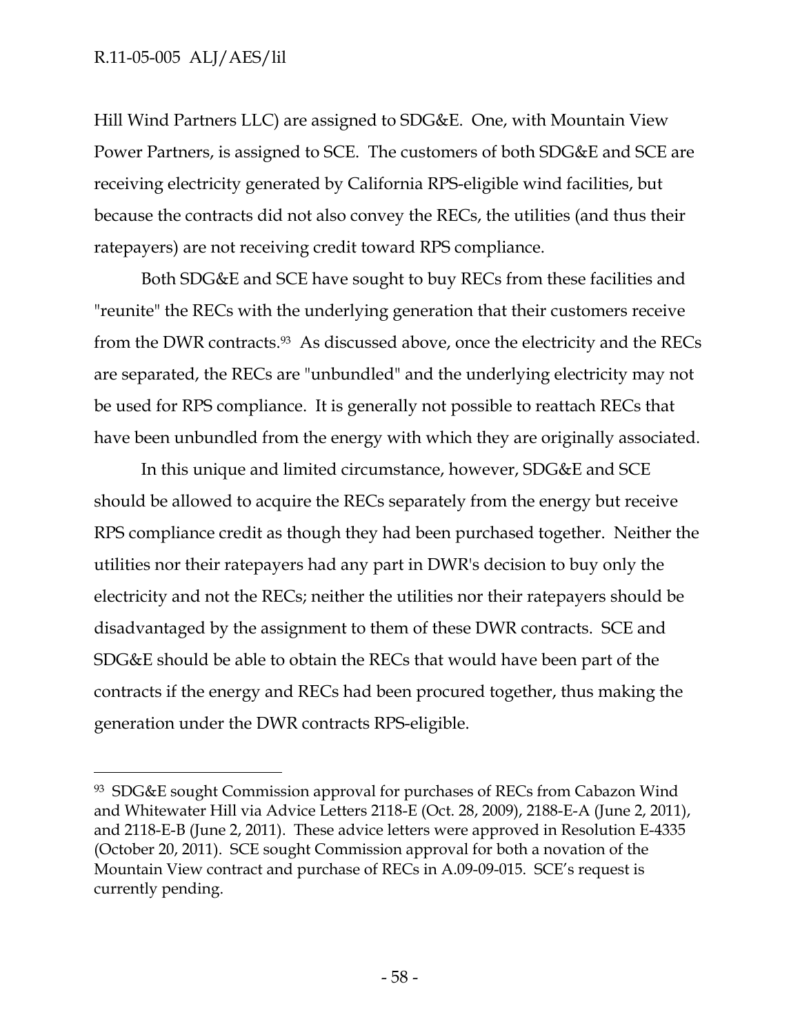Hill Wind Partners LLC) are assigned to SDG&E. One, with Mountain View Power Partners, is assigned to SCE. The customers of both SDG&E and SCE are receiving electricity generated by California RPS-eligible wind facilities, but because the contracts did not also convey the RECs, the utilities (and thus their ratepayers) are not receiving credit toward RPS compliance.

Both SDG&E and SCE have sought to buy RECs from these facilities and "reunite" the RECs with the underlying generation that their customers receive from the DWR contracts.[93] As discussed above, once the electricity and the RECs are separated, the RECs are "unbundled" and the underlying electricity may not be used for RPS compliance. It is generally not possible to reattach RECs that have been unbundled from the energy with which they are originally associated.

In this unique and limited circumstance, however, SDG&E and SCE should be allowed to acquire the RECs separately from the energy but receive RPS compliance credit as though they had been purchased together. Neither the utilities nor their ratepayers had any part in DWR's decision to buy only the electricity and not the RECs; neither the utilities nor their ratepayers should be disadvantaged by the assignment to them of these DWR contracts. SCE and SDG&E should be able to obtain the RECs that would have been part of the contracts if the energy and RECs had been procured together, thus making the generation under the DWR contracts RPS-eligible.

---

[93] SDG&E sought Commission approval for purchases of RECs from Cabazon Wind and Whitewater Hill via Advice Letters 2118-E (Oct. 28, 2009), 2188-E-A (June 2, 2011), and 2118-E-B (June 2, 2011). These advice letters were approved in Resolution E-4335 (October 20, 2011). SCE sought Commission approval for both a novation of the Mountain View contract and purchase of RECs in A.09-09-015. SCE's request is currently pending.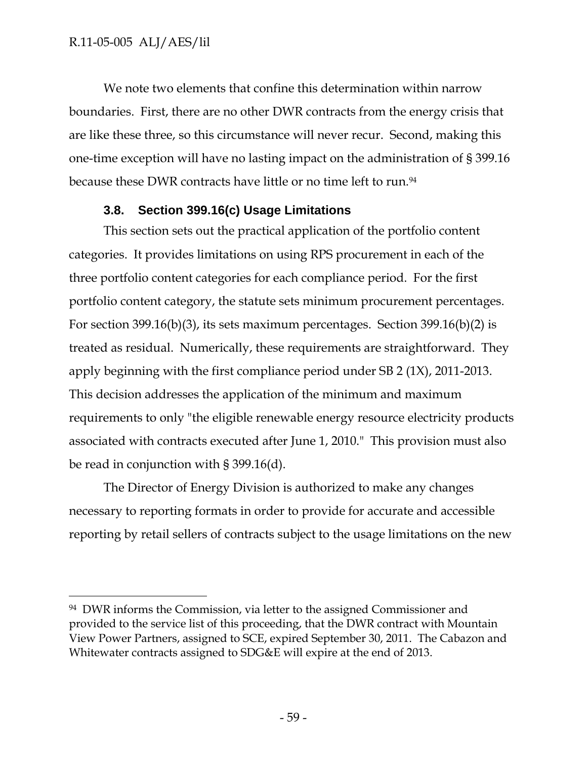We note two elements that confine this determination within narrow boundaries. First, there are no other DWR contracts from the energy crisis that are like these three, so this circumstance will never recur. Second, making this one-time exception will have no lasting impact on the administration of § 399.16 because these DWR contracts have little or no time left to run.[94]

### 3.8. Section 399.16(c) Usage Limitations

This section sets out the practical application of the portfolio content categories. It provides limitations on using RPS procurement in each of the three portfolio content categories for each compliance period. For the first portfolio content category, the statute sets minimum procurement percentages. For section 399.16(b)(3), its sets maximum percentages. Section 399.16(b)(2) is treated as residual. Numerically, these requirements are straightforward. They apply beginning with the first compliance period under SB 2 (1X), 2011-2013. This decision addresses the application of the minimum and maximum requirements to only "the eligible renewable energy resource electricity products associated with contracts executed after June 1, 2010." This provision must also be read in conjunction with § 399.16(d).

The Director of Energy Division is authorized to make any changes necessary to reporting formats in order to provide for accurate and accessible reporting by retail sellers of contracts subject to the usage limitations on the new

---

[94] DWR informs the Commission, via letter to the assigned Commissioner and provided to the service list of this proceeding, that the DWR contract with Mountain View Power Partners, assigned to SCE, expired September 30, 2011. The Cabazon and Whitewater contracts assigned to SDG&E will expire at the end of 2013.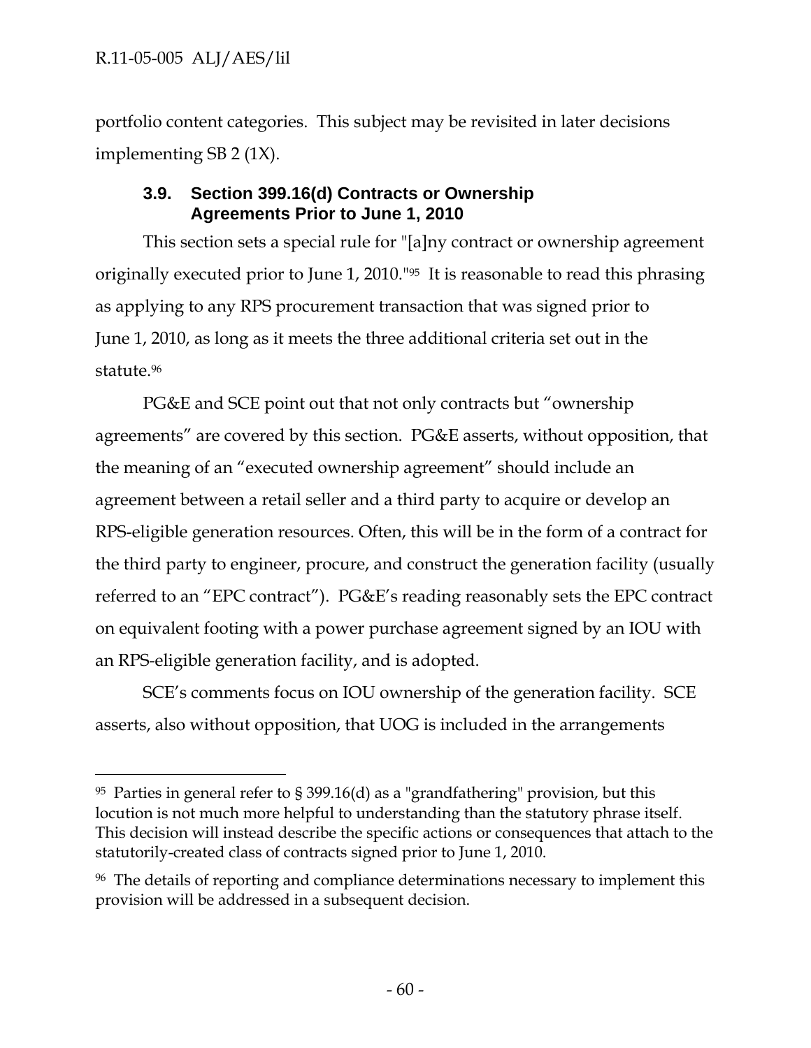portfolio content categories. This subject may be revisited in later decisions implementing SB 2 (1X).

### 3.9. Section 399.16(d) Contracts or Ownership Agreements Prior to June 1, 2010

This section sets a special rule for "[a]ny contract or ownership agreement originally executed prior to June 1, 2010."[95] It is reasonable to read this phrasing as applying to any RPS procurement transaction that was signed prior to June 1, 2010, as long as it meets the three additional criteria set out in the statute.[96]

PG&E and SCE point out that not only contracts but "ownership agreements" are covered by this section. PG&E asserts, without opposition, that the meaning of an "executed ownership agreement" should include an agreement between a retail seller and a third party to acquire or develop an RPS-eligible generation resources. Often, this will be in the form of a contract for the third party to engineer, procure, and construct the generation facility (usually referred to an "EPC contract"). PG&E's reading reasonably sets the EPC contract on equivalent footing with a power purchase agreement signed by an IOU with an RPS-eligible generation facility, and is adopted.

SCE's comments focus on IOU ownership of the generation facility. SCE asserts, also without opposition, that UOG is included in the arrangements

---

[95] Parties in general refer to § 399.16(d) as a "grandfathering" provision, but this locution is not much more helpful to understanding than the statutory phrase itself. This decision will instead describe the specific actions or consequences that attach to the statutorily-created class of contracts signed prior to June 1, 2010.

[96] The details of reporting and compliance determinations necessary to implement this provision will be addressed in a subsequent decision.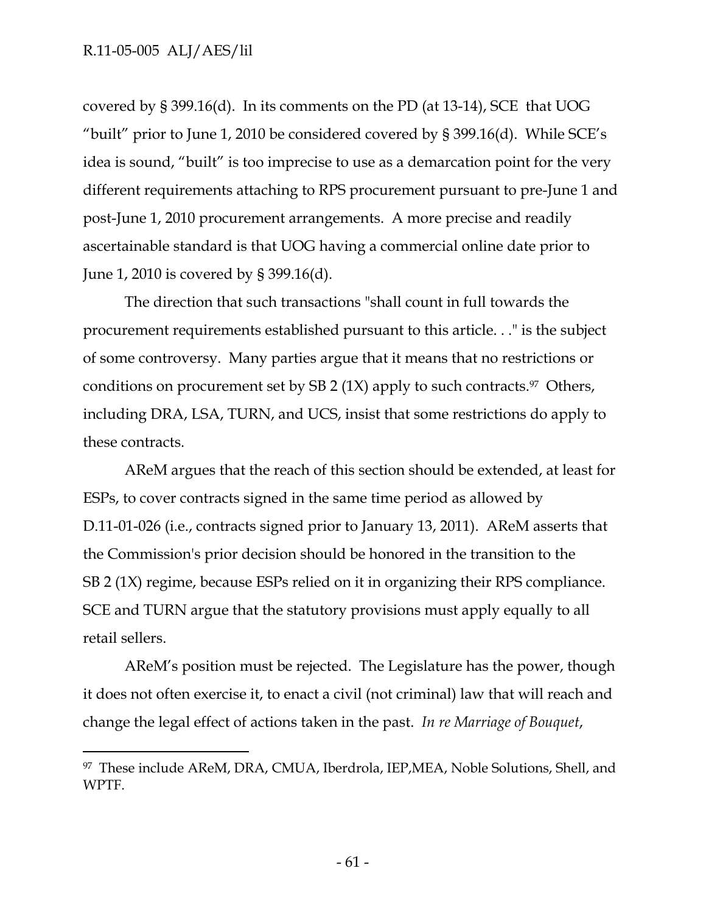covered by § 399.16(d). In its comments on the PD (at 13-14), SCE that UOG "built" prior to June 1, 2010 be considered covered by § 399.16(d). While SCE's idea is sound, "built" is too imprecise to use as a demarcation point for the very different requirements attaching to RPS procurement pursuant to pre-June 1 and post-June 1, 2010 procurement arrangements. A more precise and readily ascertainable standard is that UOG having a commercial online date prior to June 1, 2010 is covered by § 399.16(d).

The direction that such transactions "shall count in full towards the procurement requirements established pursuant to this article. . ." is the subject of some controversy. Many parties argue that it means that no restrictions or conditions on procurement set by SB 2 (1X) apply to such contracts.[97] Others, including DRA, LSA, TURN, and UCS, insist that some restrictions do apply to these contracts.

AReM argues that the reach of this section should be extended, at least for ESPs, to cover contracts signed in the same time period as allowed by D.11-01-026 (i.e., contracts signed prior to January 13, 2011). AReM asserts that the Commission's prior decision should be honored in the transition to the SB 2 (1X) regime, because ESPs relied on it in organizing their RPS compliance. SCE and TURN argue that the statutory provisions must apply equally to all retail sellers.

AReM's position must be rejected. The Legislature has the power, though it does not often exercise it, to enact a civil (not criminal) law that will reach and change the legal effect of actions taken in the past. *In re Marriage of Bouquet*,

---

[97] These include AReM, DRA, CMUA, Iberdrola, IEP,MEA, Noble Solutions, Shell, and WPTF.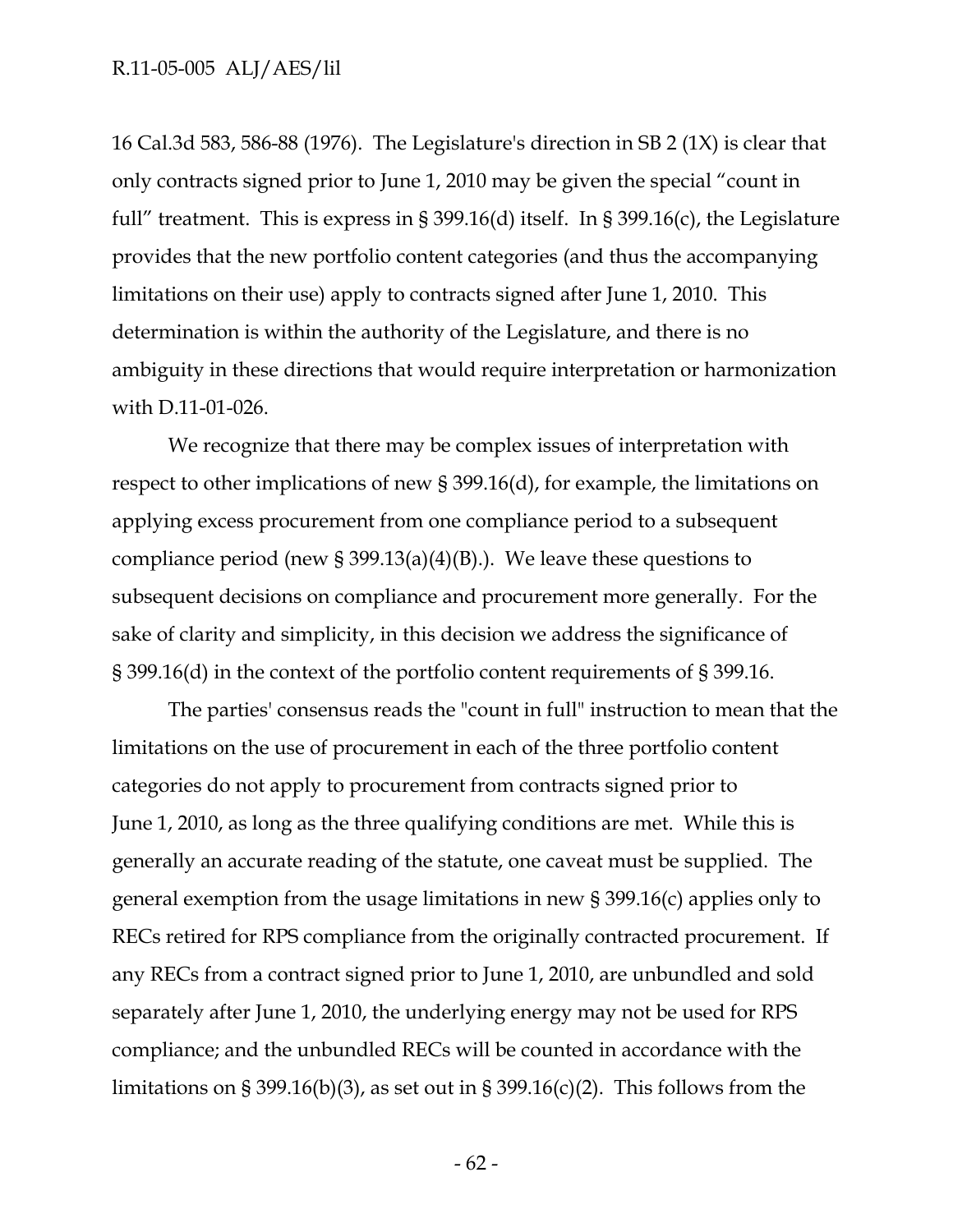16 Cal.3d 583, 586-88 (1976). The Legislature's direction in SB 2 (1X) is clear that only contracts signed prior to June 1, 2010 may be given the special "count in full" treatment. This is express in § 399.16(d) itself. In § 399.16(c), the Legislature provides that the new portfolio content categories (and thus the accompanying limitations on their use) apply to contracts signed after June 1, 2010. This determination is within the authority of the Legislature, and there is no ambiguity in these directions that would require interpretation or harmonization with D.11-01-026.

We recognize that there may be complex issues of interpretation with respect to other implications of new § 399.16(d), for example, the limitations on applying excess procurement from one compliance period to a subsequent compliance period (new § 399.13(a)(4)(B).). We leave these questions to subsequent decisions on compliance and procurement more generally. For the sake of clarity and simplicity, in this decision we address the significance of § 399.16(d) in the context of the portfolio content requirements of § 399.16.

The parties' consensus reads the "count in full" instruction to mean that the limitations on the use of procurement in each of the three portfolio content categories do not apply to procurement from contracts signed prior to June 1, 2010, as long as the three qualifying conditions are met. While this is generally an accurate reading of the statute, one caveat must be supplied. The general exemption from the usage limitations in new § 399.16(c) applies only to RECs retired for RPS compliance from the originally contracted procurement. If any RECs from a contract signed prior to June 1, 2010, are unbundled and sold separately after June 1, 2010, the underlying energy may not be used for RPS compliance; and the unbundled RECs will be counted in accordance with the limitations on § 399.16(b)(3), as set out in § 399.16(c)(2). This follows from the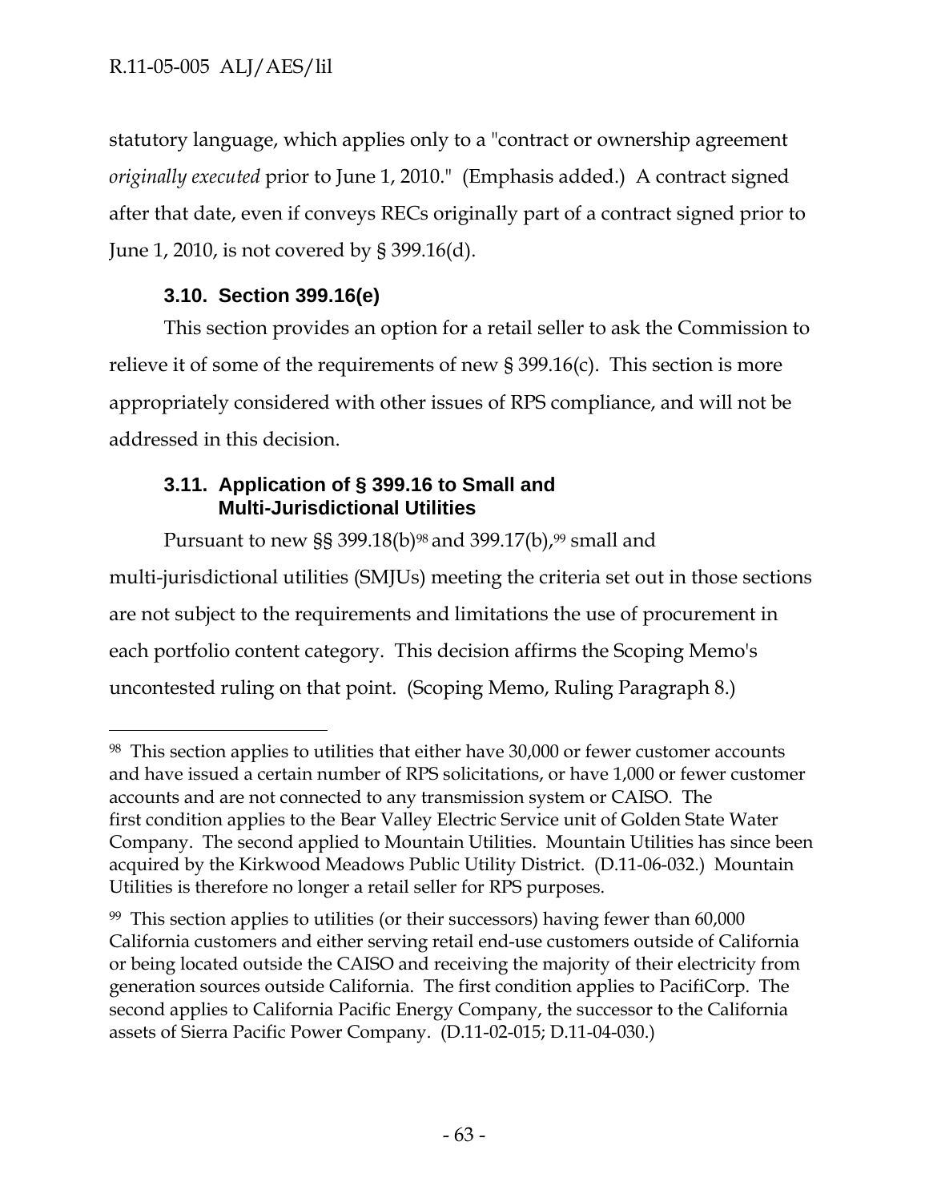statutory language, which applies only to a "contract or ownership agreement *originally executed* prior to June 1, 2010." (Emphasis added.) A contract signed after that date, even if conveys RECs originally part of a contract signed prior to June 1, 2010, is not covered by § 399.16(d).

### 3.10. Section 399.16(e)

This section provides an option for a retail seller to ask the Commission to relieve it of some of the requirements of new § 399.16(c). This section is more appropriately considered with other issues of RPS compliance, and will not be addressed in this decision.

### 3.11. Application of § 399.16 to Small and Multi-Jurisdictional Utilities

Pursuant to new §§ 399.18(b)[98] and 399.17(b),[99] small and multi-jurisdictional utilities (SMJUs) meeting the criteria set out in those sections are not subject to the requirements and limitations the use of procurement in each portfolio content category. This decision affirms the Scoping Memo's uncontested ruling on that point. (Scoping Memo, Ruling Paragraph 8.)

---

[98] This section applies to utilities that either have 30,000 or fewer customer accounts and have issued a certain number of RPS solicitations, or have 1,000 or fewer customer accounts and are not connected to any transmission system or CAISO. The first condition applies to the Bear Valley Electric Service unit of Golden State Water Company. The second applied to Mountain Utilities. Mountain Utilities has since been acquired by the Kirkwood Meadows Public Utility District. (D.11-06-032.) Mountain Utilities is therefore no longer a retail seller for RPS purposes.

[99] This section applies to utilities (or their successors) having fewer than 60,000 California customers and either serving retail end-use customers outside of California or being located outside the CAISO and receiving the majority of their electricity from generation sources outside California. The first condition applies to PacifiCorp. The second applies to California Pacific Energy Company, the successor to the California assets of Sierra Pacific Power Company. (D.11-02-015; D.11-04-030.)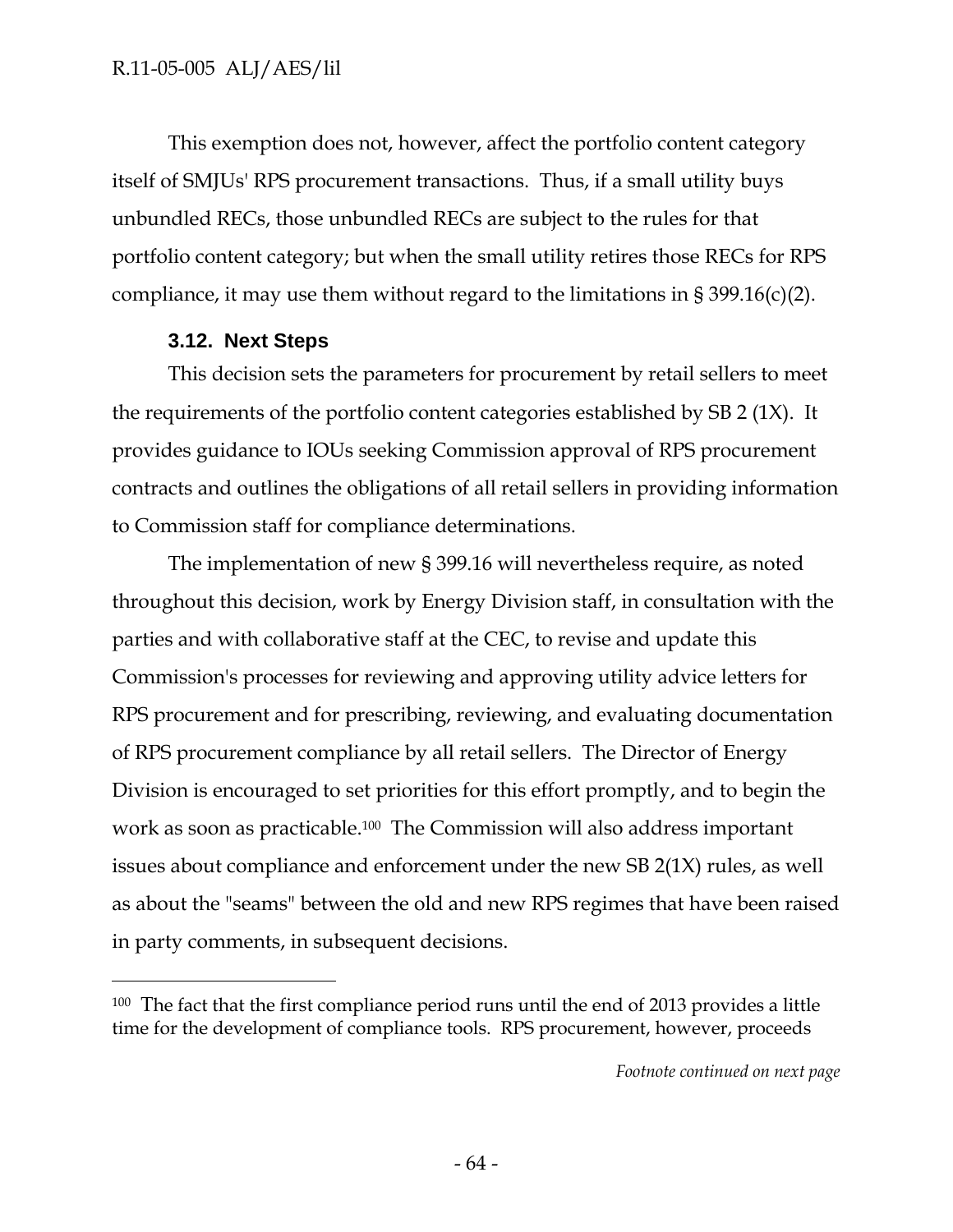This exemption does not, however, affect the portfolio content category itself of SMJUs' RPS procurement transactions. Thus, if a small utility buys unbundled RECs, those unbundled RECs are subject to the rules for that portfolio content category; but when the small utility retires those RECs for RPS compliance, it may use them without regard to the limitations in § 399.16(c)(2).

### 3.12. Next Steps

This decision sets the parameters for procurement by retail sellers to meet the requirements of the portfolio content categories established by SB 2 (1X). It provides guidance to IOUs seeking Commission approval of RPS procurement contracts and outlines the obligations of all retail sellers in providing information to Commission staff for compliance determinations.

The implementation of new § 399.16 will nevertheless require, as noted throughout this decision, work by Energy Division staff, in consultation with the parties and with collaborative staff at the CEC, to revise and update this Commission's processes for reviewing and approving utility advice letters for RPS procurement and for prescribing, reviewing, and evaluating documentation of RPS procurement compliance by all retail sellers. The Director of Energy Division is encouraged to set priorities for this effort promptly, and to begin the work as soon as practicable.[100] The Commission will also address important issues about compliance and enforcement under the new SB 2(1X) rules, as well as about the "seams" between the old and new RPS regimes that have been raised in party comments, in subsequent decisions.

---

[100] The fact that the first compliance period runs until the end of 2013 provides a little time for the development of compliance tools. RPS procurement, however, proceeds

*Footnote continued on next page*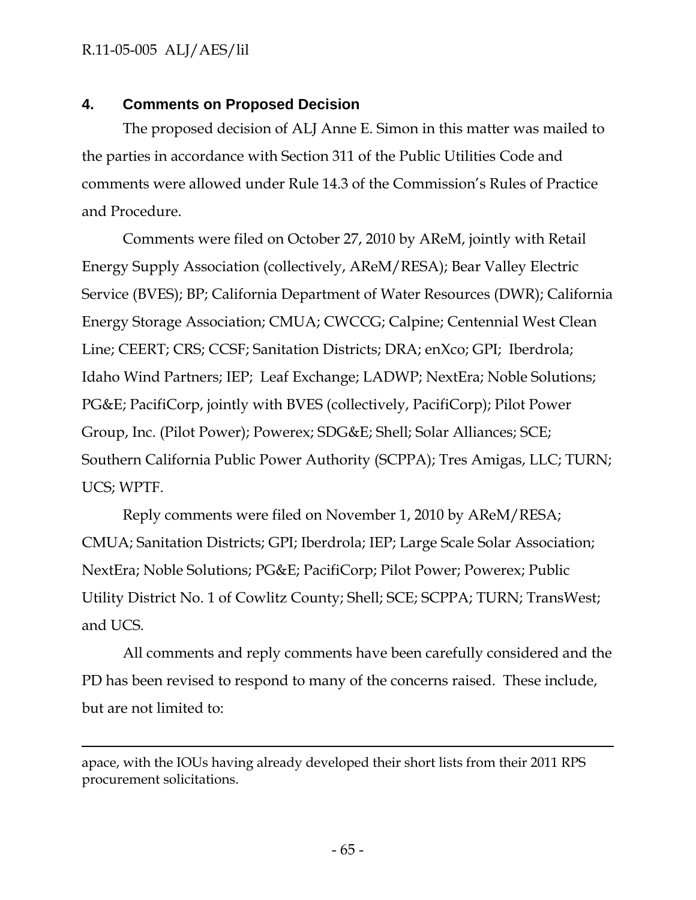## 4. Comments on Proposed Decision

The proposed decision of ALJ Anne E. Simon in this matter was mailed to the parties in accordance with Section 311 of the Public Utilities Code and comments were allowed under Rule 14.3 of the Commission's Rules of Practice and Procedure.

Comments were filed on October 27, 2010 by AReM, jointly with Retail Energy Supply Association (collectively, AReM/RESA); Bear Valley Electric Service (BVES); BP; California Department of Water Resources (DWR); California Energy Storage Association; CMUA; CWCCG; Calpine; Centennial West Clean Line; CEERT; CRS; CCSF; Sanitation Districts; DRA; enXco; GPI; Iberdrola; Idaho Wind Partners; IEP; Leaf Exchange; LADWP; NextEra; Noble Solutions; PG&E; PacifiCorp, jointly with BVES (collectively, PacifiCorp); Pilot Power Group, Inc. (Pilot Power); Powerex; SDG&E; Shell; Solar Alliances; SCE; Southern California Public Power Authority (SCPPA); Tres Amigas, LLC; TURN; UCS; WPTF.

Reply comments were filed on November 1, 2010 by AReM/RESA; CMUA; Sanitation Districts; GPI; Iberdrola; IEP; Large Scale Solar Association; NextEra; Noble Solutions; PG&E; PacifiCorp; Pilot Power; Powerex; Public Utility District No. 1 of Cowlitz County; Shell; SCE; SCPPA; TURN; TransWest; and UCS.

All comments and reply comments have been carefully considered and the PD has been revised to respond to many of the concerns raised. These include, but are not limited to:

---

apace, with the IOUs having already developed their short lists from their 2011 RPS procurement solicitations.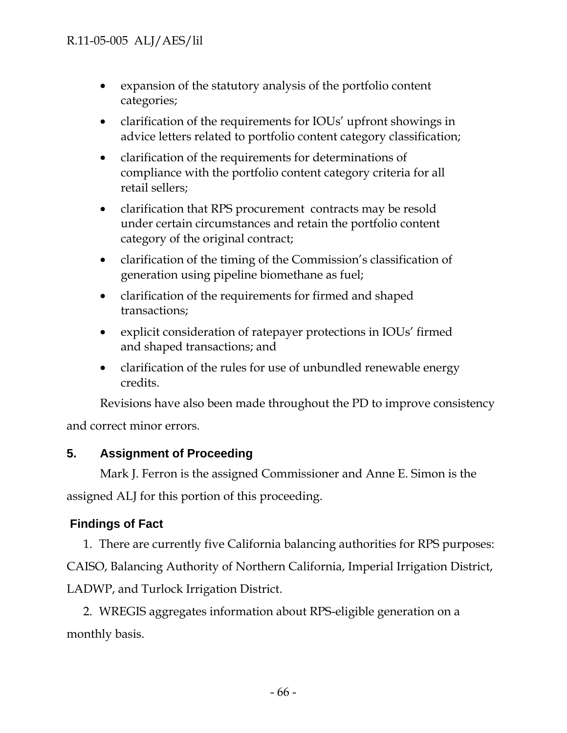- expansion of the statutory analysis of the portfolio content categories;
- clarification of the requirements for IOUs' upfront showings in advice letters related to portfolio content category classification;
- clarification of the requirements for determinations of compliance with the portfolio content category criteria for all retail sellers;
- clarification that RPS procurement contracts may be resold under certain circumstances and retain the portfolio content category of the original contract;
- clarification of the timing of the Commission's classification of generation using pipeline biomethane as fuel;
- clarification of the requirements for firmed and shaped transactions;
- explicit consideration of ratepayer protections in IOUs' firmed and shaped transactions; and
- clarification of the rules for use of unbundled renewable energy credits.

Revisions have also been made throughout the PD to improve consistency and correct minor errors.

## 5. Assignment of Proceeding

Mark J. Ferron is the assigned Commissioner and Anne E. Simon is the assigned ALJ for this portion of this proceeding.

## Findings of Fact

1. There are currently five California balancing authorities for RPS purposes: CAISO, Balancing Authority of Northern California, Imperial Irrigation District, LADWP, and Turlock Irrigation District.

2. WREGIS aggregates information about RPS-eligible generation on a monthly basis.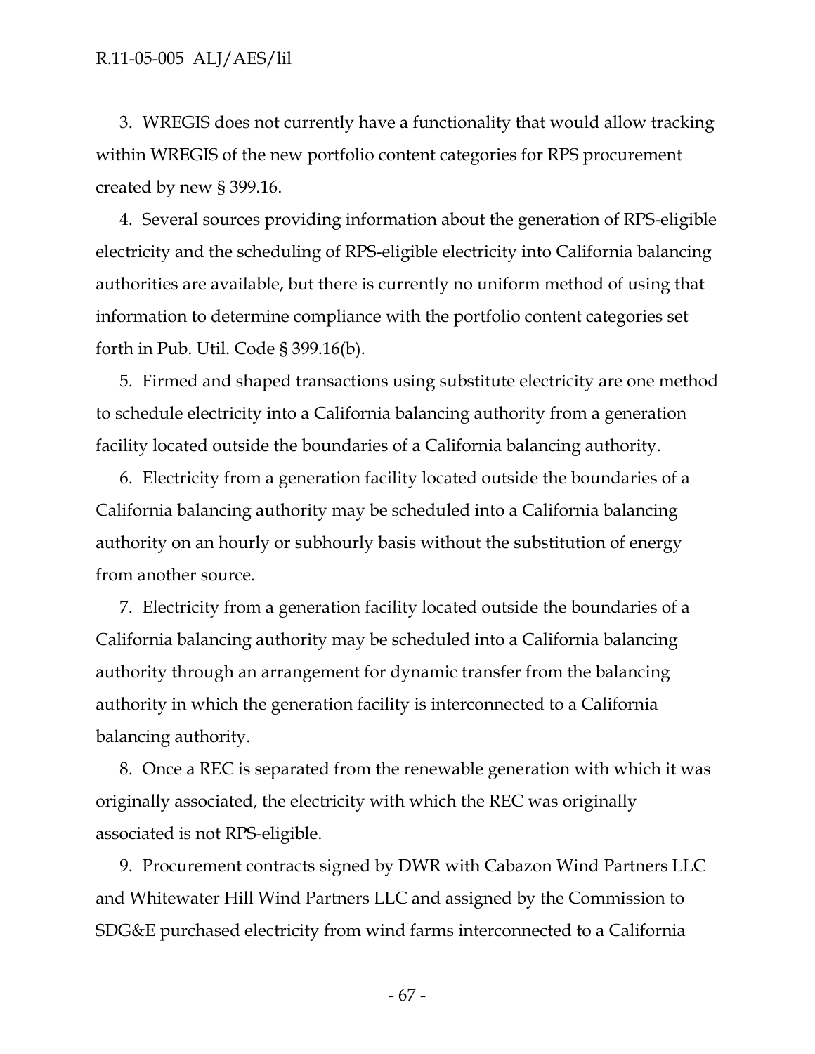3. WREGIS does not currently have a functionality that would allow tracking within WREGIS of the new portfolio content categories for RPS procurement created by new § 399.16.

4. Several sources providing information about the generation of RPS-eligible electricity and the scheduling of RPS-eligible electricity into California balancing authorities are available, but there is currently no uniform method of using that information to determine compliance with the portfolio content categories set forth in Pub. Util. Code § 399.16(b).

5. Firmed and shaped transactions using substitute electricity are one method to schedule electricity into a California balancing authority from a generation facility located outside the boundaries of a California balancing authority.

6. Electricity from a generation facility located outside the boundaries of a California balancing authority may be scheduled into a California balancing authority on an hourly or subhourly basis without the substitution of energy from another source.

7. Electricity from a generation facility located outside the boundaries of a California balancing authority may be scheduled into a California balancing authority through an arrangement for dynamic transfer from the balancing authority in which the generation facility is interconnected to a California balancing authority.

8. Once a REC is separated from the renewable generation with which it was originally associated, the electricity with which the REC was originally associated is not RPS-eligible.

9. Procurement contracts signed by DWR with Cabazon Wind Partners LLC and Whitewater Hill Wind Partners LLC and assigned by the Commission to SDG&E purchased electricity from wind farms interconnected to a California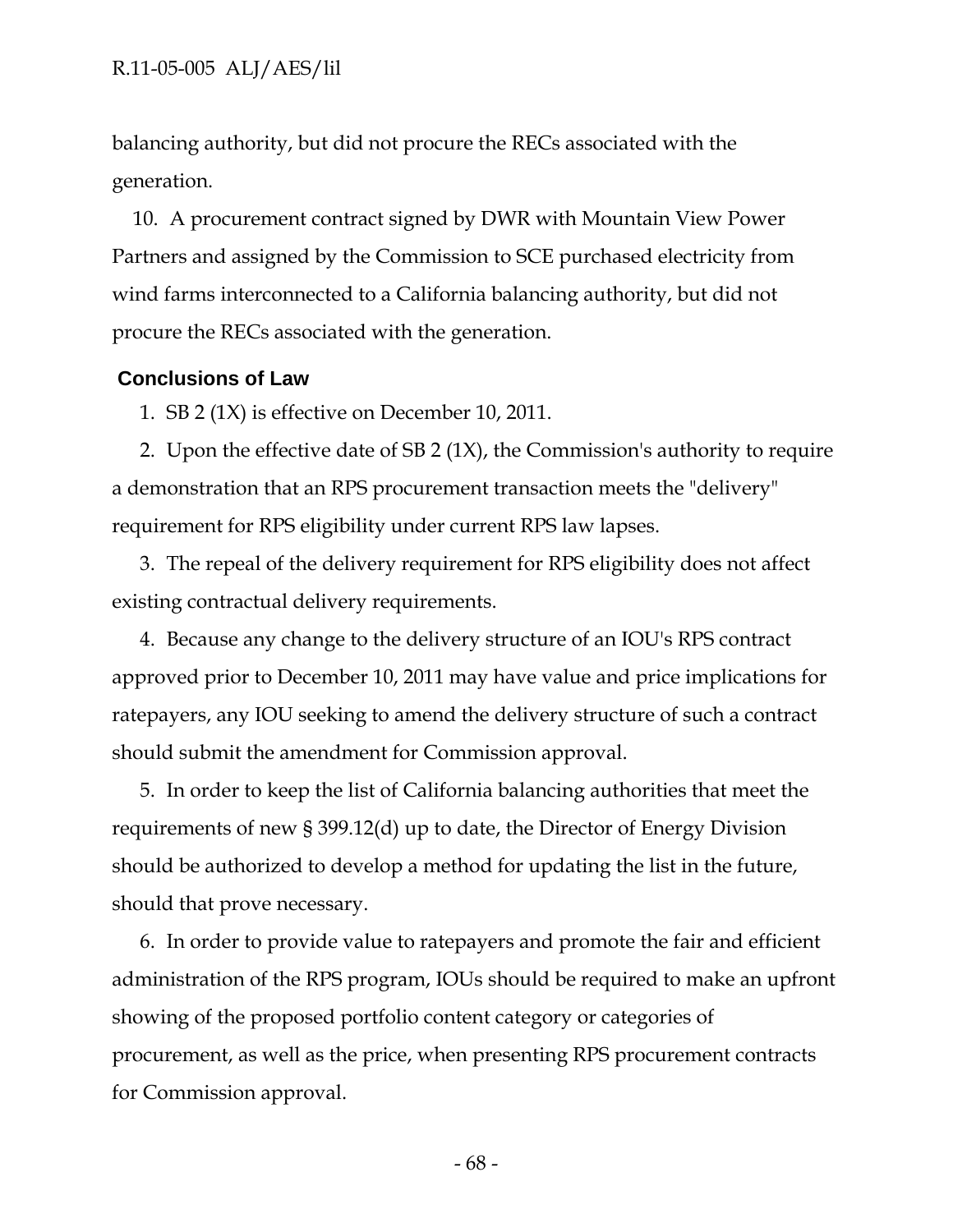balancing authority, but did not procure the RECs associated with the generation.

10. A procurement contract signed by DWR with Mountain View Power Partners and assigned by the Commission to SCE purchased electricity from wind farms interconnected to a California balancing authority, but did not procure the RECs associated with the generation.

## Conclusions of Law

1. SB 2 (1X) is effective on December 10, 2011.

2. Upon the effective date of SB 2 (1X), the Commission's authority to require a demonstration that an RPS procurement transaction meets the "delivery" requirement for RPS eligibility under current RPS law lapses.

3. The repeal of the delivery requirement for RPS eligibility does not affect existing contractual delivery requirements.

4. Because any change to the delivery structure of an IOU's RPS contract approved prior to December 10, 2011 may have value and price implications for ratepayers, any IOU seeking to amend the delivery structure of such a contract should submit the amendment for Commission approval.

5. In order to keep the list of California balancing authorities that meet the requirements of new § 399.12(d) up to date, the Director of Energy Division should be authorized to develop a method for updating the list in the future, should that prove necessary.

6. In order to provide value to ratepayers and promote the fair and efficient administration of the RPS program, IOUs should be required to make an upfront showing of the proposed portfolio content category or categories of procurement, as well as the price, when presenting RPS procurement contracts for Commission approval.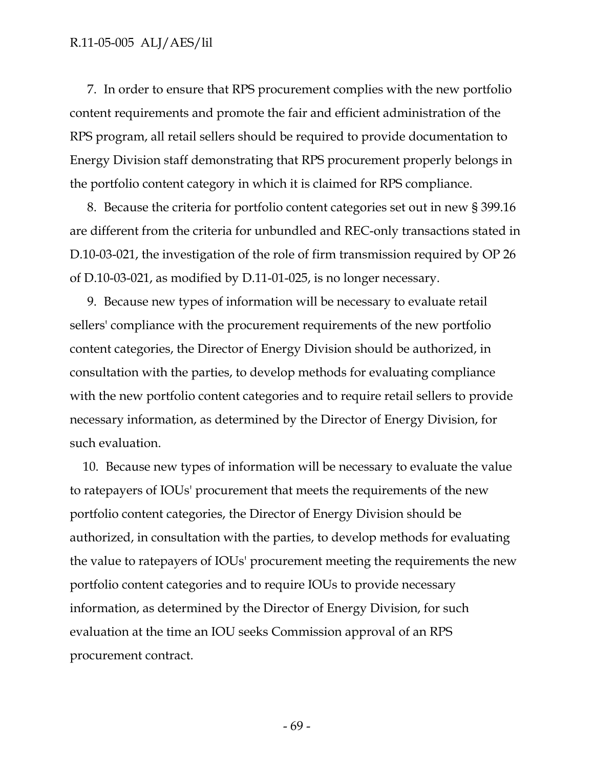7. In order to ensure that RPS procurement complies with the new portfolio content requirements and promote the fair and efficient administration of the RPS program, all retail sellers should be required to provide documentation to Energy Division staff demonstrating that RPS procurement properly belongs in the portfolio content category in which it is claimed for RPS compliance.

8. Because the criteria for portfolio content categories set out in new § 399.16 are different from the criteria for unbundled and REC-only transactions stated in D.10-03-021, the investigation of the role of firm transmission required by OP 26 of D.10-03-021, as modified by D.11-01-025, is no longer necessary.

9. Because new types of information will be necessary to evaluate retail sellers' compliance with the procurement requirements of the new portfolio content categories, the Director of Energy Division should be authorized, in consultation with the parties, to develop methods for evaluating compliance with the new portfolio content categories and to require retail sellers to provide necessary information, as determined by the Director of Energy Division, for such evaluation.

10. Because new types of information will be necessary to evaluate the value to ratepayers of IOUs' procurement that meets the requirements of the new portfolio content categories, the Director of Energy Division should be authorized, in consultation with the parties, to develop methods for evaluating the value to ratepayers of IOUs' procurement meeting the requirements the new portfolio content categories and to require IOUs to provide necessary information, as determined by the Director of Energy Division, for such evaluation at the time an IOU seeks Commission approval of an RPS procurement contract.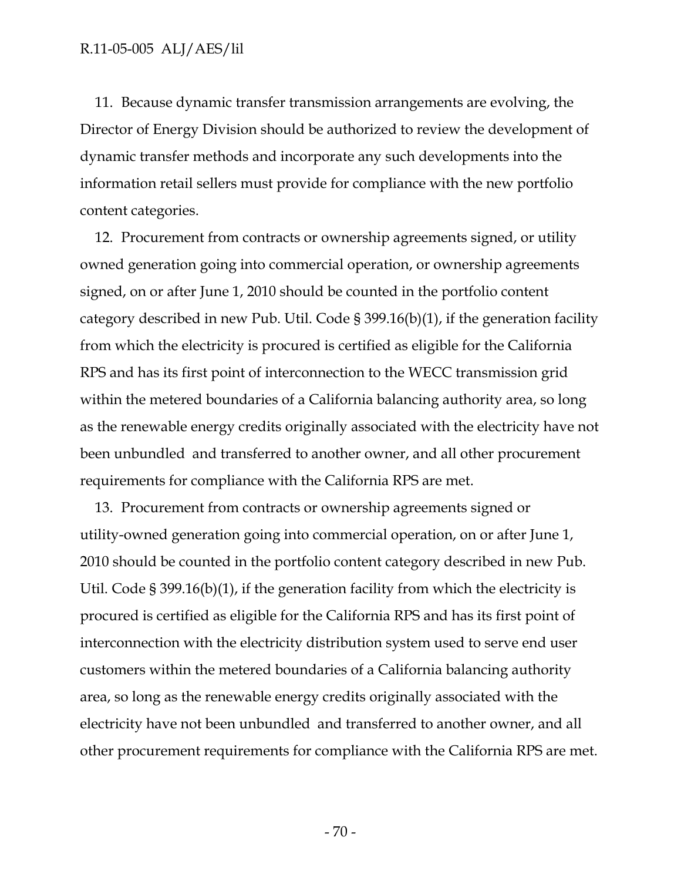11. Because dynamic transfer transmission arrangements are evolving, the Director of Energy Division should be authorized to review the development of dynamic transfer methods and incorporate any such developments into the information retail sellers must provide for compliance with the new portfolio content categories.

12. Procurement from contracts or ownership agreements signed, or utility owned generation going into commercial operation, or ownership agreements signed, on or after June 1, 2010 should be counted in the portfolio content category described in new Pub. Util. Code § 399.16(b)(1), if the generation facility from which the electricity is procured is certified as eligible for the California RPS and has its first point of interconnection to the WECC transmission grid within the metered boundaries of a California balancing authority area, so long as the renewable energy credits originally associated with the electricity have not been unbundled and transferred to another owner, and all other procurement requirements for compliance with the California RPS are met.

13. Procurement from contracts or ownership agreements signed or utility-owned generation going into commercial operation, on or after June 1, 2010 should be counted in the portfolio content category described in new Pub. Util. Code § 399.16(b)(1), if the generation facility from which the electricity is procured is certified as eligible for the California RPS and has its first point of interconnection with the electricity distribution system used to serve end user customers within the metered boundaries of a California balancing authority area, so long as the renewable energy credits originally associated with the electricity have not been unbundled and transferred to another owner, and all other procurement requirements for compliance with the California RPS are met.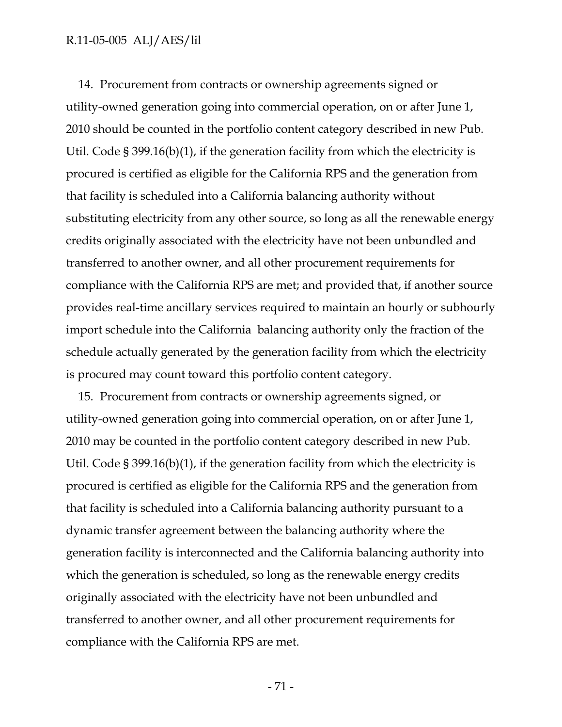14. Procurement from contracts or ownership agreements signed or utility-owned generation going into commercial operation, on or after June 1, 2010 should be counted in the portfolio content category described in new Pub. Util. Code § 399.16(b)(1), if the generation facility from which the electricity is procured is certified as eligible for the California RPS and the generation from that facility is scheduled into a California balancing authority without substituting electricity from any other source, so long as all the renewable energy credits originally associated with the electricity have not been unbundled and transferred to another owner, and all other procurement requirements for compliance with the California RPS are met; and provided that, if another source provides real-time ancillary services required to maintain an hourly or subhourly import schedule into the California balancing authority only the fraction of the schedule actually generated by the generation facility from which the electricity is procured may count toward this portfolio content category.

15. Procurement from contracts or ownership agreements signed, or utility-owned generation going into commercial operation, on or after June 1, 2010 may be counted in the portfolio content category described in new Pub. Util. Code § 399.16(b)(1), if the generation facility from which the electricity is procured is certified as eligible for the California RPS and the generation from that facility is scheduled into a California balancing authority pursuant to a dynamic transfer agreement between the balancing authority where the generation facility is interconnected and the California balancing authority into which the generation is scheduled, so long as the renewable energy credits originally associated with the electricity have not been unbundled and transferred to another owner, and all other procurement requirements for compliance with the California RPS are met.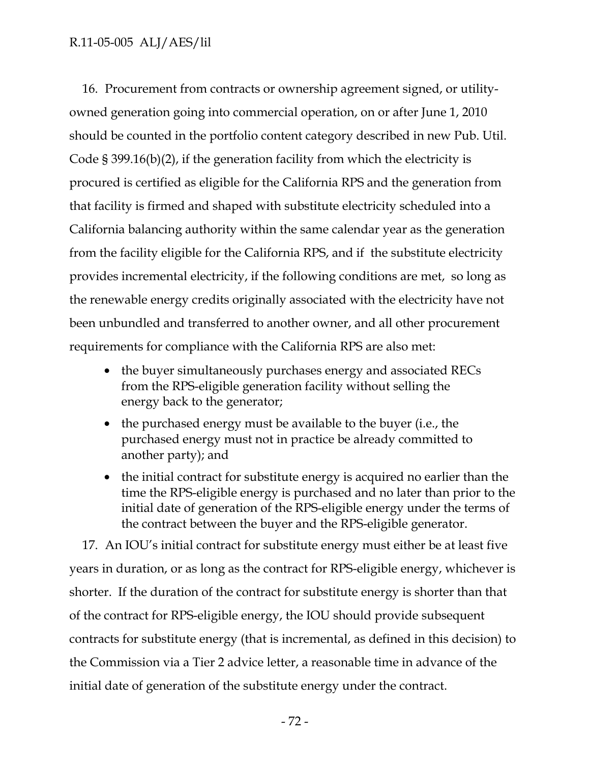16. Procurement from contracts or ownership agreement signed, or utility-owned generation going into commercial operation, on or after June 1, 2010 should be counted in the portfolio content category described in new Pub. Util. Code § 399.16(b)(2), if the generation facility from which the electricity is procured is certified as eligible for the California RPS and the generation from that facility is firmed and shaped with substitute electricity scheduled into a California balancing authority within the same calendar year as the generation from the facility eligible for the California RPS, and if the substitute electricity provides incremental electricity, if the following conditions are met, so long as the renewable energy credits originally associated with the electricity have not been unbundled and transferred to another owner, and all other procurement requirements for compliance with the California RPS are also met:

- the buyer simultaneously purchases energy and associated RECs from the RPS-eligible generation facility without selling the energy back to the generator;
- the purchased energy must be available to the buyer (i.e., the purchased energy must not in practice be already committed to another party); and
- the initial contract for substitute energy is acquired no earlier than the time the RPS-eligible energy is purchased and no later than prior to the initial date of generation of the RPS-eligible energy under the terms of the contract between the buyer and the RPS-eligible generator.

17. An IOU's initial contract for substitute energy must either be at least five years in duration, or as long as the contract for RPS-eligible energy, whichever is shorter. If the duration of the contract for substitute energy is shorter than that of the contract for RPS-eligible energy, the IOU should provide subsequent contracts for substitute energy (that is incremental, as defined in this decision) to the Commission via a Tier 2 advice letter, a reasonable time in advance of the initial date of generation of the substitute energy under the contract.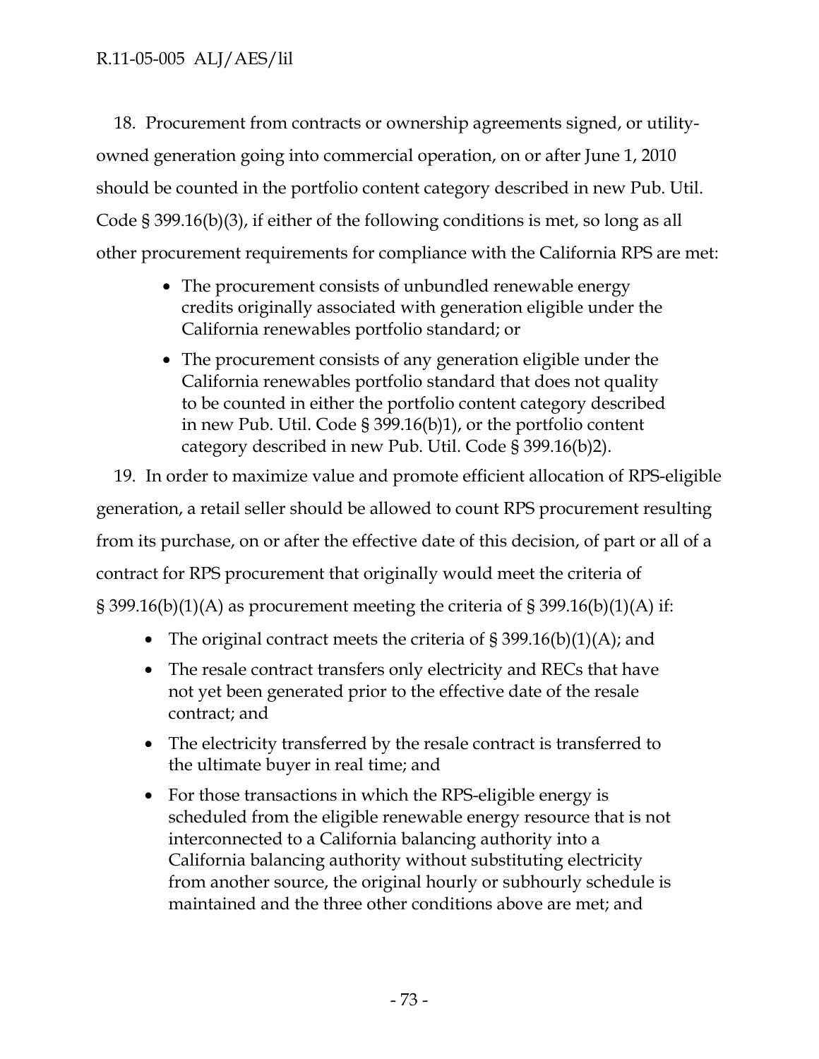18. Procurement from contracts or ownership agreements signed, or utility-owned generation going into commercial operation, on or after June 1, 2010 should be counted in the portfolio content category described in new Pub. Util. Code § 399.16(b)(3), if either of the following conditions is met, so long as all other procurement requirements for compliance with the California RPS are met:

- The procurement consists of unbundled renewable energy credits originally associated with generation eligible under the California renewables portfolio standard; or
- The procurement consists of any generation eligible under the California renewables portfolio standard that does not quality to be counted in either the portfolio content category described in new Pub. Util. Code § 399.16(b)1), or the portfolio content category described in new Pub. Util. Code § 399.16(b)2).

19. In order to maximize value and promote efficient allocation of RPS-eligible generation, a retail seller should be allowed to count RPS procurement resulting from its purchase, on or after the effective date of this decision, of part or all of a contract for RPS procurement that originally would meet the criteria of § 399.16(b)(1)(A) as procurement meeting the criteria of § 399.16(b)(1)(A) if:

- The original contract meets the criteria of § 399.16(b)(1)(A); and
- The resale contract transfers only electricity and RECs that have not yet been generated prior to the effective date of the resale contract; and
- The electricity transferred by the resale contract is transferred to the ultimate buyer in real time; and
- For those transactions in which the RPS-eligible energy is scheduled from the eligible renewable energy resource that is not interconnected to a California balancing authority into a California balancing authority without substituting electricity from another source, the original hourly or subhourly schedule is maintained and the three other conditions above are met; and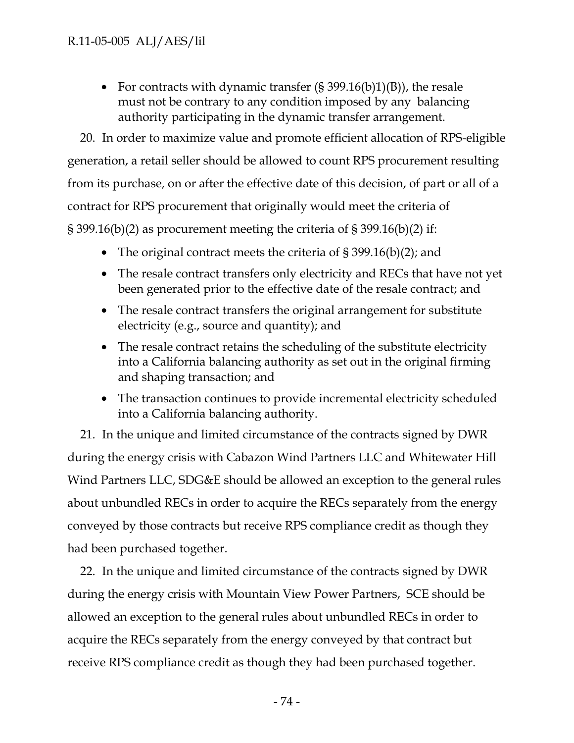- For contracts with dynamic transfer (§ 399.16(b)1)(B)), the resale must not be contrary to any condition imposed by any balancing authority participating in the dynamic transfer arrangement.

20. In order to maximize value and promote efficient allocation of RPS-eligible generation, a retail seller should be allowed to count RPS procurement resulting from its purchase, on or after the effective date of this decision, of part or all of a contract for RPS procurement that originally would meet the criteria of § 399.16(b)(2) as procurement meeting the criteria of § 399.16(b)(2) if:

- The original contract meets the criteria of § 399.16(b)(2); and
- The resale contract transfers only electricity and RECs that have not yet been generated prior to the effective date of the resale contract; and
- The resale contract transfers the original arrangement for substitute electricity (e.g., source and quantity); and
- The resale contract retains the scheduling of the substitute electricity into a California balancing authority as set out in the original firming and shaping transaction; and
- The transaction continues to provide incremental electricity scheduled into a California balancing authority.

21. In the unique and limited circumstance of the contracts signed by DWR during the energy crisis with Cabazon Wind Partners LLC and Whitewater Hill Wind Partners LLC, SDG&E should be allowed an exception to the general rules about unbundled RECs in order to acquire the RECs separately from the energy conveyed by those contracts but receive RPS compliance credit as though they had been purchased together.

22. In the unique and limited circumstance of the contracts signed by DWR during the energy crisis with Mountain View Power Partners, SCE should be allowed an exception to the general rules about unbundled RECs in order to acquire the RECs separately from the energy conveyed by that contract but receive RPS compliance credit as though they had been purchased together.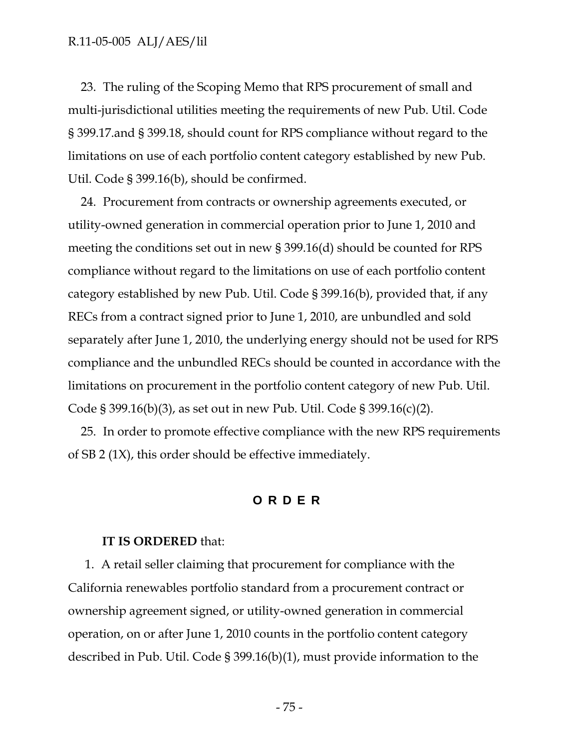23. The ruling of the Scoping Memo that RPS procurement of small and multi-jurisdictional utilities meeting the requirements of new Pub. Util. Code § 399.17.and § 399.18, should count for RPS compliance without regard to the limitations on use of each portfolio content category established by new Pub. Util. Code § 399.16(b), should be confirmed.

24. Procurement from contracts or ownership agreements executed, or utility-owned generation in commercial operation prior to June 1, 2010 and meeting the conditions set out in new § 399.16(d) should be counted for RPS compliance without regard to the limitations on use of each portfolio content category established by new Pub. Util. Code § 399.16(b), provided that, if any RECs from a contract signed prior to June 1, 2010, are unbundled and sold separately after June 1, 2010, the underlying energy should not be used for RPS compliance and the unbundled RECs should be counted in accordance with the limitations on procurement in the portfolio content category of new Pub. Util. Code § 399.16(b)(3), as set out in new Pub. Util. Code § 399.16(c)(2).

25. In order to promote effective compliance with the new RPS requirements of SB 2 (1X), this order should be effective immediately.

## O R D E R

**IT IS ORDERED** that:

1. A retail seller claiming that procurement for compliance with the California renewables portfolio standard from a procurement contract or ownership agreement signed, or utility-owned generation in commercial operation, on or after June 1, 2010 counts in the portfolio content category described in Pub. Util. Code § 399.16(b)(1), must provide information to the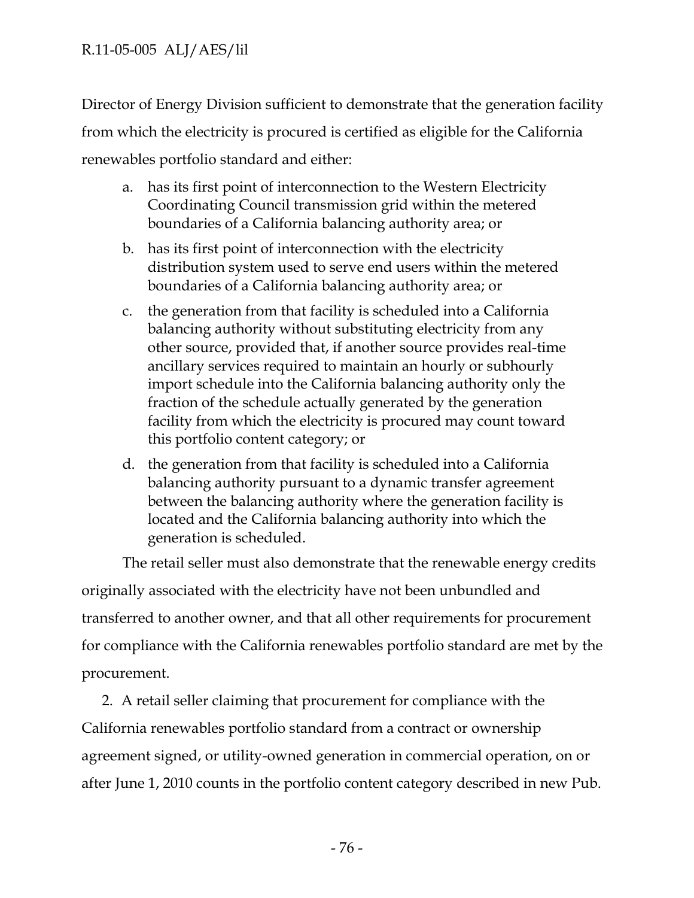Director of Energy Division sufficient to demonstrate that the generation facility from which the electricity is procured is certified as eligible for the California renewables portfolio standard and either:

a. has its first point of interconnection to the Western Electricity Coordinating Council transmission grid within the metered boundaries of a California balancing authority area; or

b. has its first point of interconnection with the electricity distribution system used to serve end users within the metered boundaries of a California balancing authority area; or

c. the generation from that facility is scheduled into a California balancing authority without substituting electricity from any other source, provided that, if another source provides real-time ancillary services required to maintain an hourly or subhourly import schedule into the California balancing authority only the fraction of the schedule actually generated by the generation facility from which the electricity is procured may count toward this portfolio content category; or

d. the generation from that facility is scheduled into a California balancing authority pursuant to a dynamic transfer agreement between the balancing authority where the generation facility is located and the California balancing authority into which the generation is scheduled.

The retail seller must also demonstrate that the renewable energy credits originally associated with the electricity have not been unbundled and transferred to another owner, and that all other requirements for procurement for compliance with the California renewables portfolio standard are met by the procurement.

2. A retail seller claiming that procurement for compliance with the California renewables portfolio standard from a contract or ownership agreement signed, or utility-owned generation in commercial operation, on or after June 1, 2010 counts in the portfolio content category described in new Pub.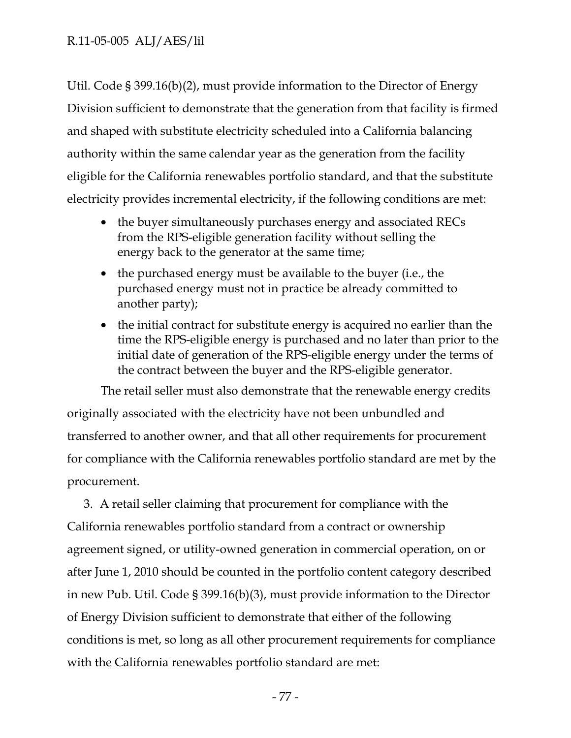Util. Code § 399.16(b)(2), must provide information to the Director of Energy Division sufficient to demonstrate that the generation from that facility is firmed and shaped with substitute electricity scheduled into a California balancing authority within the same calendar year as the generation from the facility eligible for the California renewables portfolio standard, and that the substitute electricity provides incremental electricity, if the following conditions are met:

- the buyer simultaneously purchases energy and associated RECs from the RPS-eligible generation facility without selling the energy back to the generator at the same time;
- the purchased energy must be available to the buyer (i.e., the purchased energy must not in practice be already committed to another party);
- the initial contract for substitute energy is acquired no earlier than the time the RPS-eligible energy is purchased and no later than prior to the initial date of generation of the RPS-eligible energy under the terms of the contract between the buyer and the RPS-eligible generator.

The retail seller must also demonstrate that the renewable energy credits originally associated with the electricity have not been unbundled and transferred to another owner, and that all other requirements for procurement for compliance with the California renewables portfolio standard are met by the procurement.

3. A retail seller claiming that procurement for compliance with the California renewables portfolio standard from a contract or ownership agreement signed, or utility-owned generation in commercial operation, on or after June 1, 2010 should be counted in the portfolio content category described in new Pub. Util. Code § 399.16(b)(3), must provide information to the Director of Energy Division sufficient to demonstrate that either of the following conditions is met, so long as all other procurement requirements for compliance with the California renewables portfolio standard are met: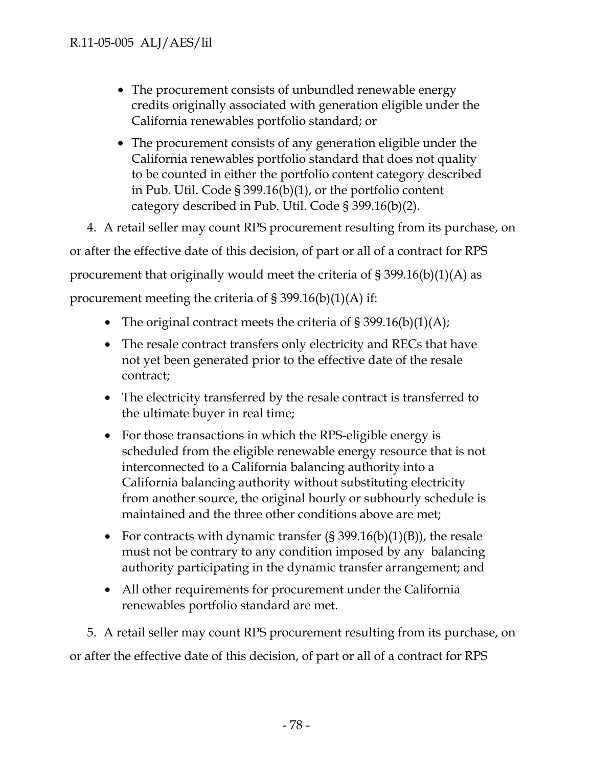- The procurement consists of unbundled renewable energy credits originally associated with generation eligible under the California renewables portfolio standard; or
- The procurement consists of any generation eligible under the California renewables portfolio standard that does not quality to be counted in either the portfolio content category described in Pub. Util. Code § 399.16(b)(1), or the portfolio content category described in Pub. Util. Code § 399.16(b)(2).

4. A retail seller may count RPS procurement resulting from its purchase, on or after the effective date of this decision, of part or all of a contract for RPS procurement that originally would meet the criteria of § 399.16(b)(1)(A) as procurement meeting the criteria of § 399.16(b)(1)(A) if:

- The original contract meets the criteria of § 399.16(b)(1)(A);
- The resale contract transfers only electricity and RECs that have not yet been generated prior to the effective date of the resale contract;
- The electricity transferred by the resale contract is transferred to the ultimate buyer in real time;
- For those transactions in which the RPS-eligible energy is scheduled from the eligible renewable energy resource that is not interconnected to a California balancing authority into a California balancing authority without substituting electricity from another source, the original hourly or subhourly schedule is maintained and the three other conditions above are met;
- For contracts with dynamic transfer (§ 399.16(b)(1)(B)), the resale must not be contrary to any condition imposed by any balancing authority participating in the dynamic transfer arrangement; and
- All other requirements for procurement under the California renewables portfolio standard are met.

5. A retail seller may count RPS procurement resulting from its purchase, on or after the effective date of this decision, of part or all of a contract for RPS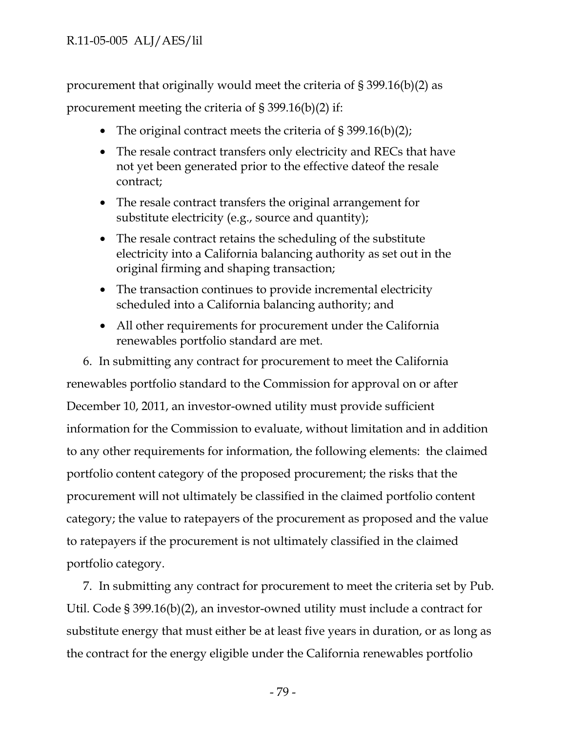procurement that originally would meet the criteria of § 399.16(b)(2) as procurement meeting the criteria of § 399.16(b)(2) if:

- The original contract meets the criteria of § 399.16(b)(2);
- The resale contract transfers only electricity and RECs that have not yet been generated prior to the effective dateof the resale contract;
- The resale contract transfers the original arrangement for substitute electricity (e.g., source and quantity);
- The resale contract retains the scheduling of the substitute electricity into a California balancing authority as set out in the original firming and shaping transaction;
- The transaction continues to provide incremental electricity scheduled into a California balancing authority; and
- All other requirements for procurement under the California renewables portfolio standard are met.

6. In submitting any contract for procurement to meet the California renewables portfolio standard to the Commission for approval on or after December 10, 2011, an investor-owned utility must provide sufficient information for the Commission to evaluate, without limitation and in addition to any other requirements for information, the following elements: the claimed portfolio content category of the proposed procurement; the risks that the procurement will not ultimately be classified in the claimed portfolio content category; the value to ratepayers of the procurement as proposed and the value to ratepayers if the procurement is not ultimately classified in the claimed portfolio category.

7. In submitting any contract for procurement to meet the criteria set by Pub. Util. Code § 399.16(b)(2), an investor-owned utility must include a contract for substitute energy that must either be at least five years in duration, or as long as the contract for the energy eligible under the California renewables portfolio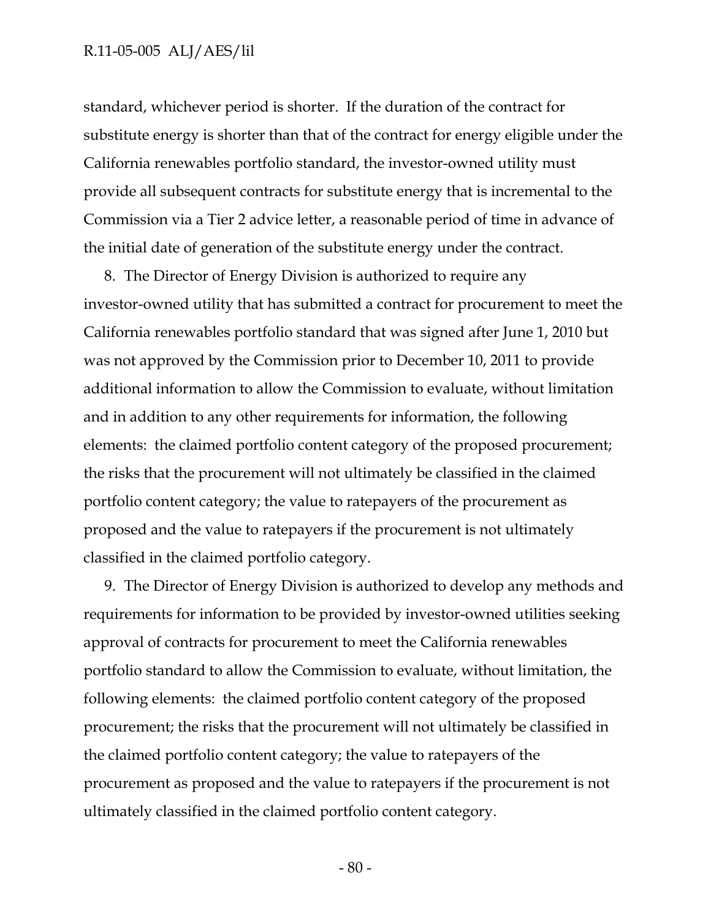standard, whichever period is shorter. If the duration of the contract for substitute energy is shorter than that of the contract for energy eligible under the California renewables portfolio standard, the investor-owned utility must provide all subsequent contracts for substitute energy that is incremental to the Commission via a Tier 2 advice letter, a reasonable period of time in advance of the initial date of generation of the substitute energy under the contract.

8. The Director of Energy Division is authorized to require any investor-owned utility that has submitted a contract for procurement to meet the California renewables portfolio standard that was signed after June 1, 2010 but was not approved by the Commission prior to December 10, 2011 to provide additional information to allow the Commission to evaluate, without limitation and in addition to any other requirements for information, the following elements: the claimed portfolio content category of the proposed procurement; the risks that the procurement will not ultimately be classified in the claimed portfolio content category; the value to ratepayers of the procurement as proposed and the value to ratepayers if the procurement is not ultimately classified in the claimed portfolio category.

9. The Director of Energy Division is authorized to develop any methods and requirements for information to be provided by investor-owned utilities seeking approval of contracts for procurement to meet the California renewables portfolio standard to allow the Commission to evaluate, without limitation, the following elements: the claimed portfolio content category of the proposed procurement; the risks that the procurement will not ultimately be classified in the claimed portfolio content category; the value to ratepayers of the procurement as proposed and the value to ratepayers if the procurement is not ultimately classified in the claimed portfolio content category.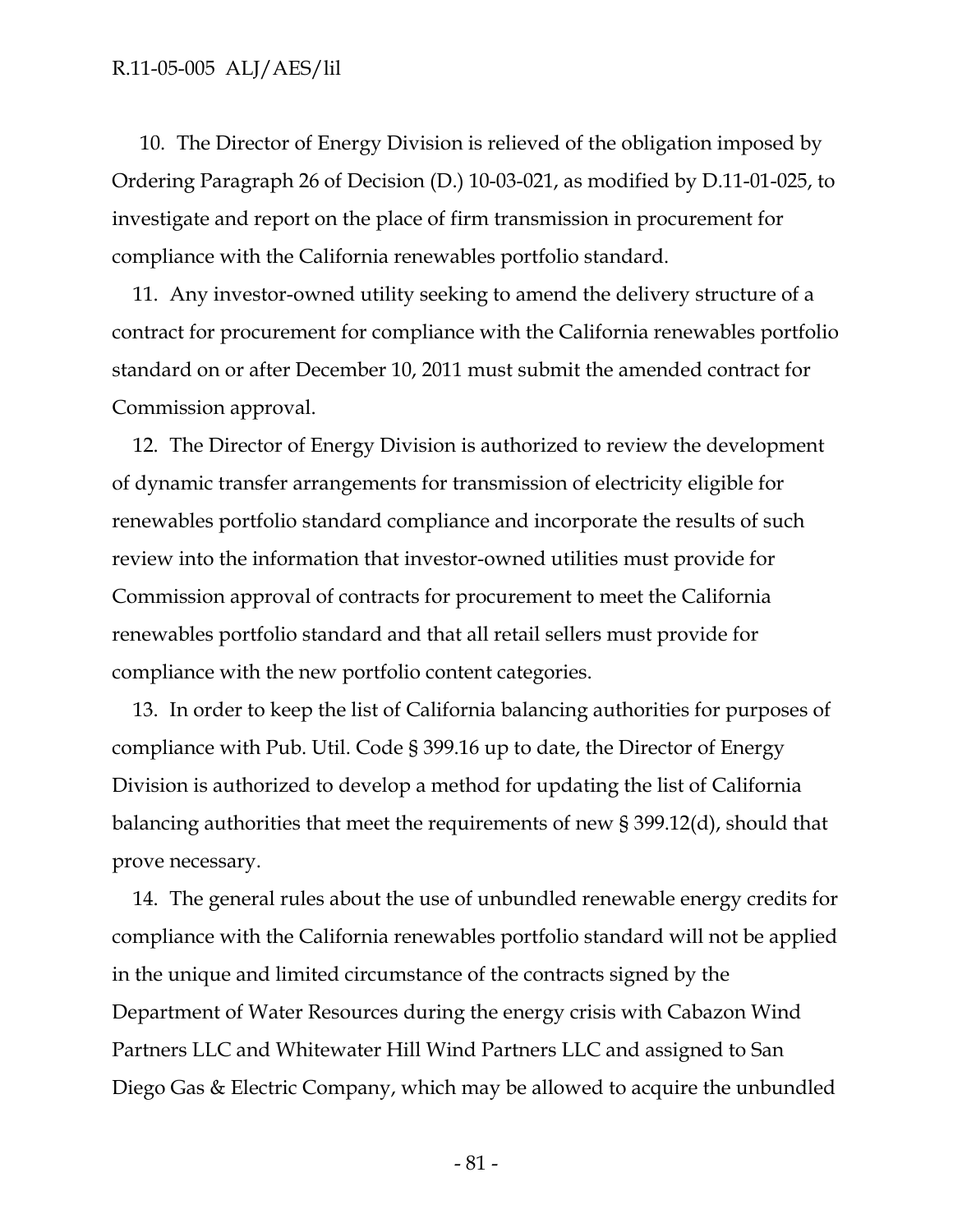10. The Director of Energy Division is relieved of the obligation imposed by Ordering Paragraph 26 of Decision (D.) 10-03-021, as modified by D.11-01-025, to investigate and report on the place of firm transmission in procurement for compliance with the California renewables portfolio standard.

11. Any investor-owned utility seeking to amend the delivery structure of a contract for procurement for compliance with the California renewables portfolio standard on or after December 10, 2011 must submit the amended contract for Commission approval.

12. The Director of Energy Division is authorized to review the development of dynamic transfer arrangements for transmission of electricity eligible for renewables portfolio standard compliance and incorporate the results of such review into the information that investor-owned utilities must provide for Commission approval of contracts for procurement to meet the California renewables portfolio standard and that all retail sellers must provide for compliance with the new portfolio content categories.

13. In order to keep the list of California balancing authorities for purposes of compliance with Pub. Util. Code § 399.16 up to date, the Director of Energy Division is authorized to develop a method for updating the list of California balancing authorities that meet the requirements of new § 399.12(d), should that prove necessary.

14. The general rules about the use of unbundled renewable energy credits for compliance with the California renewables portfolio standard will not be applied in the unique and limited circumstance of the contracts signed by the Department of Water Resources during the energy crisis with Cabazon Wind Partners LLC and Whitewater Hill Wind Partners LLC and assigned to San Diego Gas & Electric Company, which may be allowed to acquire the unbundled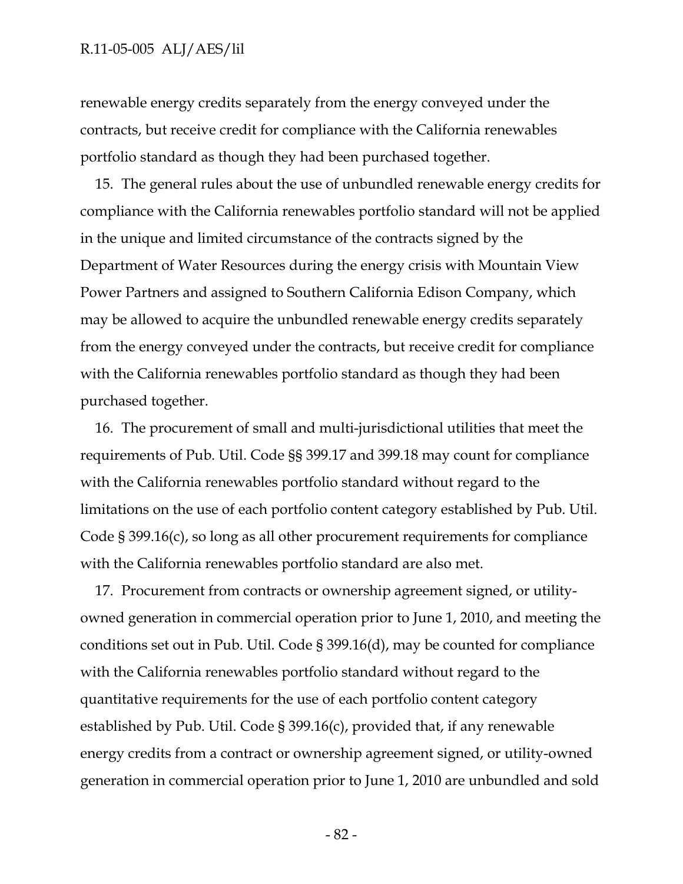renewable energy credits separately from the energy conveyed under the contracts, but receive credit for compliance with the California renewables portfolio standard as though they had been purchased together.

15. The general rules about the use of unbundled renewable energy credits for compliance with the California renewables portfolio standard will not be applied in the unique and limited circumstance of the contracts signed by the Department of Water Resources during the energy crisis with Mountain View Power Partners and assigned to Southern California Edison Company, which may be allowed to acquire the unbundled renewable energy credits separately from the energy conveyed under the contracts, but receive credit for compliance with the California renewables portfolio standard as though they had been purchased together.

16. The procurement of small and multi-jurisdictional utilities that meet the requirements of Pub. Util. Code §§ 399.17 and 399.18 may count for compliance with the California renewables portfolio standard without regard to the limitations on the use of each portfolio content category established by Pub. Util. Code § 399.16(c), so long as all other procurement requirements for compliance with the California renewables portfolio standard are also met.

17. Procurement from contracts or ownership agreement signed, or utility-owned generation in commercial operation prior to June 1, 2010, and meeting the conditions set out in Pub. Util. Code § 399.16(d), may be counted for compliance with the California renewables portfolio standard without regard to the quantitative requirements for the use of each portfolio content category established by Pub. Util. Code § 399.16(c), provided that, if any renewable energy credits from a contract or ownership agreement signed, or utility-owned generation in commercial operation prior to June 1, 2010 are unbundled and sold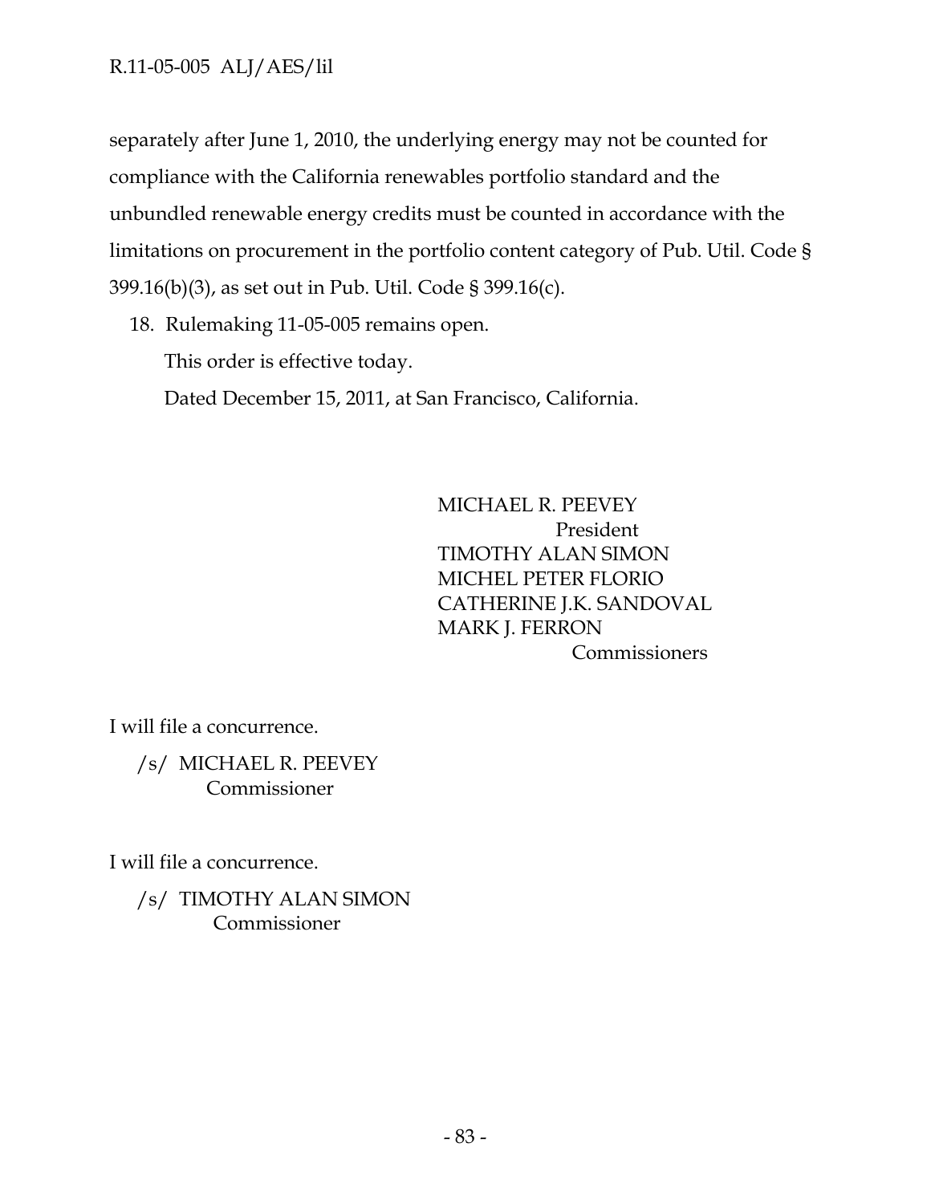separately after June 1, 2010, the underlying energy may not be counted for compliance with the California renewables portfolio standard and the unbundled renewable energy credits must be counted in accordance with the limitations on procurement in the portfolio content category of Pub. Util. Code § 399.16(b)(3), as set out in Pub. Util. Code § 399.16(c).

18. Rulemaking 11-05-005 remains open.

This order is effective today.

Dated December 15, 2011, at San Francisco, California.

MICHAEL R. PEEVEY
President
TIMOTHY ALAN SIMON
MICHEL PETER FLORIO
CATHERINE J.K. SANDOVAL
MARK J. FERRON
Commissioners

I will file a concurrence.

/s/ MICHAEL R. PEEVEY
Commissioner

I will file a concurrence.

/s/ TIMOTHY ALAN SIMON
Commissioner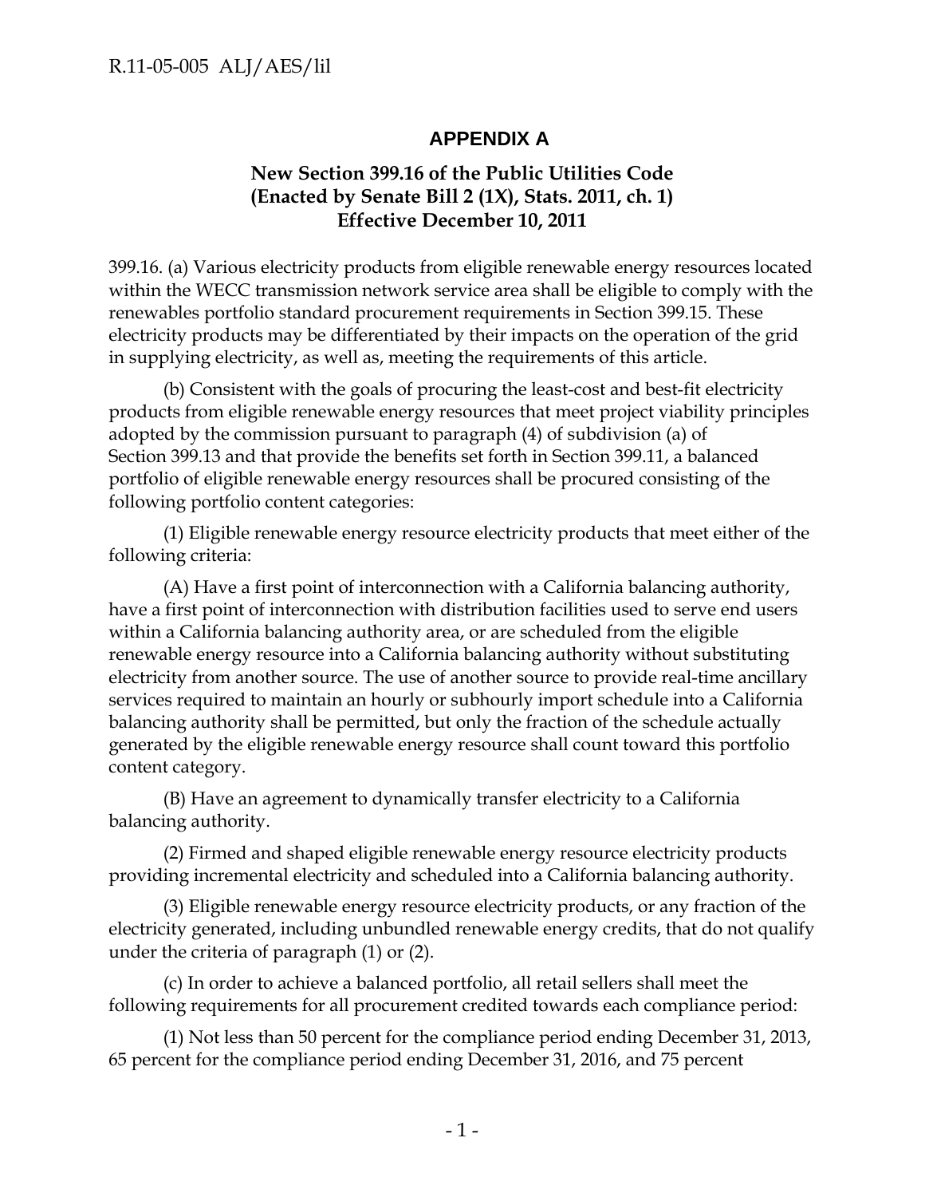## APPENDIX A

### New Section 399.16 of the Public Utilities Code (Enacted by Senate Bill 2 (1X), Stats. 2011, ch. 1) Effective December 10, 2011

399.16. (a) Various electricity products from eligible renewable energy resources located within the WECC transmission network service area shall be eligible to comply with the renewables portfolio standard procurement requirements in Section 399.15. These electricity products may be differentiated by their impacts on the operation of the grid in supplying electricity, as well as, meeting the requirements of this article.

(b) Consistent with the goals of procuring the least-cost and best-fit electricity products from eligible renewable energy resources that meet project viability principles adopted by the commission pursuant to paragraph (4) of subdivision (a) of Section 399.13 and that provide the benefits set forth in Section 399.11, a balanced portfolio of eligible renewable energy resources shall be procured consisting of the following portfolio content categories:

(1) Eligible renewable energy resource electricity products that meet either of the following criteria:

(A) Have a first point of interconnection with a California balancing authority, have a first point of interconnection with distribution facilities used to serve end users within a California balancing authority area, or are scheduled from the eligible renewable energy resource into a California balancing authority without substituting electricity from another source. The use of another source to provide real-time ancillary services required to maintain an hourly or subhourly import schedule into a California balancing authority shall be permitted, but only the fraction of the schedule actually generated by the eligible renewable energy resource shall count toward this portfolio content category.

(B) Have an agreement to dynamically transfer electricity to a California balancing authority.

(2) Firmed and shaped eligible renewable energy resource electricity products providing incremental electricity and scheduled into a California balancing authority.

(3) Eligible renewable energy resource electricity products, or any fraction of the electricity generated, including unbundled renewable energy credits, that do not qualify under the criteria of paragraph (1) or (2).

(c) In order to achieve a balanced portfolio, all retail sellers shall meet the following requirements for all procurement credited towards each compliance period:

(1) Not less than 50 percent for the compliance period ending December 31, 2013, 65 percent for the compliance period ending December 31, 2016, and 75 percent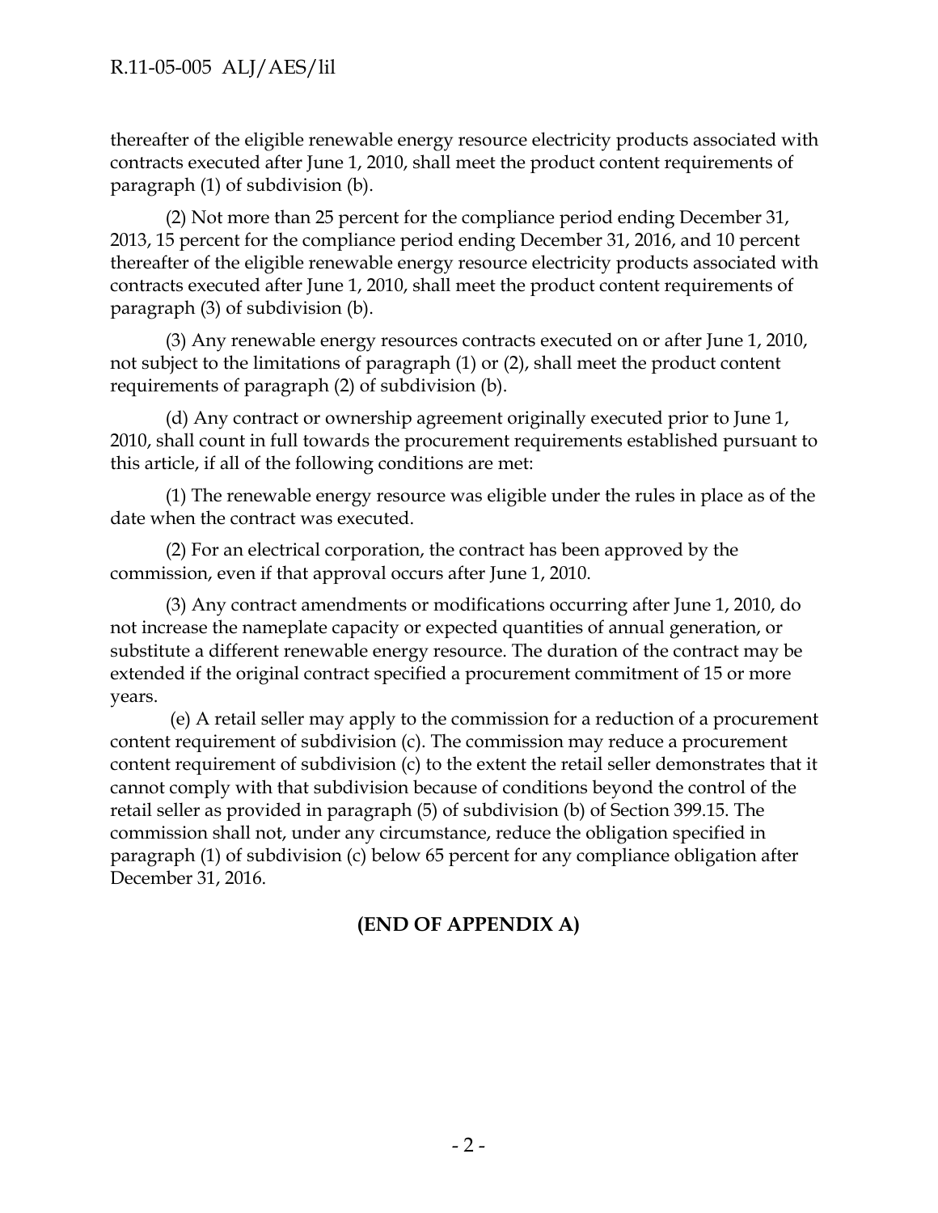thereafter of the eligible renewable energy resource electricity products associated with contracts executed after June 1, 2010, shall meet the product content requirements of paragraph (1) of subdivision (b).

(2) Not more than 25 percent for the compliance period ending December 31, 2013, 15 percent for the compliance period ending December 31, 2016, and 10 percent thereafter of the eligible renewable energy resource electricity products associated with contracts executed after June 1, 2010, shall meet the product content requirements of paragraph (3) of subdivision (b).

(3) Any renewable energy resources contracts executed on or after June 1, 2010, not subject to the limitations of paragraph (1) or (2), shall meet the product content requirements of paragraph (2) of subdivision (b).

(d) Any contract or ownership agreement originally executed prior to June 1, 2010, shall count in full towards the procurement requirements established pursuant to this article, if all of the following conditions are met:

(1) The renewable energy resource was eligible under the rules in place as of the date when the contract was executed.

(2) For an electrical corporation, the contract has been approved by the commission, even if that approval occurs after June 1, 2010.

(3) Any contract amendments or modifications occurring after June 1, 2010, do not increase the nameplate capacity or expected quantities of annual generation, or substitute a different renewable energy resource. The duration of the contract may be extended if the original contract specified a procurement commitment of 15 or more years.

(e) A retail seller may apply to the commission for a reduction of a procurement content requirement of subdivision (c). The commission may reduce a procurement content requirement of subdivision (c) to the extent the retail seller demonstrates that it cannot comply with that subdivision because of conditions beyond the control of the retail seller as provided in paragraph (5) of subdivision (b) of Section 399.15. The commission shall not, under any circumstance, reduce the obligation specified in paragraph (1) of subdivision (c) below 65 percent for any compliance obligation after December 31, 2016.

**(END OF APPENDIX A)**